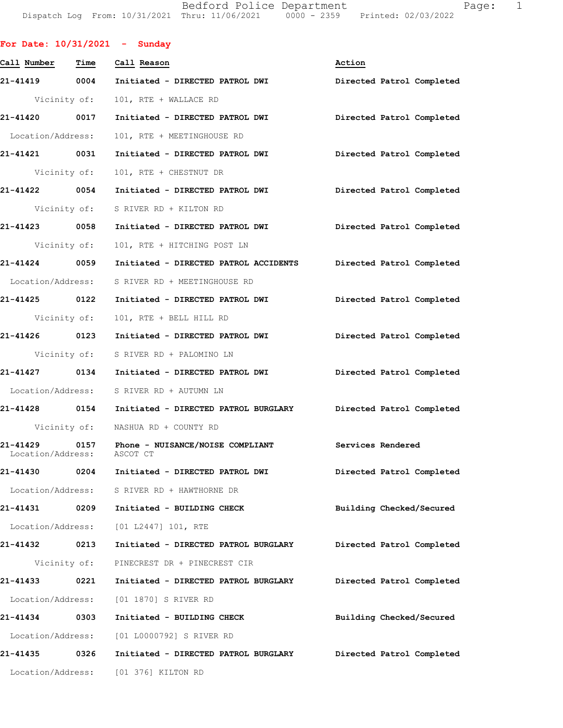Bedford Police Department
Dispatch Log From: 10/31/2021 Thru: 11/06/2021 0000 - 2359 Printed: 02/03/2022

**For Date: 10/31/2021 - Sunday**

| Call Number | Time | Call Reason | Action |
|---|---|---|---|
| 21-41419 | 0004 | Initiated - DIRECTED PATROL DWI | Directed Patrol Completed |
| | Vicinity of: | 101, RTE + WALLACE RD | |
| 21-41420 | 0017 | Initiated - DIRECTED PATROL DWI | Directed Patrol Completed |
| | Location/Address: | 101, RTE + MEETINGHOUSE RD | |
| 21-41421 | 0031 | Initiated - DIRECTED PATROL DWI | Directed Patrol Completed |
| | Vicinity of: | 101, RTE + CHESTNUT DR | |
| 21-41422 | 0054 | Initiated - DIRECTED PATROL DWI | Directed Patrol Completed |
| | Vicinity of: | S RIVER RD + KILTON RD | |
| 21-41423 | 0058 | Initiated - DIRECTED PATROL DWI | Directed Patrol Completed |
| | Vicinity of: | 101, RTE + HITCHING POST LN | |
| 21-41424 | 0059 | Initiated - DIRECTED PATROL ACCIDENTS | Directed Patrol Completed |
| | Location/Address: | S RIVER RD + MEETINGHOUSE RD | |
| 21-41425 | 0122 | Initiated - DIRECTED PATROL DWI | Directed Patrol Completed |
| | Vicinity of: | 101, RTE + BELL HILL RD | |
| 21-41426 | 0123 | Initiated - DIRECTED PATROL DWI | Directed Patrol Completed |
| | Vicinity of: | S RIVER RD + PALOMINO LN | |
| 21-41427 | 0134 | Initiated - DIRECTED PATROL DWI | Directed Patrol Completed |
| | Location/Address: | S RIVER RD + AUTUMN LN | |
| 21-41428 | 0154 | Initiated - DIRECTED PATROL BURGLARY | Directed Patrol Completed |
| | Vicinity of: | NASHUA RD + COUNTY RD | |
| 21-41429 | 0157 | Phone - NUISANCE/NOISE COMPLIANT | Services Rendered |
| | Location/Address: | ASCOT CT | |
| 21-41430 | 0204 | Initiated - DIRECTED PATROL DWI | Directed Patrol Completed |
| | Location/Address: | S RIVER RD + HAWTHORNE DR | |
| 21-41431 | 0209 | Initiated - BUILDING CHECK | Building Checked/Secured |
| | Location/Address: | [01 L2447] 101, RTE | |
| 21-41432 | 0213 | Initiated - DIRECTED PATROL BURGLARY | Directed Patrol Completed |
| | Vicinity of: | PINECREST DR + PINECREST CIR | |
| 21-41433 | 0221 | Initiated - DIRECTED PATROL BURGLARY | Directed Patrol Completed |
| | Location/Address: | [01 1870] S RIVER RD | |
| 21-41434 | 0303 | Initiated - BUILDING CHECK | Building Checked/Secured |
| | Location/Address: | [01 L0000792] S RIVER RD | |
| 21-41435 | 0326 | Initiated - DIRECTED PATROL BURGLARY | Directed Patrol Completed |
| | Location/Address: | [01 376] KILTON RD | |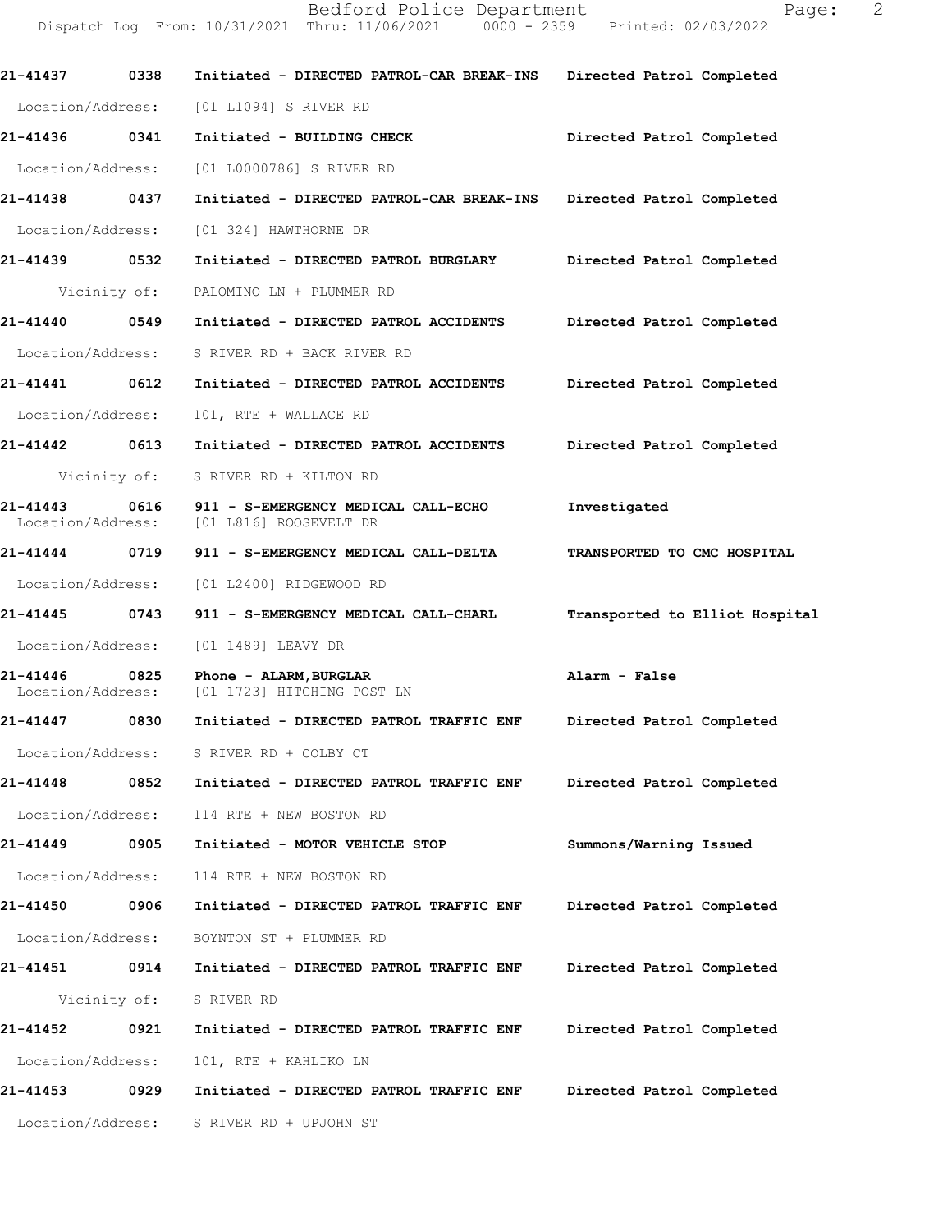21-41437 0338 Initiated - DIRECTED PATROL-CAR BREAK-INS Directed Patrol Completed

Location/Address: [01 L1094] S RIVER RD

21-41436 0341 Initiated - BUILDING CHECK Directed Patrol Completed

Location/Address: [01 L0000786] S RIVER RD

21-41438 0437 Initiated - DIRECTED PATROL-CAR BREAK-INS Directed Patrol Completed

Location/Address: [01 324] HAWTHORNE DR

21-41439 0532 Initiated - DIRECTED PATROL BURGLARY Directed Patrol Completed

Vicinity of: PALOMINO LN + PLUMMER RD

21-41440 0549 Initiated - DIRECTED PATROL ACCIDENTS Directed Patrol Completed

Location/Address: S RIVER RD + BACK RIVER RD

21-41441 0612 Initiated - DIRECTED PATROL ACCIDENTS Directed Patrol Completed

Location/Address: 101, RTE + WALLACE RD

21-41442 0613 Initiated - DIRECTED PATROL ACCIDENTS Directed Patrol Completed

Vicinity of: S RIVER RD + KILTON RD

21-41443 0616 911 - S-EMERGENCY MEDICAL CALL-ECHO Investigated
Location/Address: [01 L816] ROOSEVELT DR

21-41444 0719 911 - S-EMERGENCY MEDICAL CALL-DELTA TRANSPORTED TO CMC HOSPITAL

Location/Address: [01 L2400] RIDGEWOOD RD

21-41445 0743 911 - S-EMERGENCY MEDICAL CALL-CHARL Transported to Elliot Hospital

Location/Address: [01 1489] LEAVY DR

21-41446 0825 Phone - ALARM,BURGLAR Alarm - False
Location/Address: [01 1723] HITCHING POST LN

21-41447 0830 Initiated - DIRECTED PATROL TRAFFIC ENF Directed Patrol Completed

Location/Address: S RIVER RD + COLBY CT

21-41448 0852 Initiated - DIRECTED PATROL TRAFFIC ENF Directed Patrol Completed

Location/Address: 114 RTE + NEW BOSTON RD

21-41449 0905 Initiated - MOTOR VEHICLE STOP Summons/Warning Issued

Location/Address: 114 RTE + NEW BOSTON RD

21-41450 0906 Initiated - DIRECTED PATROL TRAFFIC ENF Directed Patrol Completed

Location/Address: BOYNTON ST + PLUMMER RD

21-41451 0914 Initiated - DIRECTED PATROL TRAFFIC ENF Directed Patrol Completed

Vicinity of: S RIVER RD

21-41452 0921 Initiated - DIRECTED PATROL TRAFFIC ENF Directed Patrol Completed

Location/Address: 101, RTE + KAHLIKO LN

21-41453 0929 Initiated - DIRECTED PATROL TRAFFIC ENF Directed Patrol Completed

Location/Address: S RIVER RD + UPJOHN ST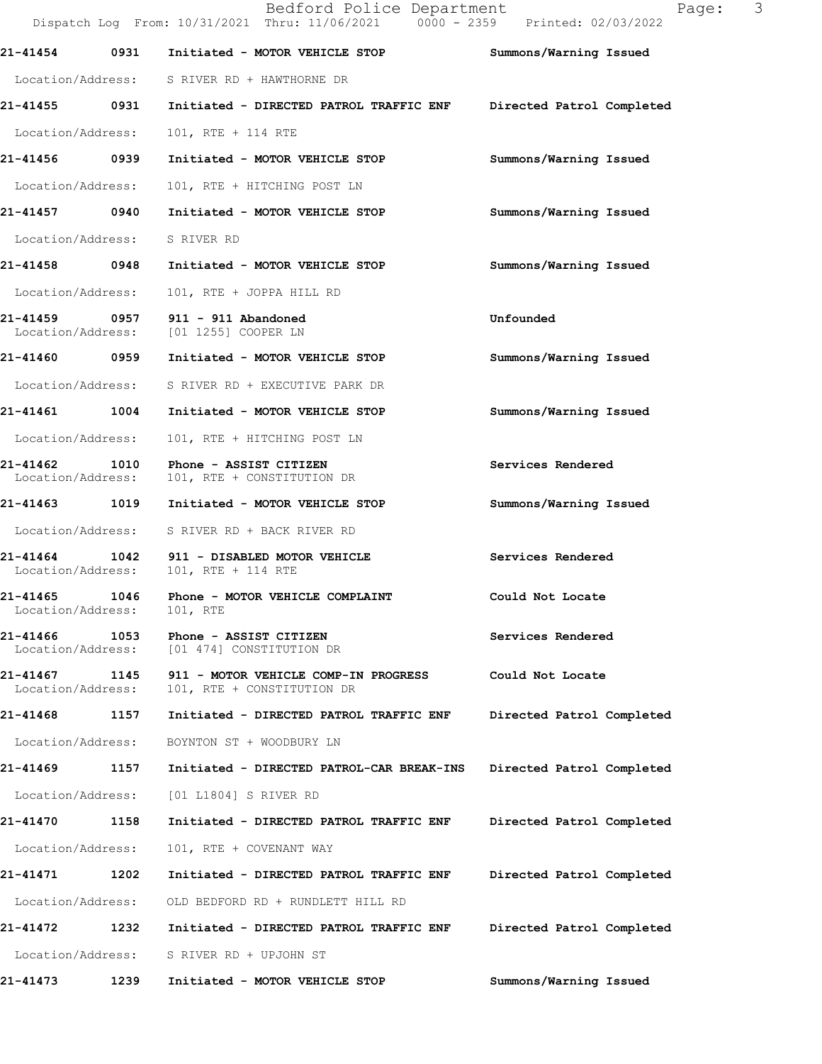**21-41454 0931 Initiated - MOTOR VEHICLE STOP** **Summons/Warning Issued**

Location/Address: S RIVER RD + HAWTHORNE DR

**21-41455 0931 Initiated - DIRECTED PATROL TRAFFIC ENF** **Directed Patrol Completed**

Location/Address: 101, RTE + 114 RTE

**21-41456 0939 Initiated - MOTOR VEHICLE STOP** **Summons/Warning Issued**

Location/Address: 101, RTE + HITCHING POST LN

**21-41457 0940 Initiated - MOTOR VEHICLE STOP** **Summons/Warning Issued**

Location/Address: S RIVER RD

**21-41458 0948 Initiated - MOTOR VEHICLE STOP** **Summons/Warning Issued**

Location/Address: 101, RTE + JOPPA HILL RD

**21-41459 0957 911 - 911 Abandoned** **Unfounded**
Location/Address: [01 1255] COOPER LN

**21-41460 0959 Initiated - MOTOR VEHICLE STOP** **Summons/Warning Issued**

Location/Address: S RIVER RD + EXECUTIVE PARK DR

**21-41461 1004 Initiated - MOTOR VEHICLE STOP** **Summons/Warning Issued**

Location/Address: 101, RTE + HITCHING POST LN

**21-41462 1010 Phone - ASSIST CITIZEN** **Services Rendered**
Location/Address: 101, RTE + CONSTITUTION DR

**21-41463 1019 Initiated - MOTOR VEHICLE STOP** **Summons/Warning Issued**

Location/Address: S RIVER RD + BACK RIVER RD

**21-41464 1042 911 - DISABLED MOTOR VEHICLE** **Services Rendered**
Location/Address: 101, RTE + 114 RTE

**21-41465 1046 Phone - MOTOR VEHICLE COMPLAINT** **Could Not Locate**
Location/Address: 101, RTE

**21-41466 1053 Phone - ASSIST CITIZEN** **Services Rendered**
Location/Address: [01 474] CONSTITUTION DR

**21-41467 1145 911 - MOTOR VEHICLE COMP-IN PROGRESS** **Could Not Locate**
Location/Address: 101, RTE + CONSTITUTION DR

**21-41468 1157 Initiated - DIRECTED PATROL TRAFFIC ENF** **Directed Patrol Completed**

Location/Address: BOYNTON ST + WOODBURY LN

**21-41469 1157 Initiated - DIRECTED PATROL-CAR BREAK-INS** **Directed Patrol Completed**

Location/Address: [01 L1804] S RIVER RD

**21-41470 1158 Initiated - DIRECTED PATROL TRAFFIC ENF** **Directed Patrol Completed**

Location/Address: 101, RTE + COVENANT WAY

**21-41471 1202 Initiated - DIRECTED PATROL TRAFFIC ENF** **Directed Patrol Completed**

Location/Address: OLD BEDFORD RD + RUNDLETT HILL RD

**21-41472 1232 Initiated - DIRECTED PATROL TRAFFIC ENF** **Directed Patrol Completed**

Location/Address: S RIVER RD + UPJOHN ST

**21-41473 1239 Initiated - MOTOR VEHICLE STOP** **Summons/Warning Issued**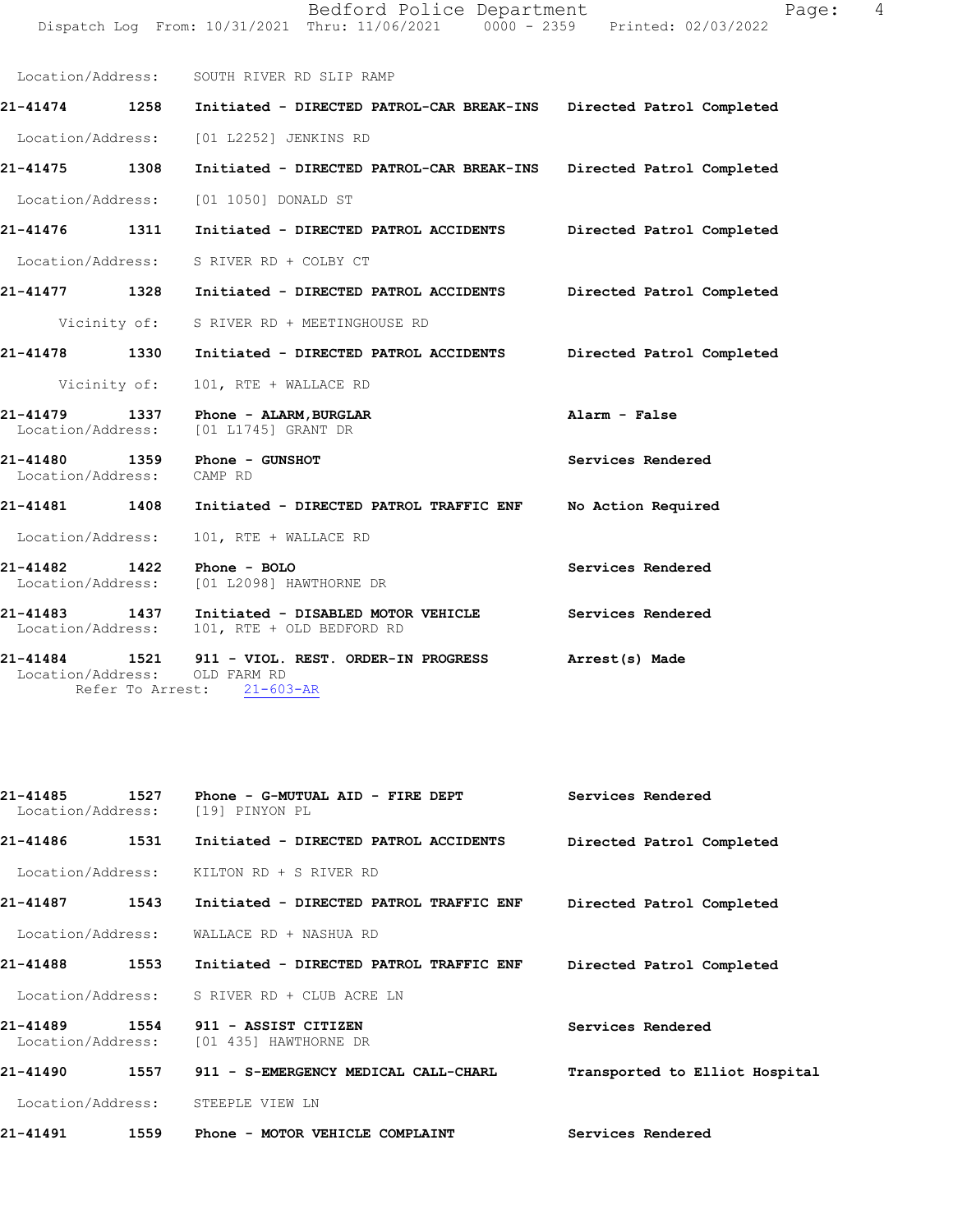Location/Address: SOUTH RIVER RD SLIP RAMP

**21-41474 1258 Initiated - DIRECTED PATROL-CAR BREAK-INS Directed Patrol Completed**

Location/Address: [01 L2252] JENKINS RD

**21-41475 1308 Initiated - DIRECTED PATROL-CAR BREAK-INS Directed Patrol Completed**

Location/Address: [01 1050] DONALD ST

**21-41476 1311 Initiated - DIRECTED PATROL ACCIDENTS Directed Patrol Completed**

Location/Address: S RIVER RD + COLBY CT

**21-41477 1328 Initiated - DIRECTED PATROL ACCIDENTS Directed Patrol Completed**

Vicinity of: S RIVER RD + MEETINGHOUSE RD

**21-41478 1330 Initiated - DIRECTED PATROL ACCIDENTS Directed Patrol Completed**

Vicinity of: 101, RTE + WALLACE RD

**21-41479 1337 Phone - ALARM,BURGLAR Alarm - False**
Location/Address: [01 L1745] GRANT DR

**21-41480 1359 Phone - GUNSHOT Services Rendered**
Location/Address: CAMP RD

**21-41481 1408 Initiated - DIRECTED PATROL TRAFFIC ENF No Action Required**

Location/Address: 101, RTE + WALLACE RD

**21-41482 1422 Phone - BOLO Services Rendered**
Location/Address: [01 L2098] HAWTHORNE DR

**21-41483 1437 Initiated - DISABLED MOTOR VEHICLE Services Rendered**
Location/Address: 101, RTE + OLD BEDFORD RD

**21-41484 1521 911 - VIOL. REST. ORDER-IN PROGRESS Arrest(s) Made**
Location/Address: OLD FARM RD
Refer To Arrest: 21-603-AR

**21-41485 1527 Phone - G-MUTUAL AID - FIRE DEPT Services Rendered**
Location/Address: [19] PINYON PL

**21-41486 1531 Initiated - DIRECTED PATROL ACCIDENTS Directed Patrol Completed**

Location/Address: KILTON RD + S RIVER RD

**21-41487 1543 Initiated - DIRECTED PATROL TRAFFIC ENF Directed Patrol Completed**

Location/Address: WALLACE RD + NASHUA RD

**21-41488 1553 Initiated - DIRECTED PATROL TRAFFIC ENF Directed Patrol Completed**

Location/Address: S RIVER RD + CLUB ACRE LN

**21-41489 1554 911 - ASSIST CITIZEN Services Rendered**
Location/Address: [01 435] HAWTHORNE DR

**21-41490 1557 911 - S-EMERGENCY MEDICAL CALL-CHARL Transported to Elliot Hospital**

Location/Address: STEEPLE VIEW LN

**21-41491 1559 Phone - MOTOR VEHICLE COMPLAINT Services Rendered**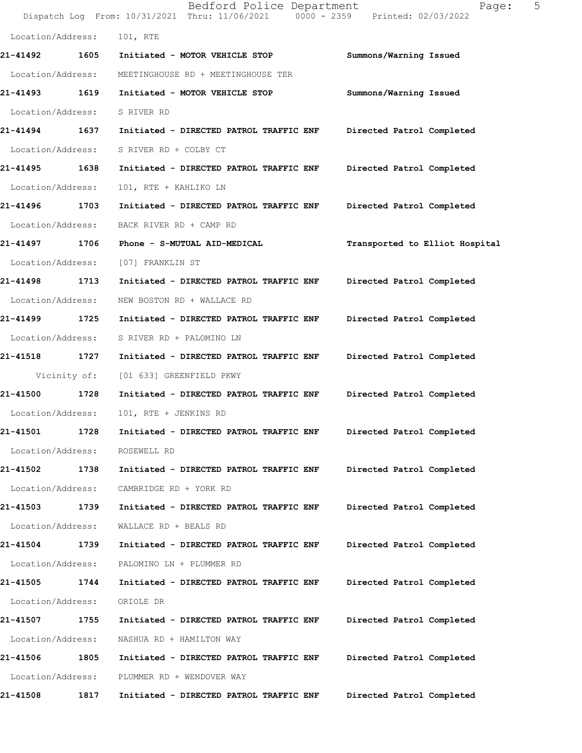Location/Address: 101, RTE

**21-41492 1605 Initiated - MOTOR VEHICLE STOP Summons/Warning Issued**

Location/Address: MEETINGHOUSE RD + MEETINGHOUSE TER

**21-41493 1619 Initiated - MOTOR VEHICLE STOP Summons/Warning Issued**

Location/Address: S RIVER RD

**21-41494 1637 Initiated - DIRECTED PATROL TRAFFIC ENF Directed Patrol Completed**

Location/Address: S RIVER RD + COLBY CT

**21-41495 1638 Initiated - DIRECTED PATROL TRAFFIC ENF Directed Patrol Completed**

Location/Address: 101, RTE + KAHLIKO LN

**21-41496 1703 Initiated - DIRECTED PATROL TRAFFIC ENF Directed Patrol Completed**

Location/Address: BACK RIVER RD + CAMP RD

**21-41497 1706 Phone - S-MUTUAL AID-MEDICAL Transported to Elliot Hospital**

Location/Address: [07] FRANKLIN ST

**21-41498 1713 Initiated - DIRECTED PATROL TRAFFIC ENF Directed Patrol Completed**

Location/Address: NEW BOSTON RD + WALLACE RD

**21-41499 1725 Initiated - DIRECTED PATROL TRAFFIC ENF Directed Patrol Completed**

Location/Address: S RIVER RD + PALOMINO LN

**21-41518 1727 Initiated - DIRECTED PATROL TRAFFIC ENF Directed Patrol Completed**

Vicinity of: [01 633] GREENFIELD PKWY

**21-41500 1728 Initiated - DIRECTED PATROL TRAFFIC ENF Directed Patrol Completed**

Location/Address: 101, RTE + JENKINS RD

**21-41501 1728 Initiated - DIRECTED PATROL TRAFFIC ENF Directed Patrol Completed**

Location/Address: ROSEWELL RD

**21-41502 1738 Initiated - DIRECTED PATROL TRAFFIC ENF Directed Patrol Completed**

Location/Address: CAMBRIDGE RD + YORK RD

**21-41503 1739 Initiated - DIRECTED PATROL TRAFFIC ENF Directed Patrol Completed**

Location/Address: WALLACE RD + BEALS RD

**21-41504 1739 Initiated - DIRECTED PATROL TRAFFIC ENF Directed Patrol Completed**

Location/Address: PALOMINO LN + PLUMMER RD

**21-41505 1744 Initiated - DIRECTED PATROL TRAFFIC ENF Directed Patrol Completed**

Location/Address: ORIOLE DR

**21-41507 1755 Initiated - DIRECTED PATROL TRAFFIC ENF Directed Patrol Completed**

Location/Address: NASHUA RD + HAMILTON WAY

**21-41506 1805 Initiated - DIRECTED PATROL TRAFFIC ENF Directed Patrol Completed**

Location/Address: PLUMMER RD + WENDOVER WAY

**21-41508 1817 Initiated - DIRECTED PATROL TRAFFIC ENF Directed Patrol Completed**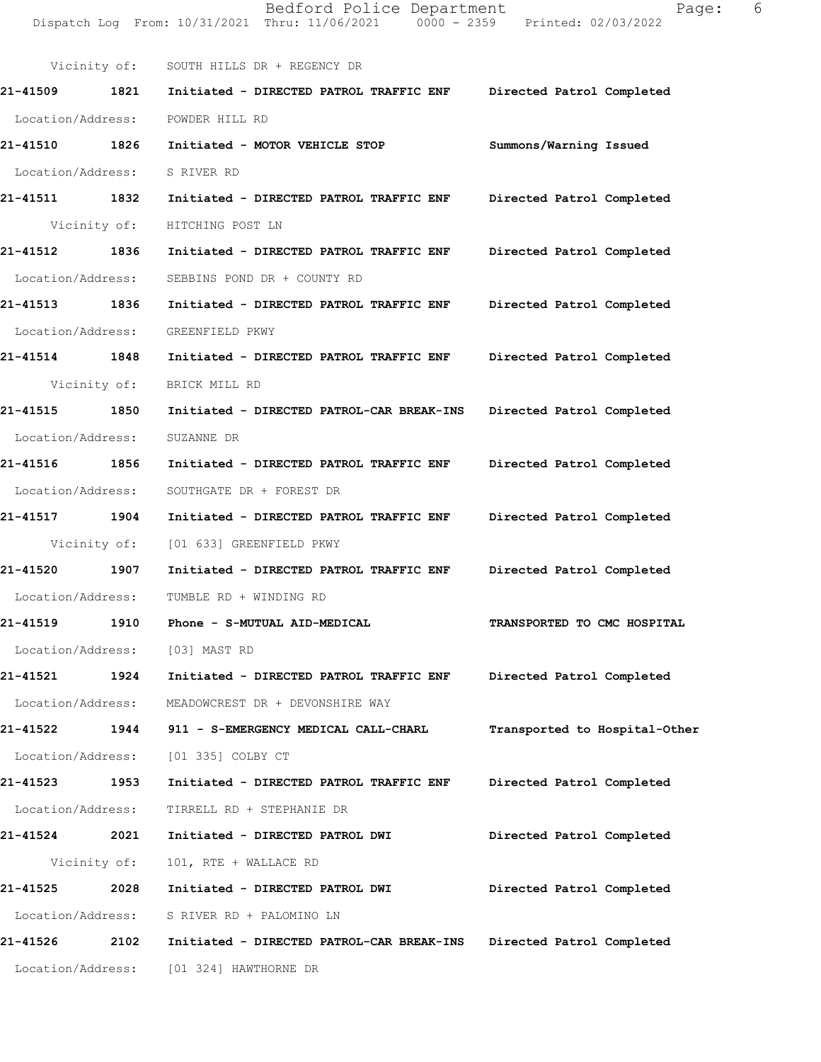Vicinity of: SOUTH HILLS DR + REGENCY DR

**21-41509 1821 Initiated - DIRECTED PATROL TRAFFIC ENF Directed Patrol Completed**

Location/Address: POWDER HILL RD

**21-41510 1826 Initiated - MOTOR VEHICLE STOP Summons/Warning Issued**

Location/Address: S RIVER RD

**21-41511 1832 Initiated - DIRECTED PATROL TRAFFIC ENF Directed Patrol Completed**

Vicinity of: HITCHING POST LN

**21-41512 1836 Initiated - DIRECTED PATROL TRAFFIC ENF Directed Patrol Completed**

Location/Address: SEBBINS POND DR + COUNTY RD

**21-41513 1836 Initiated - DIRECTED PATROL TRAFFIC ENF Directed Patrol Completed**

Location/Address: GREENFIELD PKWY

**21-41514 1848 Initiated - DIRECTED PATROL TRAFFIC ENF Directed Patrol Completed**

Vicinity of: BRICK MILL RD

**21-41515 1850 Initiated - DIRECTED PATROL-CAR BREAK-INS Directed Patrol Completed**

Location/Address: SUZANNE DR

**21-41516 1856 Initiated - DIRECTED PATROL TRAFFIC ENF Directed Patrol Completed**

Location/Address: SOUTHGATE DR + FOREST DR

**21-41517 1904 Initiated - DIRECTED PATROL TRAFFIC ENF Directed Patrol Completed**

Vicinity of: [01 633] GREENFIELD PKWY

**21-41520 1907 Initiated - DIRECTED PATROL TRAFFIC ENF Directed Patrol Completed**

Location/Address: TUMBLE RD + WINDING RD

**21-41519 1910 Phone - S-MUTUAL AID-MEDICAL TRANSPORTED TO CMC HOSPITAL**

Location/Address: [03] MAST RD

**21-41521 1924 Initiated - DIRECTED PATROL TRAFFIC ENF Directed Patrol Completed**

Location/Address: MEADOWCREST DR + DEVONSHIRE WAY

**21-41522 1944 911 - S-EMERGENCY MEDICAL CALL-CHARL Transported to Hospital-Other**

Location/Address: [01 335] COLBY CT

**21-41523 1953 Initiated - DIRECTED PATROL TRAFFIC ENF Directed Patrol Completed**

Location/Address: TIRRELL RD + STEPHANIE DR

**21-41524 2021 Initiated - DIRECTED PATROL DWI Directed Patrol Completed**

Vicinity of: 101, RTE + WALLACE RD

**21-41525 2028 Initiated - DIRECTED PATROL DWI Directed Patrol Completed**

Location/Address: S RIVER RD + PALOMINO LN

**21-41526 2102 Initiated - DIRECTED PATROL-CAR BREAK-INS Directed Patrol Completed**

Location/Address: [01 324] HAWTHORNE DR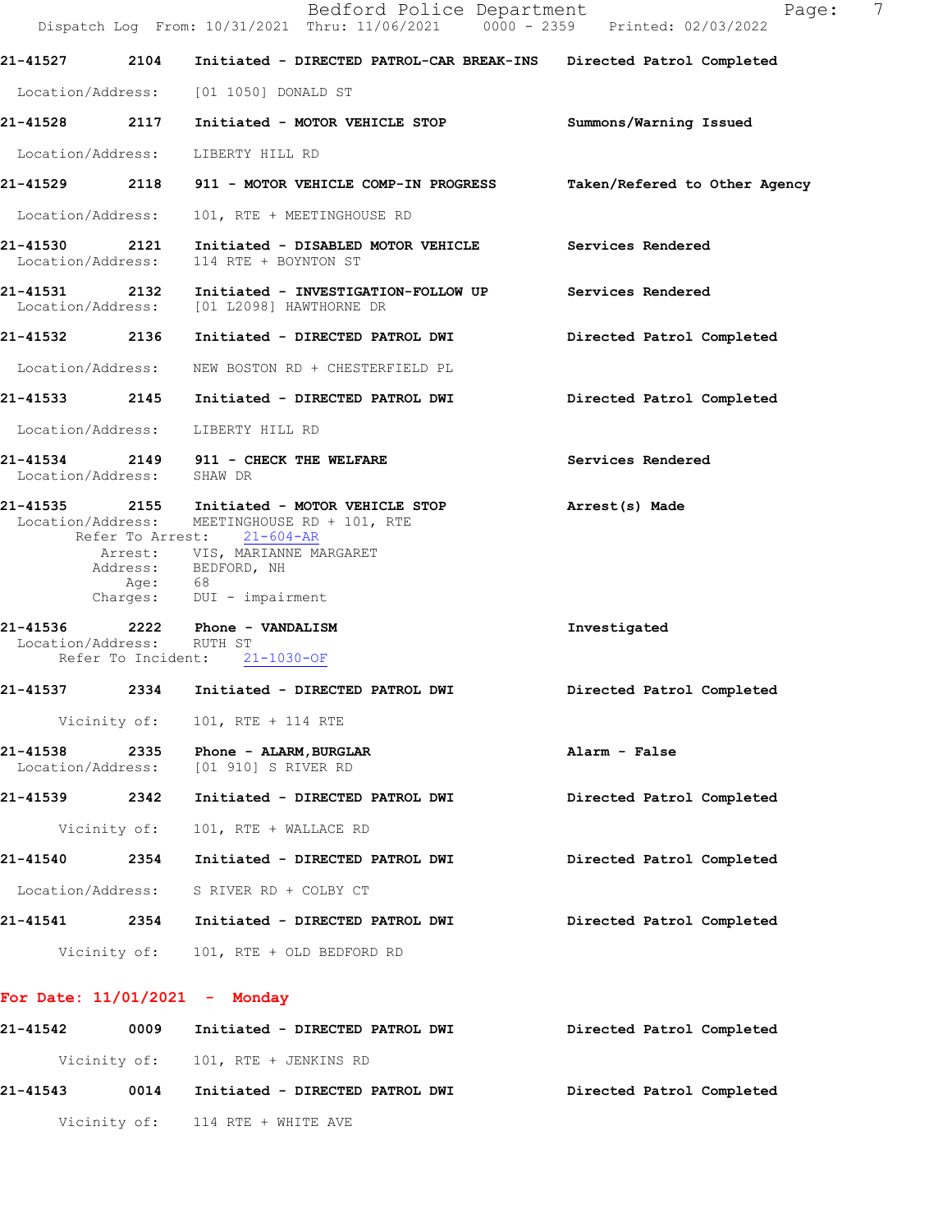21-41527 2104 Initiated - DIRECTED PATROL-CAR BREAK-INS Directed Patrol Completed

Location/Address: [01 1050] DONALD ST

21-41528 2117 Initiated - MOTOR VEHICLE STOP Summons/Warning Issued

Location/Address: LIBERTY HILL RD

21-41529 2118 911 - MOTOR VEHICLE COMP-IN PROGRESS Taken/Refered to Other Agency

Location/Address: 101, RTE + MEETINGHOUSE RD

21-41530 2121 Initiated - DISABLED MOTOR VEHICLE Services Rendered
Location/Address: 114 RTE + BOYNTON ST

21-41531 2132 Initiated - INVESTIGATION-FOLLOW UP Services Rendered
Location/Address: [01 L2098] HAWTHORNE DR

21-41532 2136 Initiated - DIRECTED PATROL DWI Directed Patrol Completed

Location/Address: NEW BOSTON RD + CHESTERFIELD PL

21-41533 2145 Initiated - DIRECTED PATROL DWI Directed Patrol Completed

Location/Address: LIBERTY HILL RD

21-41534 2149 911 - CHECK THE WELFARE Services Rendered
Location/Address: SHAW DR

21-41535 2155 Initiated - MOTOR VEHICLE STOP Arrest(s) Made
Location/Address: MEETINGHOUSE RD + 101, RTE
Refer To Arrest: 21-604-AR
Arrest: VIS, MARIANNE MARGARET
Address: BEDFORD, NH
Age: 68
Charges: DUI - impairment

21-41536 2222 Phone - VANDALISM Investigated
Location/Address: RUTH ST
Refer To Incident: 21-1030-OF

21-41537 2334 Initiated - DIRECTED PATROL DWI Directed Patrol Completed

Vicinity of: 101, RTE + 114 RTE

21-41538 2335 Phone - ALARM,BURGLAR Alarm - False
Location/Address: [01 910] S RIVER RD

21-41539 2342 Initiated - DIRECTED PATROL DWI Directed Patrol Completed

Vicinity of: 101, RTE + WALLACE RD

21-41540 2354 Initiated - DIRECTED PATROL DWI Directed Patrol Completed

Location/Address: S RIVER RD + COLBY CT

21-41541 2354 Initiated - DIRECTED PATROL DWI Directed Patrol Completed

Vicinity of: 101, RTE + OLD BEDFORD RD

## For Date: 11/01/2021 - Monday

21-41542 0009 Initiated - DIRECTED PATROL DWI Directed Patrol Completed

Vicinity of: 101, RTE + JENKINS RD

21-41543 0014 Initiated - DIRECTED PATROL DWI Directed Patrol Completed

Vicinity of: 114 RTE + WHITE AVE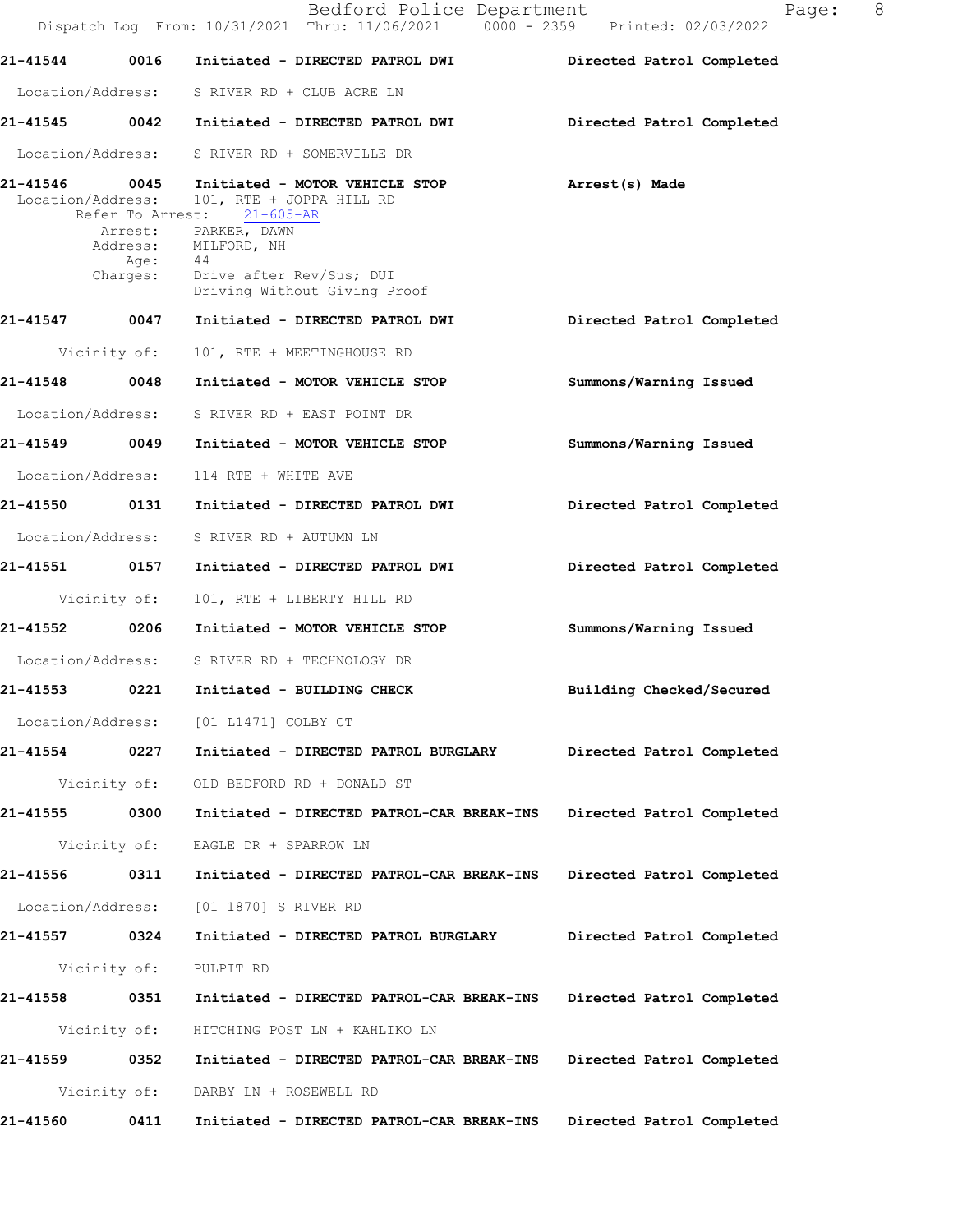21-41544 0016 Initiated - DIRECTED PATROL DWI Directed Patrol Completed

Location/Address: S RIVER RD + CLUB ACRE LN

21-41545 0042 Initiated - DIRECTED PATROL DWI Directed Patrol Completed

Location/Address: S RIVER RD + SOMERVILLE DR

21-41546 0045 Initiated - MOTOR VEHICLE STOP Arrest(s) Made

Location/Address: 101, RTE + JOPPA HILL RD

Refer To Arrest: 21-605-AR

Arrest: PARKER, DAWN

Address: MILFORD, NH

Age: 44

Charges: Drive after Rev/Sus; DUI

Driving Without Giving Proof

21-41547 0047 Initiated - DIRECTED PATROL DWI Directed Patrol Completed

Vicinity of: 101, RTE + MEETINGHOUSE RD

21-41548 0048 Initiated - MOTOR VEHICLE STOP Summons/Warning Issued

Location/Address: S RIVER RD + EAST POINT DR

21-41549 0049 Initiated - MOTOR VEHICLE STOP Summons/Warning Issued

Location/Address: 114 RTE + WHITE AVE

21-41550 0131 Initiated - DIRECTED PATROL DWI Directed Patrol Completed

Location/Address: S RIVER RD + AUTUMN LN

21-41551 0157 Initiated - DIRECTED PATROL DWI Directed Patrol Completed

Vicinity of: 101, RTE + LIBERTY HILL RD

21-41552 0206 Initiated - MOTOR VEHICLE STOP Summons/Warning Issued

Location/Address: S RIVER RD + TECHNOLOGY DR

21-41553 0221 Initiated - BUILDING CHECK Building Checked/Secured

Location/Address: [01 L1471] COLBY CT

21-41554 0227 Initiated - DIRECTED PATROL BURGLARY Directed Patrol Completed

Vicinity of: OLD BEDFORD RD + DONALD ST

21-41555 0300 Initiated - DIRECTED PATROL-CAR BREAK-INS Directed Patrol Completed

Vicinity of: EAGLE DR + SPARROW LN

21-41556 0311 Initiated - DIRECTED PATROL-CAR BREAK-INS Directed Patrol Completed

Location/Address: [01 1870] S RIVER RD

21-41557 0324 Initiated - DIRECTED PATROL BURGLARY Directed Patrol Completed

Vicinity of: PULPIT RD

21-41558 0351 Initiated - DIRECTED PATROL-CAR BREAK-INS Directed Patrol Completed

Vicinity of: HITCHING POST LN + KAHLIKO LN

21-41559 0352 Initiated - DIRECTED PATROL-CAR BREAK-INS Directed Patrol Completed

Vicinity of: DARBY LN + ROSEWELL RD

21-41560 0411 Initiated - DIRECTED PATROL-CAR BREAK-INS Directed Patrol Completed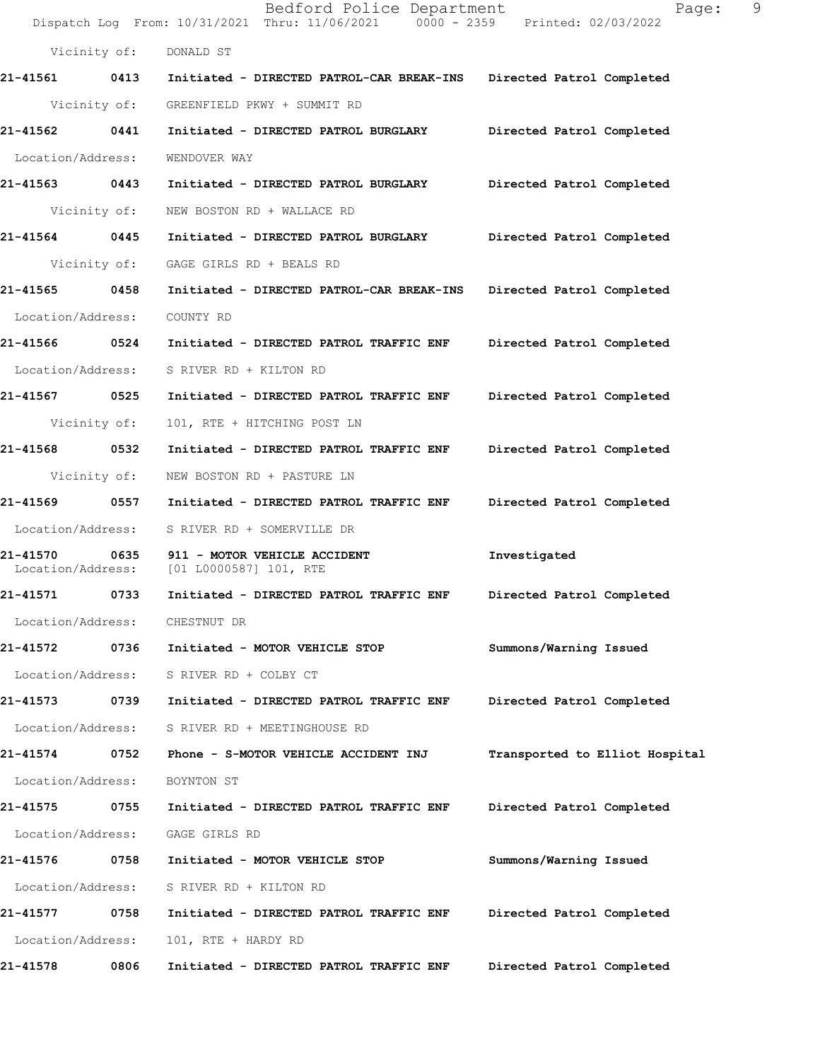Vicinity of: DONALD ST

**21-41561 0413 Initiated - DIRECTED PATROL-CAR BREAK-INS Directed Patrol Completed**

Vicinity of: GREENFIELD PKWY + SUMMIT RD

**21-41562 0441 Initiated - DIRECTED PATROL BURGLARY Directed Patrol Completed**

Location/Address: WENDOVER WAY

**21-41563 0443 Initiated - DIRECTED PATROL BURGLARY Directed Patrol Completed**

Vicinity of: NEW BOSTON RD + WALLACE RD

**21-41564 0445 Initiated - DIRECTED PATROL BURGLARY Directed Patrol Completed**

Vicinity of: GAGE GIRLS RD + BEALS RD

**21-41565 0458 Initiated - DIRECTED PATROL-CAR BREAK-INS Directed Patrol Completed**

Location/Address: COUNTY RD

**21-41566 0524 Initiated - DIRECTED PATROL TRAFFIC ENF Directed Patrol Completed**

Location/Address: S RIVER RD + KILTON RD

**21-41567 0525 Initiated - DIRECTED PATROL TRAFFIC ENF Directed Patrol Completed**

Vicinity of: 101, RTE + HITCHING POST LN

**21-41568 0532 Initiated - DIRECTED PATROL TRAFFIC ENF Directed Patrol Completed**

Vicinity of: NEW BOSTON RD + PASTURE LN

**21-41569 0557 Initiated - DIRECTED PATROL TRAFFIC ENF Directed Patrol Completed**

Location/Address: S RIVER RD + SOMERVILLE DR

**21-41570 0635 911 - MOTOR VEHICLE ACCIDENT Investigated**
Location/Address: [01 L0000587] 101, RTE

**21-41571 0733 Initiated - DIRECTED PATROL TRAFFIC ENF Directed Patrol Completed**

Location/Address: CHESTNUT DR

**21-41572 0736 Initiated - MOTOR VEHICLE STOP Summons/Warning Issued**

Location/Address: S RIVER RD + COLBY CT

**21-41573 0739 Initiated - DIRECTED PATROL TRAFFIC ENF Directed Patrol Completed**

Location/Address: S RIVER RD + MEETINGHOUSE RD

**21-41574 0752 Phone - S-MOTOR VEHICLE ACCIDENT INJ Transported to Elliot Hospital**

Location/Address: BOYNTON ST

**21-41575 0755 Initiated - DIRECTED PATROL TRAFFIC ENF Directed Patrol Completed**

Location/Address: GAGE GIRLS RD

**21-41576 0758 Initiated - MOTOR VEHICLE STOP Summons/Warning Issued**

Location/Address: S RIVER RD + KILTON RD

**21-41577 0758 Initiated - DIRECTED PATROL TRAFFIC ENF Directed Patrol Completed**

Location/Address: 101, RTE + HARDY RD

**21-41578 0806 Initiated - DIRECTED PATROL TRAFFIC ENF Directed Patrol Completed**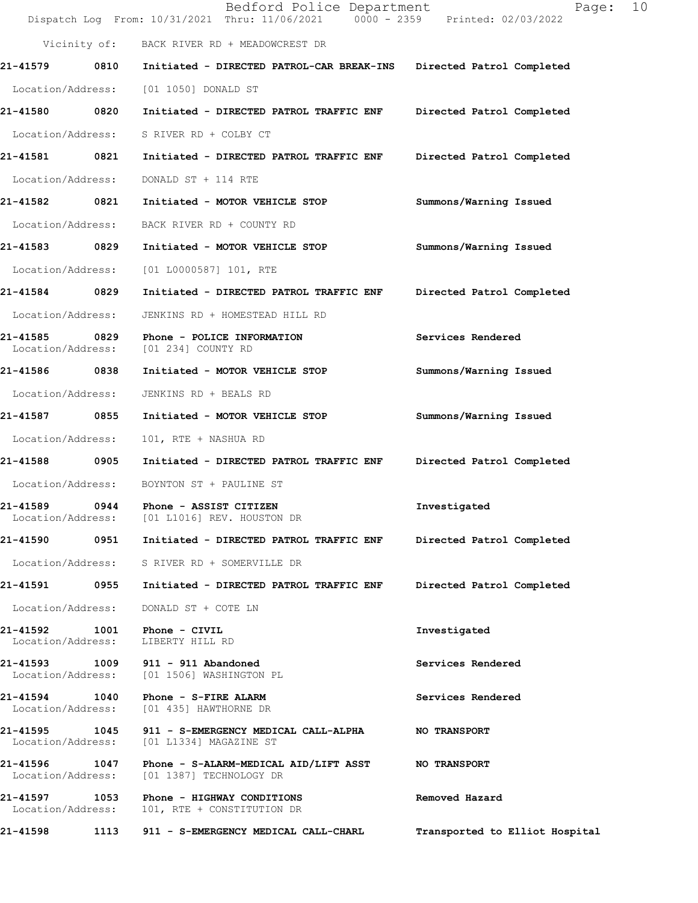Vicinity of: BACK RIVER RD + MEADOWCREST DR

**21-41579 0810 Initiated - DIRECTED PATROL-CAR BREAK-INS** Directed Patrol Completed
Location/Address: [01 1050] DONALD ST

**21-41580 0820 Initiated - DIRECTED PATROL TRAFFIC ENF** Directed Patrol Completed
Location/Address: S RIVER RD + COLBY CT

**21-41581 0821 Initiated - DIRECTED PATROL TRAFFIC ENF** Directed Patrol Completed
Location/Address: DONALD ST + 114 RTE

**21-41582 0821 Initiated - MOTOR VEHICLE STOP** Summons/Warning Issued
Location/Address: BACK RIVER RD + COUNTY RD

**21-41583 0829 Initiated - MOTOR VEHICLE STOP** Summons/Warning Issued
Location/Address: [01 L0000587] 101, RTE

**21-41584 0829 Initiated - DIRECTED PATROL TRAFFIC ENF** Directed Patrol Completed
Location/Address: JENKINS RD + HOMESTEAD HILL RD

**21-41585 0829 Phone - POLICE INFORMATION** Services Rendered
Location/Address: [01 234] COUNTY RD

**21-41586 0838 Initiated - MOTOR VEHICLE STOP** Summons/Warning Issued
Location/Address: JENKINS RD + BEALS RD

**21-41587 0855 Initiated - MOTOR VEHICLE STOP** Summons/Warning Issued
Location/Address: 101, RTE + NASHUA RD

**21-41588 0905 Initiated - DIRECTED PATROL TRAFFIC ENF** Directed Patrol Completed
Location/Address: BOYNTON ST + PAULINE ST

**21-41589 0944 Phone - ASSIST CITIZEN** Investigated
Location/Address: [01 L1016] REV. HOUSTON DR

**21-41590 0951 Initiated - DIRECTED PATROL TRAFFIC ENF** Directed Patrol Completed
Location/Address: S RIVER RD + SOMERVILLE DR

**21-41591 0955 Initiated - DIRECTED PATROL TRAFFIC ENF** Directed Patrol Completed
Location/Address: DONALD ST + COTE LN

**21-41592 1001 Phone - CIVIL** Investigated
Location/Address: LIBERTY HILL RD

**21-41593 1009 911 - 911 Abandoned** Services Rendered
Location/Address: [01 1506] WASHINGTON PL

**21-41594 1040 Phone - S-FIRE ALARM** Services Rendered
Location/Address: [01 435] HAWTHORNE DR

**21-41595 1045 911 - S-EMERGENCY MEDICAL CALL-ALPHA** NO TRANSPORT
Location/Address: [01 L1334] MAGAZINE ST

**21-41596 1047 Phone - S-ALARM-MEDICAL AID/LIFT ASST** NO TRANSPORT
Location/Address: [01 1387] TECHNOLOGY DR

**21-41597 1053 Phone - HIGHWAY CONDITIONS** Removed Hazard
Location/Address: 101, RTE + CONSTITUTION DR

**21-41598 1113 911 - S-EMERGENCY MEDICAL CALL-CHARL** Transported to Elliot Hospital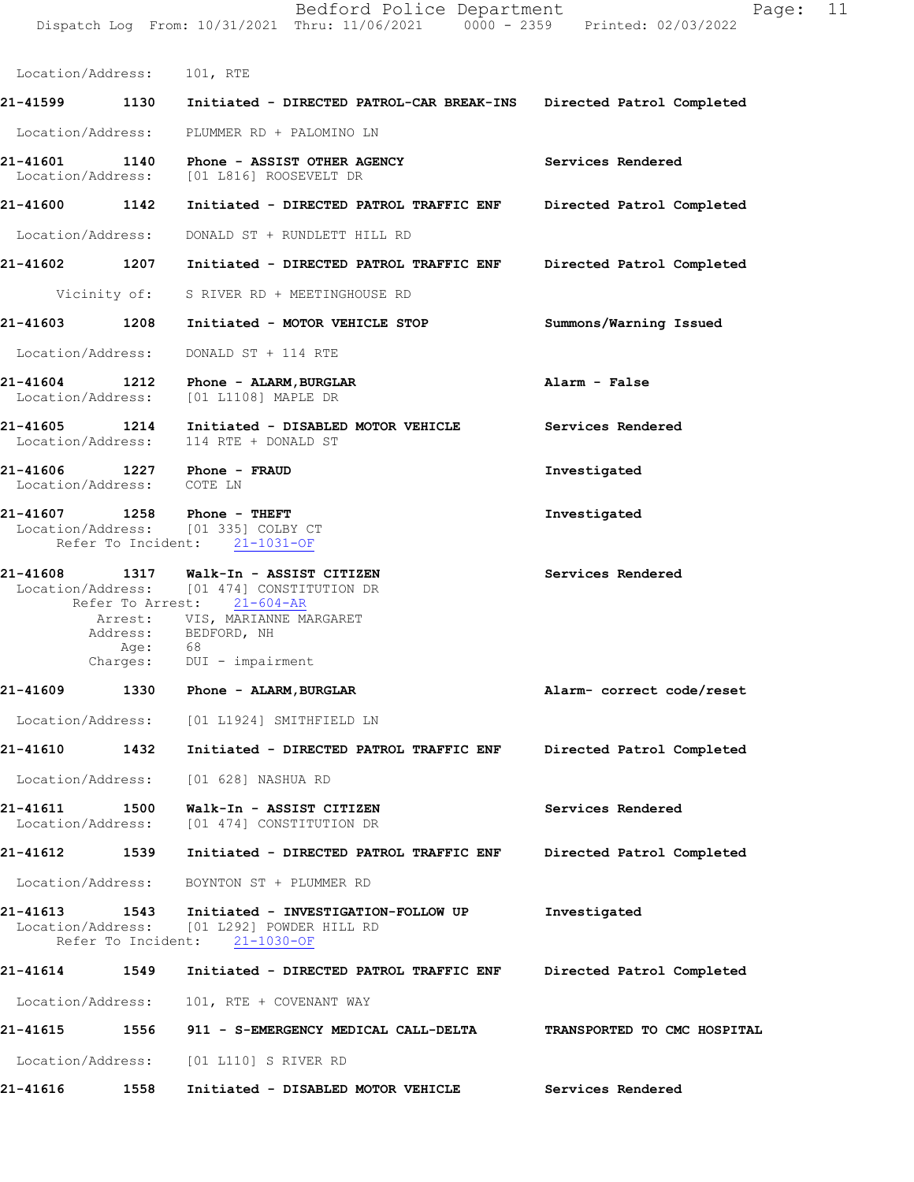Location/Address: 101, RTE

**21-41599 1130 Initiated - DIRECTED PATROL-CAR BREAK-INS Directed Patrol Completed**

Location/Address: PLUMMER RD + PALOMINO LN

**21-41601 1140 Phone - ASSIST OTHER AGENCY Services Rendered**
Location/Address: [01 L816] ROOSEVELT DR

**21-41600 1142 Initiated - DIRECTED PATROL TRAFFIC ENF Directed Patrol Completed**

Location/Address: DONALD ST + RUNDLETT HILL RD

**21-41602 1207 Initiated - DIRECTED PATROL TRAFFIC ENF Directed Patrol Completed**

Vicinity of: S RIVER RD + MEETINGHOUSE RD

**21-41603 1208 Initiated - MOTOR VEHICLE STOP Summons/Warning Issued**

Location/Address: DONALD ST + 114 RTE

**21-41604 1212 Phone - ALARM,BURGLAR Alarm - False**
Location/Address: [01 L1108] MAPLE DR

**21-41605 1214 Initiated - DISABLED MOTOR VEHICLE Services Rendered**
Location/Address: 114 RTE + DONALD ST

**21-41606 1227 Phone - FRAUD Investigated**
Location/Address: COTE LN

**21-41607 1258 Phone - THEFT Investigated**
Location/Address: [01 335] COLBY CT
Refer To Incident: 21-1031-OF

**21-41608 1317 Walk-In - ASSIST CITIZEN Services Rendered**
Location/Address: [01 474] CONSTITUTION DR
Refer To Arrest: 21-604-AR
Arrest: VIS, MARIANNE MARGARET
Address: BEDFORD, NH
Age: 68
Charges: DUI - impairment

**21-41609 1330 Phone - ALARM,BURGLAR Alarm- correct code/reset**

Location/Address: [01 L1924] SMITHFIELD LN

**21-41610 1432 Initiated - DIRECTED PATROL TRAFFIC ENF Directed Patrol Completed**

Location/Address: [01 628] NASHUA RD

**21-41611 1500 Walk-In - ASSIST CITIZEN Services Rendered**
Location/Address: [01 474] CONSTITUTION DR

**21-41612 1539 Initiated - DIRECTED PATROL TRAFFIC ENF Directed Patrol Completed**

Location/Address: BOYNTON ST + PLUMMER RD

**21-41613 1543 Initiated - INVESTIGATION-FOLLOW UP Investigated**
Location/Address: [01 L292] POWDER HILL RD
Refer To Incident: 21-1030-OF

**21-41614 1549 Initiated - DIRECTED PATROL TRAFFIC ENF Directed Patrol Completed**

Location/Address: 101, RTE + COVENANT WAY

**21-41615 1556 911 - S-EMERGENCY MEDICAL CALL-DELTA TRANSPORTED TO CMC HOSPITAL**

Location/Address: [01 L110] S RIVER RD

**21-41616 1558 Initiated - DISABLED MOTOR VEHICLE Services Rendered**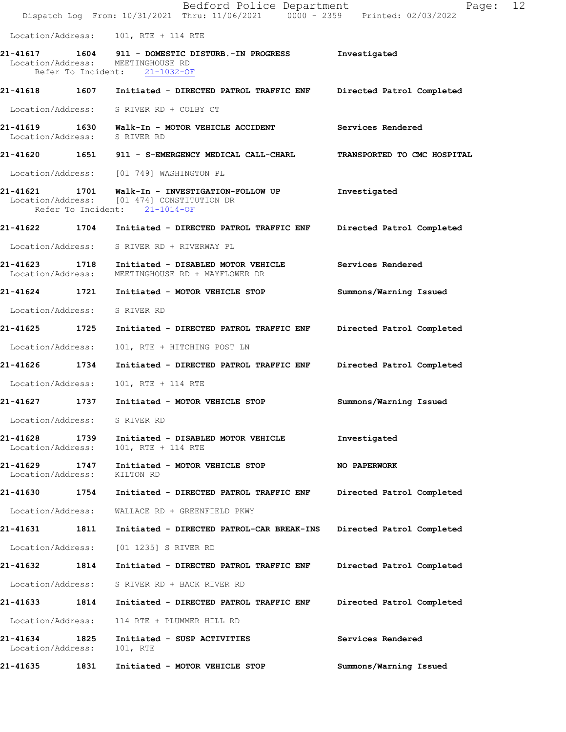Location/Address: 101, RTE + 114 RTE

**21-41617 1604 911 - DOMESTIC DISTURB.-IN PROGRESS** Investigated
Location/Address: MEETINGHOUSE RD
Refer To Incident: 21-1032-OF

**21-41618 1607 Initiated - DIRECTED PATROL TRAFFIC ENF** Directed Patrol Completed
Location/Address: S RIVER RD + COLBY CT

**21-41619 1630 Walk-In - MOTOR VEHICLE ACCIDENT** Services Rendered
Location/Address: S RIVER RD

**21-41620 1651 911 - S-EMERGENCY MEDICAL CALL-CHARL** TRANSPORTED TO CMC HOSPITAL
Location/Address: [01 749] WASHINGTON PL

**21-41621 1701 Walk-In - INVESTIGATION-FOLLOW UP** Investigated
Location/Address: [01 474] CONSTITUTION DR
Refer To Incident: 21-1014-OF

**21-41622 1704 Initiated - DIRECTED PATROL TRAFFIC ENF** Directed Patrol Completed
Location/Address: S RIVER RD + RIVERWAY PL

**21-41623 1718 Initiated - DISABLED MOTOR VEHICLE** Services Rendered
Location/Address: MEETINGHOUSE RD + MAYFLOWER DR

**21-41624 1721 Initiated - MOTOR VEHICLE STOP** Summons/Warning Issued
Location/Address: S RIVER RD

**21-41625 1725 Initiated - DIRECTED PATROL TRAFFIC ENF** Directed Patrol Completed
Location/Address: 101, RTE + HITCHING POST LN

**21-41626 1734 Initiated - DIRECTED PATROL TRAFFIC ENF** Directed Patrol Completed
Location/Address: 101, RTE + 114 RTE

**21-41627 1737 Initiated - MOTOR VEHICLE STOP** Summons/Warning Issued
Location/Address: S RIVER RD

**21-41628 1739 Initiated - DISABLED MOTOR VEHICLE** Investigated
Location/Address: 101, RTE + 114 RTE

**21-41629 1747 Initiated - MOTOR VEHICLE STOP** NO PAPERWORK
Location/Address: KILTON RD

**21-41630 1754 Initiated - DIRECTED PATROL TRAFFIC ENF** Directed Patrol Completed
Location/Address: WALLACE RD + GREENFIELD PKWY

**21-41631 1811 Initiated - DIRECTED PATROL-CAR BREAK-INS** Directed Patrol Completed
Location/Address: [01 1235] S RIVER RD

**21-41632 1814 Initiated - DIRECTED PATROL TRAFFIC ENF** Directed Patrol Completed
Location/Address: S RIVER RD + BACK RIVER RD

**21-41633 1814 Initiated - DIRECTED PATROL TRAFFIC ENF** Directed Patrol Completed
Location/Address: 114 RTE + PLUMMER HILL RD

**21-41634 1825 Initiated - SUSP ACTIVITIES** Services Rendered
Location/Address: 101, RTE

**21-41635 1831 Initiated - MOTOR VEHICLE STOP** Summons/Warning Issued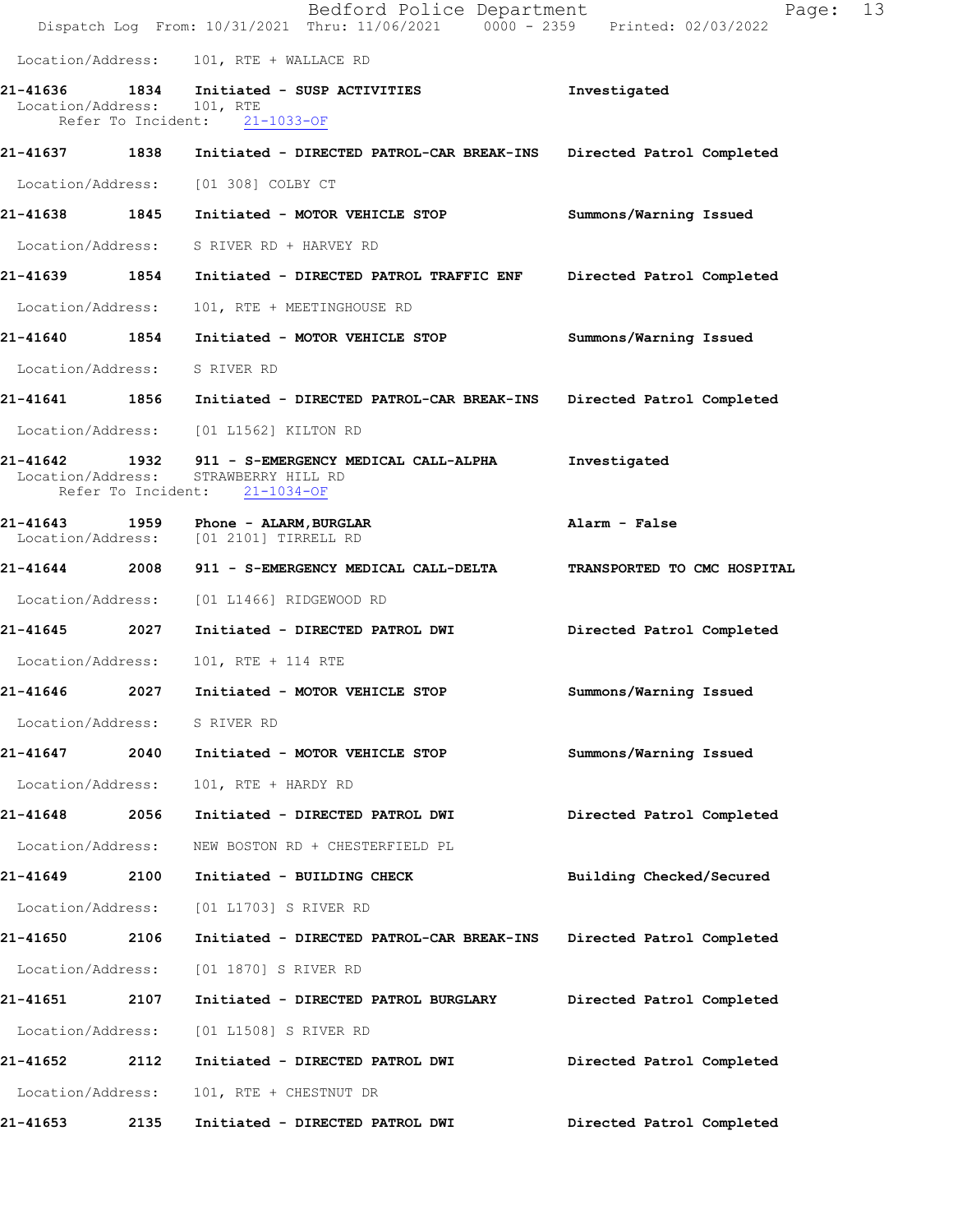Location/Address: 101, RTE + WALLACE RD

**21-41636** 1834 **Initiated - SUSP ACTIVITIES** **Investigated**
Location/Address: 101, RTE
Refer To Incident: 21-1033-OF

**21-41637** 1838 **Initiated - DIRECTED PATROL-CAR BREAK-INS** **Directed Patrol Completed**
Location/Address: [01 308] COLBY CT

**21-41638** 1845 **Initiated - MOTOR VEHICLE STOP** **Summons/Warning Issued**
Location/Address: S RIVER RD + HARVEY RD

**21-41639** 1854 **Initiated - DIRECTED PATROL TRAFFIC ENF** **Directed Patrol Completed**
Location/Address: 101, RTE + MEETINGHOUSE RD

**21-41640** 1854 **Initiated - MOTOR VEHICLE STOP** **Summons/Warning Issued**
Location/Address: S RIVER RD

**21-41641** 1856 **Initiated - DIRECTED PATROL-CAR BREAK-INS** **Directed Patrol Completed**
Location/Address: [01 L1562] KILTON RD

**21-41642** 1932 **911 - S-EMERGENCY MEDICAL CALL-ALPHA** **Investigated**
Location/Address: STRAWBERRY HILL RD
Refer To Incident: 21-1034-OF

**21-41643** 1959 **Phone - ALARM,BURGLAR** **Alarm - False**
Location/Address: [01 2101] TIRRELL RD

**21-41644** 2008 **911 - S-EMERGENCY MEDICAL CALL-DELTA** **TRANSPORTED TO CMC HOSPITAL**
Location/Address: [01 L1466] RIDGEWOOD RD

**21-41645** 2027 **Initiated - DIRECTED PATROL DWI** **Directed Patrol Completed**
Location/Address: 101, RTE + 114 RTE

**21-41646** 2027 **Initiated - MOTOR VEHICLE STOP** **Summons/Warning Issued**
Location/Address: S RIVER RD

**21-41647** 2040 **Initiated - MOTOR VEHICLE STOP** **Summons/Warning Issued**
Location/Address: 101, RTE + HARDY RD

**21-41648** 2056 **Initiated - DIRECTED PATROL DWI** **Directed Patrol Completed**
Location/Address: NEW BOSTON RD + CHESTERFIELD PL

**21-41649** 2100 **Initiated - BUILDING CHECK** **Building Checked/Secured**
Location/Address: [01 L1703] S RIVER RD

**21-41650** 2106 **Initiated - DIRECTED PATROL-CAR BREAK-INS** **Directed Patrol Completed**
Location/Address: [01 1870] S RIVER RD

**21-41651** 2107 **Initiated - DIRECTED PATROL BURGLARY** **Directed Patrol Completed**
Location/Address: [01 L1508] S RIVER RD

**21-41652** 2112 **Initiated - DIRECTED PATROL DWI** **Directed Patrol Completed**
Location/Address: 101, RTE + CHESTNUT DR

**21-41653** 2135 **Initiated - DIRECTED PATROL DWI** **Directed Patrol Completed**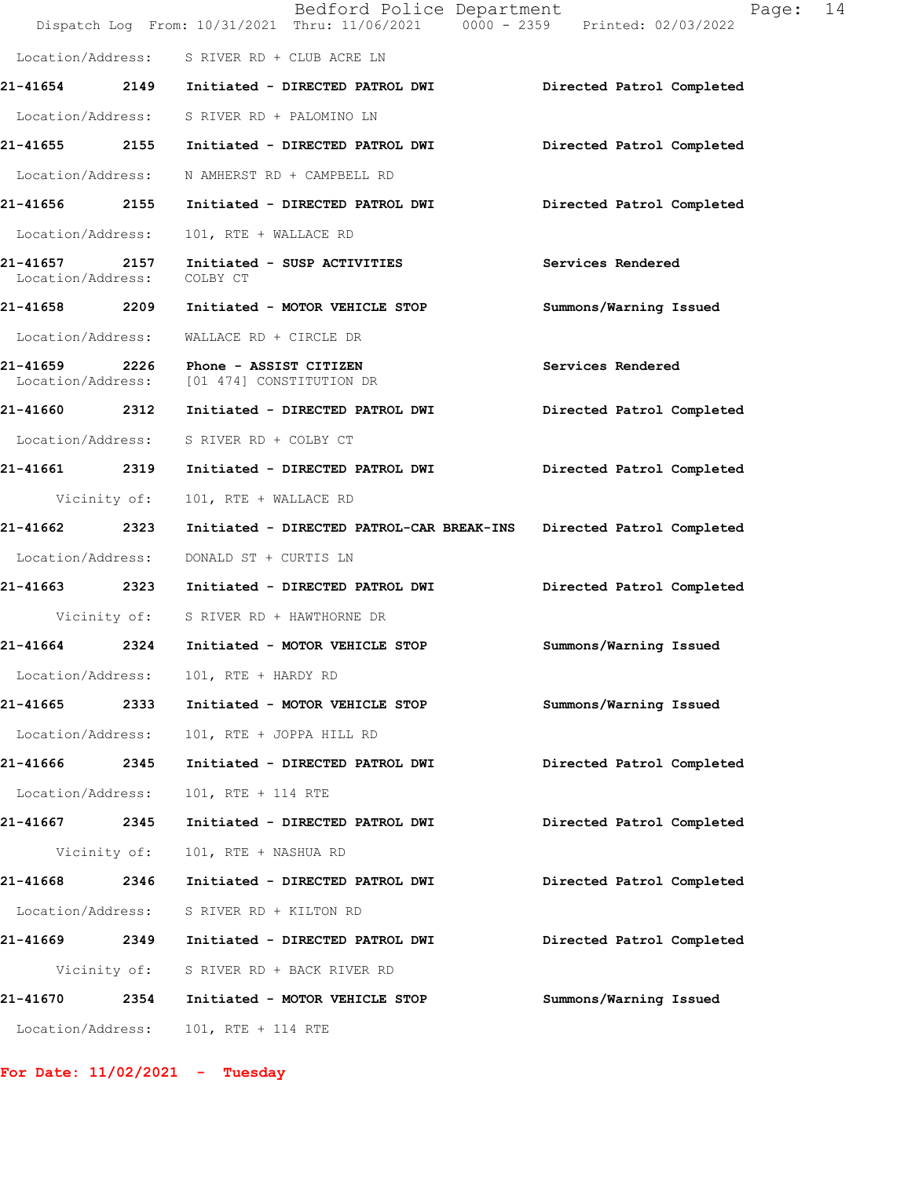Location/Address: S RIVER RD + CLUB ACRE LN

**21-41654 2149 Initiated - DIRECTED PATROL DWI** — **Directed Patrol Completed**

Location/Address: S RIVER RD + PALOMINO LN

**21-41655 2155 Initiated - DIRECTED PATROL DWI** — **Directed Patrol Completed**

Location/Address: N AMHERST RD + CAMPBELL RD

**21-41656 2155 Initiated - DIRECTED PATROL DWI** — **Directed Patrol Completed**

Location/Address: 101, RTE + WALLACE RD

**21-41657 2157 Initiated - SUSP ACTIVITIES** — **Services Rendered**

Location/Address: COLBY CT

**21-41658 2209 Initiated - MOTOR VEHICLE STOP** — **Summons/Warning Issued**

Location/Address: WALLACE RD + CIRCLE DR

**21-41659 2226 Phone - ASSIST CITIZEN** — **Services Rendered**

Location/Address: [01 474] CONSTITUTION DR

**21-41660 2312 Initiated - DIRECTED PATROL DWI** — **Directed Patrol Completed**

Location/Address: S RIVER RD + COLBY CT

**21-41661 2319 Initiated - DIRECTED PATROL DWI** — **Directed Patrol Completed**

Vicinity of: 101, RTE + WALLACE RD

**21-41662 2323 Initiated - DIRECTED PATROL-CAR BREAK-INS** — **Directed Patrol Completed**

Location/Address: DONALD ST + CURTIS LN

**21-41663 2323 Initiated - DIRECTED PATROL DWI** — **Directed Patrol Completed**

Vicinity of: S RIVER RD + HAWTHORNE DR

**21-41664 2324 Initiated - MOTOR VEHICLE STOP** — **Summons/Warning Issued**

Location/Address: 101, RTE + HARDY RD

**21-41665 2333 Initiated - MOTOR VEHICLE STOP** — **Summons/Warning Issued**

Location/Address: 101, RTE + JOPPA HILL RD

**21-41666 2345 Initiated - DIRECTED PATROL DWI** — **Directed Patrol Completed**

Location/Address: 101, RTE + 114 RTE

**21-41667 2345 Initiated - DIRECTED PATROL DWI** — **Directed Patrol Completed**

Vicinity of: 101, RTE + NASHUA RD

**21-41668 2346 Initiated - DIRECTED PATROL DWI** — **Directed Patrol Completed**

Location/Address: S RIVER RD + KILTON RD

**21-41669 2349 Initiated - DIRECTED PATROL DWI** — **Directed Patrol Completed**

Vicinity of: S RIVER RD + BACK RIVER RD

**21-41670 2354 Initiated - MOTOR VEHICLE STOP** — **Summons/Warning Issued**

Location/Address: 101, RTE + 114 RTE

**For Date: 11/02/2021 - Tuesday**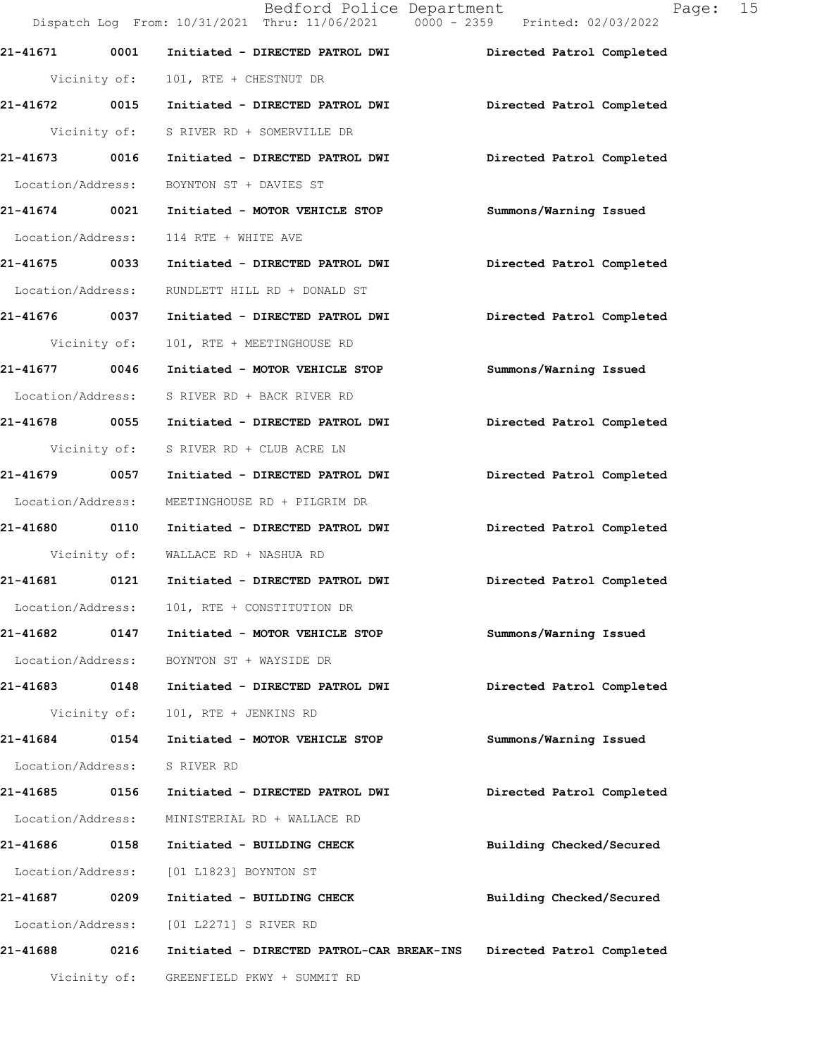**21-41671 0001 Initiated - DIRECTED PATROL DWI** Directed Patrol Completed

Vicinity of: 101, RTE + CHESTNUT DR

**21-41672 0015 Initiated - DIRECTED PATROL DWI** Directed Patrol Completed

Vicinity of: S RIVER RD + SOMERVILLE DR

**21-41673 0016 Initiated - DIRECTED PATROL DWI** Directed Patrol Completed

Location/Address: BOYNTON ST + DAVIES ST

**21-41674 0021 Initiated - MOTOR VEHICLE STOP** Summons/Warning Issued

Location/Address: 114 RTE + WHITE AVE

**21-41675 0033 Initiated - DIRECTED PATROL DWI** Directed Patrol Completed

Location/Address: RUNDLETT HILL RD + DONALD ST

**21-41676 0037 Initiated - DIRECTED PATROL DWI** Directed Patrol Completed

Vicinity of: 101, RTE + MEETINGHOUSE RD

**21-41677 0046 Initiated - MOTOR VEHICLE STOP** Summons/Warning Issued

Location/Address: S RIVER RD + BACK RIVER RD

**21-41678 0055 Initiated - DIRECTED PATROL DWI** Directed Patrol Completed

Vicinity of: S RIVER RD + CLUB ACRE LN

**21-41679 0057 Initiated - DIRECTED PATROL DWI** Directed Patrol Completed

Location/Address: MEETINGHOUSE RD + PILGRIM DR

**21-41680 0110 Initiated - DIRECTED PATROL DWI** Directed Patrol Completed

Vicinity of: WALLACE RD + NASHUA RD

**21-41681 0121 Initiated - DIRECTED PATROL DWI** Directed Patrol Completed

Location/Address: 101, RTE + CONSTITUTION DR

**21-41682 0147 Initiated - MOTOR VEHICLE STOP** Summons/Warning Issued

Location/Address: BOYNTON ST + WAYSIDE DR

**21-41683 0148 Initiated - DIRECTED PATROL DWI** Directed Patrol Completed

Vicinity of: 101, RTE + JENKINS RD

**21-41684 0154 Initiated - MOTOR VEHICLE STOP** Summons/Warning Issued

Location/Address: S RIVER RD

**21-41685 0156 Initiated - DIRECTED PATROL DWI** Directed Patrol Completed

Location/Address: MINISTERIAL RD + WALLACE RD

**21-41686 0158 Initiated - BUILDING CHECK** Building Checked/Secured

Location/Address: [01 L1823] BOYNTON ST

**21-41687 0209 Initiated - BUILDING CHECK** Building Checked/Secured

Location/Address: [01 L2271] S RIVER RD

**21-41688 0216 Initiated - DIRECTED PATROL-CAR BREAK-INS** Directed Patrol Completed

Vicinity of: GREENFIELD PKWY + SUMMIT RD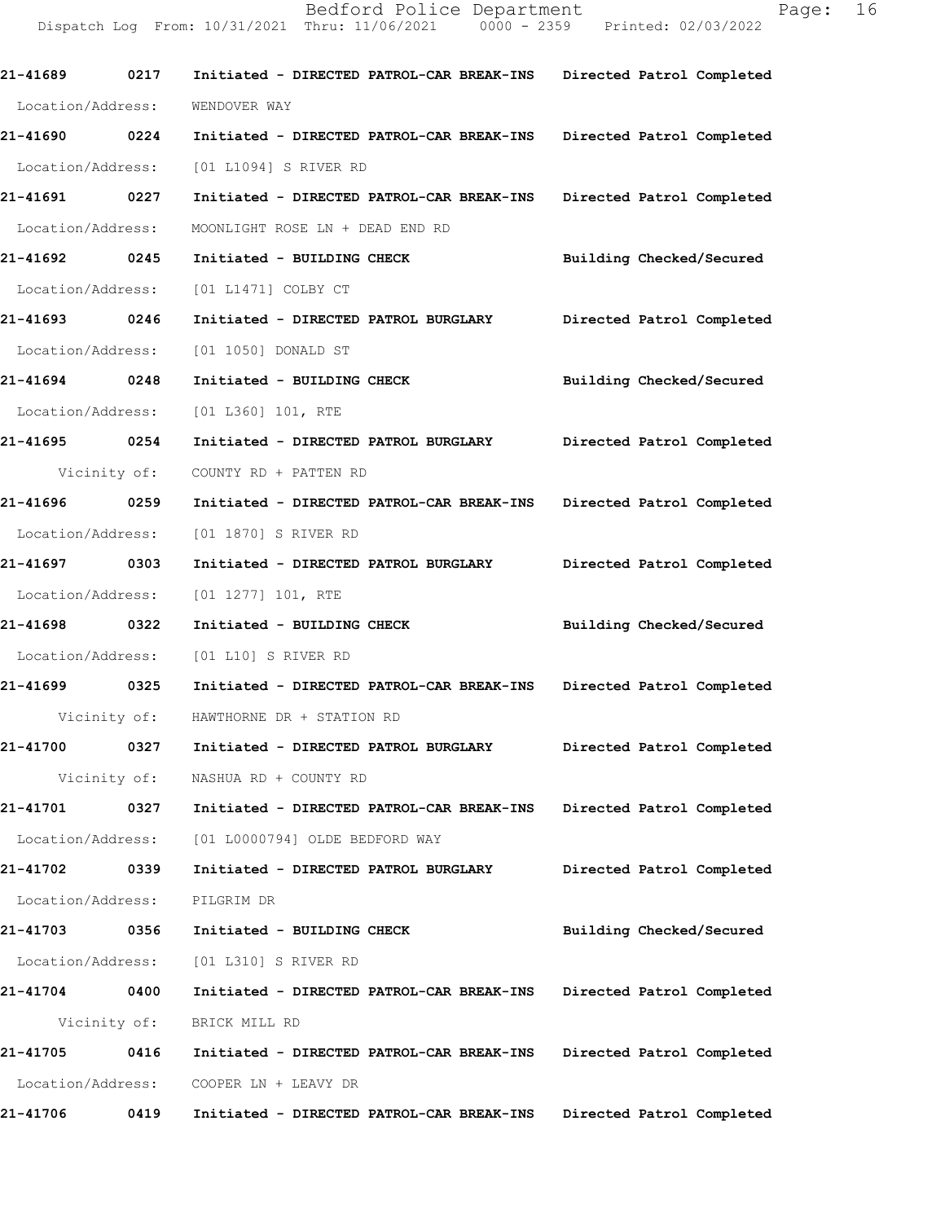**21-41689 0217 Initiated - DIRECTED PATROL-CAR BREAK-INS Directed Patrol Completed**

Location/Address: WENDOVER WAY

**21-41690 0224 Initiated - DIRECTED PATROL-CAR BREAK-INS Directed Patrol Completed**

Location/Address: [01 L1094] S RIVER RD

**21-41691 0227 Initiated - DIRECTED PATROL-CAR BREAK-INS Directed Patrol Completed**

Location/Address: MOONLIGHT ROSE LN + DEAD END RD

**21-41692 0245 Initiated - BUILDING CHECK Building Checked/Secured**

Location/Address: [01 L1471] COLBY CT

**21-41693 0246 Initiated - DIRECTED PATROL BURGLARY Directed Patrol Completed**

Location/Address: [01 1050] DONALD ST

**21-41694 0248 Initiated - BUILDING CHECK Building Checked/Secured**

Location/Address: [01 L360] 101, RTE

**21-41695 0254 Initiated - DIRECTED PATROL BURGLARY Directed Patrol Completed**

Vicinity of: COUNTY RD + PATTEN RD

**21-41696 0259 Initiated - DIRECTED PATROL-CAR BREAK-INS Directed Patrol Completed**

Location/Address: [01 1870] S RIVER RD

**21-41697 0303 Initiated - DIRECTED PATROL BURGLARY Directed Patrol Completed**

Location/Address: [01 1277] 101, RTE

**21-41698 0322 Initiated - BUILDING CHECK Building Checked/Secured**

Location/Address: [01 L10] S RIVER RD

**21-41699 0325 Initiated - DIRECTED PATROL-CAR BREAK-INS Directed Patrol Completed**

Vicinity of: HAWTHORNE DR + STATION RD

**21-41700 0327 Initiated - DIRECTED PATROL BURGLARY Directed Patrol Completed**

Vicinity of: NASHUA RD + COUNTY RD

**21-41701 0327 Initiated - DIRECTED PATROL-CAR BREAK-INS Directed Patrol Completed**

Location/Address: [01 L0000794] OLDE BEDFORD WAY

**21-41702 0339 Initiated - DIRECTED PATROL BURGLARY Directed Patrol Completed**

Location/Address: PILGRIM DR

**21-41703 0356 Initiated - BUILDING CHECK Building Checked/Secured**

Location/Address: [01 L310] S RIVER RD

**21-41704 0400 Initiated - DIRECTED PATROL-CAR BREAK-INS Directed Patrol Completed**

Vicinity of: BRICK MILL RD

**21-41705 0416 Initiated - DIRECTED PATROL-CAR BREAK-INS Directed Patrol Completed**

Location/Address: COOPER LN + LEAVY DR

**21-41706 0419 Initiated - DIRECTED PATROL-CAR BREAK-INS Directed Patrol Completed**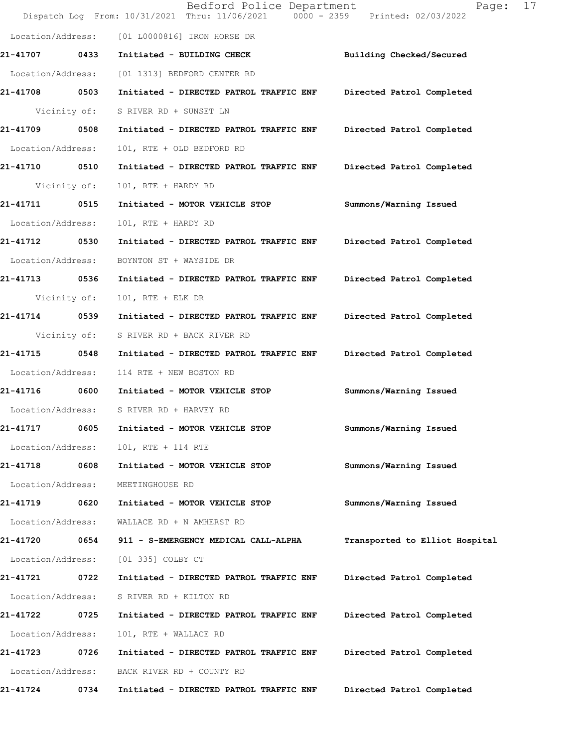Location/Address: [01 L0000816] IRON HORSE DR

**21-41707 0433 Initiated - BUILDING CHECK** Building Checked/Secured

Location/Address: [01 1313] BEDFORD CENTER RD

**21-41708 0503 Initiated - DIRECTED PATROL TRAFFIC ENF** Directed Patrol Completed

Vicinity of: S RIVER RD + SUNSET LN

**21-41709 0508 Initiated - DIRECTED PATROL TRAFFIC ENF** Directed Patrol Completed

Location/Address: 101, RTE + OLD BEDFORD RD

**21-41710 0510 Initiated - DIRECTED PATROL TRAFFIC ENF** Directed Patrol Completed

Vicinity of: 101, RTE + HARDY RD

**21-41711 0515 Initiated - MOTOR VEHICLE STOP** Summons/Warning Issued

Location/Address: 101, RTE + HARDY RD

**21-41712 0530 Initiated - DIRECTED PATROL TRAFFIC ENF** Directed Patrol Completed

Location/Address: BOYNTON ST + WAYSIDE DR

**21-41713 0536 Initiated - DIRECTED PATROL TRAFFIC ENF** Directed Patrol Completed

Vicinity of: 101, RTE + ELK DR

**21-41714 0539 Initiated - DIRECTED PATROL TRAFFIC ENF** Directed Patrol Completed

Vicinity of: S RIVER RD + BACK RIVER RD

**21-41715 0548 Initiated - DIRECTED PATROL TRAFFIC ENF** Directed Patrol Completed

Location/Address: 114 RTE + NEW BOSTON RD

**21-41716 0600 Initiated - MOTOR VEHICLE STOP** Summons/Warning Issued

Location/Address: S RIVER RD + HARVEY RD

**21-41717 0605 Initiated - MOTOR VEHICLE STOP** Summons/Warning Issued

Location/Address: 101, RTE + 114 RTE

**21-41718 0608 Initiated - MOTOR VEHICLE STOP** Summons/Warning Issued

Location/Address: MEETINGHOUSE RD

**21-41719 0620 Initiated - MOTOR VEHICLE STOP** Summons/Warning Issued

Location/Address: WALLACE RD + N AMHERST RD

**21-41720 0654 911 - S-EMERGENCY MEDICAL CALL-ALPHA** Transported to Elliot Hospital

Location/Address: [01 335] COLBY CT

**21-41721 0722 Initiated - DIRECTED PATROL TRAFFIC ENF** Directed Patrol Completed

Location/Address: S RIVER RD + KILTON RD

**21-41722 0725 Initiated - DIRECTED PATROL TRAFFIC ENF** Directed Patrol Completed

Location/Address: 101, RTE + WALLACE RD

**21-41723 0726 Initiated - DIRECTED PATROL TRAFFIC ENF** Directed Patrol Completed

Location/Address: BACK RIVER RD + COUNTY RD

**21-41724 0734 Initiated - DIRECTED PATROL TRAFFIC ENF** Directed Patrol Completed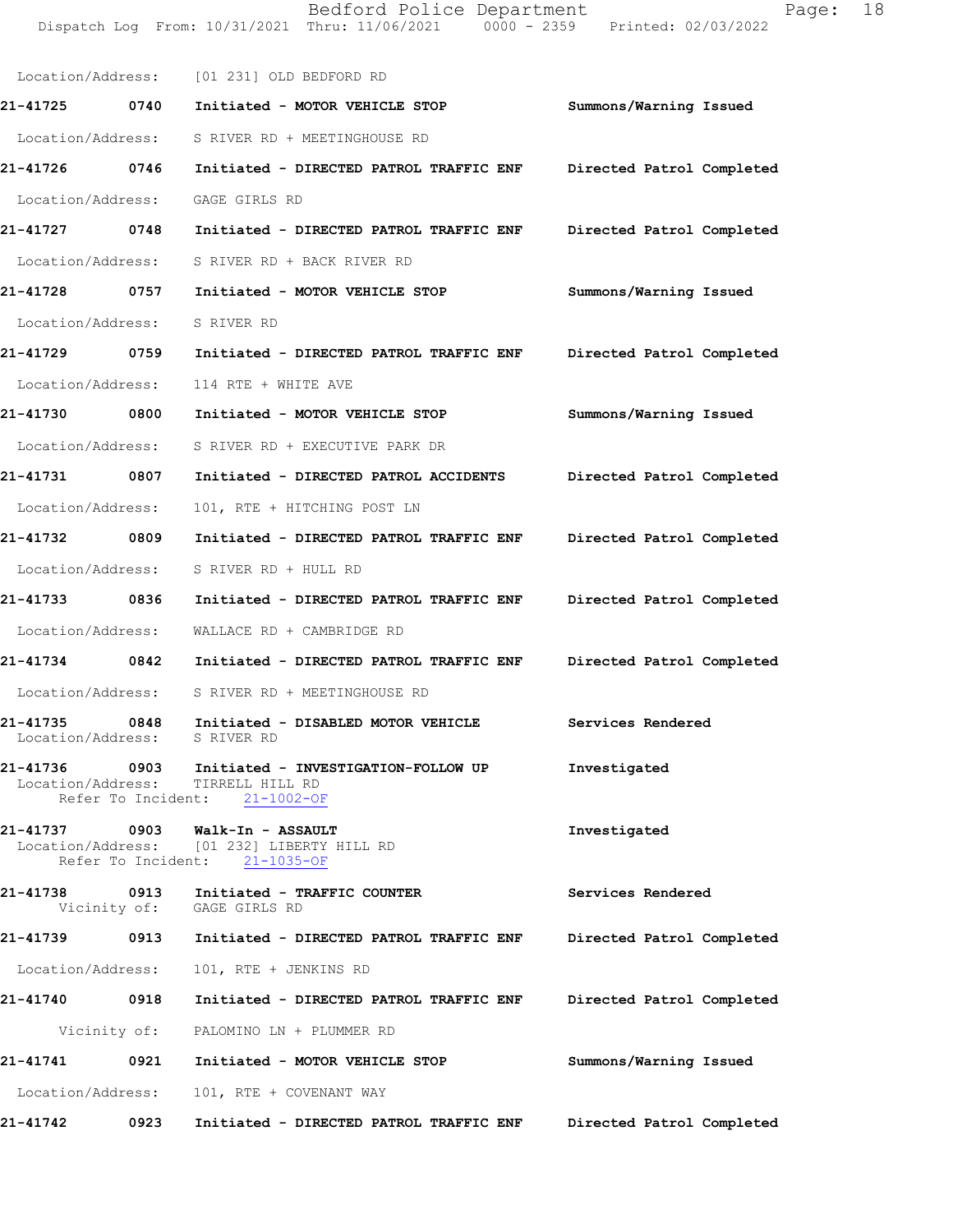Location/Address: [01 231] OLD BEDFORD RD

**21-41725** 0740 Initiated - MOTOR VEHICLE STOP — Summons/Warning Issued
Location/Address: S RIVER RD + MEETINGHOUSE RD

**21-41726** 0746 Initiated - DIRECTED PATROL TRAFFIC ENF — Directed Patrol Completed
Location/Address: GAGE GIRLS RD

**21-41727** 0748 Initiated - DIRECTED PATROL TRAFFIC ENF — Directed Patrol Completed
Location/Address: S RIVER RD + BACK RIVER RD

**21-41728** 0757 Initiated - MOTOR VEHICLE STOP — Summons/Warning Issued
Location/Address: S RIVER RD

**21-41729** 0759 Initiated - DIRECTED PATROL TRAFFIC ENF — Directed Patrol Completed
Location/Address: 114 RTE + WHITE AVE

**21-41730** 0800 Initiated - MOTOR VEHICLE STOP — Summons/Warning Issued
Location/Address: S RIVER RD + EXECUTIVE PARK DR

**21-41731** 0807 Initiated - DIRECTED PATROL ACCIDENTS — Directed Patrol Completed
Location/Address: 101, RTE + HITCHING POST LN

**21-41732** 0809 Initiated - DIRECTED PATROL TRAFFIC ENF — Directed Patrol Completed
Location/Address: S RIVER RD + HULL RD

**21-41733** 0836 Initiated - DIRECTED PATROL TRAFFIC ENF — Directed Patrol Completed
Location/Address: WALLACE RD + CAMBRIDGE RD

**21-41734** 0842 Initiated - DIRECTED PATROL TRAFFIC ENF — Directed Patrol Completed
Location/Address: S RIVER RD + MEETINGHOUSE RD

**21-41735** 0848 Initiated - DISABLED MOTOR VEHICLE — Services Rendered
Location/Address: S RIVER RD

**21-41736** 0903 Initiated - INVESTIGATION-FOLLOW UP — Investigated
Location/Address: TIRRELL HILL RD
Refer To Incident: 21-1002-OF

**21-41737** 0903 Walk-In - ASSAULT — Investigated
Location/Address: [01 232] LIBERTY HILL RD
Refer To Incident: 21-1035-OF

**21-41738** 0913 Initiated - TRAFFIC COUNTER — Services Rendered
Vicinity of: GAGE GIRLS RD

**21-41739** 0913 Initiated - DIRECTED PATROL TRAFFIC ENF — Directed Patrol Completed
Location/Address: 101, RTE + JENKINS RD

**21-41740** 0918 Initiated - DIRECTED PATROL TRAFFIC ENF — Directed Patrol Completed
Vicinity of: PALOMINO LN + PLUMMER RD

**21-41741** 0921 Initiated - MOTOR VEHICLE STOP — Summons/Warning Issued
Location/Address: 101, RTE + COVENANT WAY

**21-41742** 0923 Initiated - DIRECTED PATROL TRAFFIC ENF — Directed Patrol Completed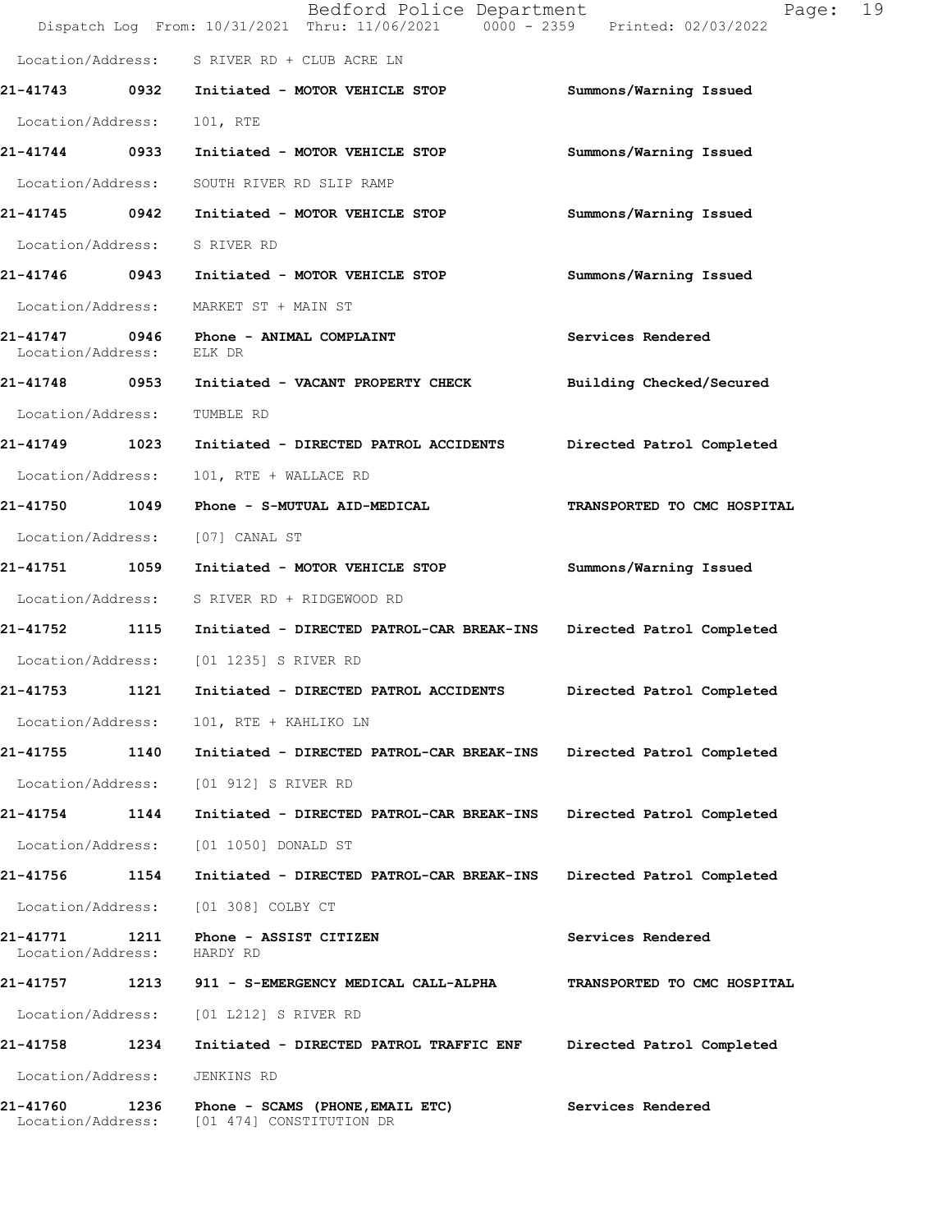Location/Address: S RIVER RD + CLUB ACRE LN

**21-41743 0932 Initiated - MOTOR VEHICLE STOP** Summons/Warning Issued

Location/Address: 101, RTE

**21-41744 0933 Initiated - MOTOR VEHICLE STOP** Summons/Warning Issued

Location/Address: SOUTH RIVER RD SLIP RAMP

**21-41745 0942 Initiated - MOTOR VEHICLE STOP** Summons/Warning Issued

Location/Address: S RIVER RD

**21-41746 0943 Initiated - MOTOR VEHICLE STOP** Summons/Warning Issued

Location/Address: MARKET ST + MAIN ST

**21-41747 0946 Phone - ANIMAL COMPLAINT** Services Rendered
Location/Address: ELK DR

**21-41748 0953 Initiated - VACANT PROPERTY CHECK** Building Checked/Secured

Location/Address: TUMBLE RD

**21-41749 1023 Initiated - DIRECTED PATROL ACCIDENTS** Directed Patrol Completed

Location/Address: 101, RTE + WALLACE RD

**21-41750 1049 Phone - S-MUTUAL AID-MEDICAL** TRANSPORTED TO CMC HOSPITAL

Location/Address: [07] CANAL ST

**21-41751 1059 Initiated - MOTOR VEHICLE STOP** Summons/Warning Issued

Location/Address: S RIVER RD + RIDGEWOOD RD

**21-41752 1115 Initiated - DIRECTED PATROL-CAR BREAK-INS** Directed Patrol Completed

Location/Address: [01 1235] S RIVER RD

**21-41753 1121 Initiated - DIRECTED PATROL ACCIDENTS** Directed Patrol Completed

Location/Address: 101, RTE + KAHLIKO LN

**21-41755 1140 Initiated - DIRECTED PATROL-CAR BREAK-INS** Directed Patrol Completed

Location/Address: [01 912] S RIVER RD

**21-41754 1144 Initiated - DIRECTED PATROL-CAR BREAK-INS** Directed Patrol Completed

Location/Address: [01 1050] DONALD ST

**21-41756 1154 Initiated - DIRECTED PATROL-CAR BREAK-INS** Directed Patrol Completed

Location/Address: [01 308] COLBY CT

**21-41771 1211 Phone - ASSIST CITIZEN** Services Rendered
Location/Address: HARDY RD

**21-41757 1213 911 - S-EMERGENCY MEDICAL CALL-ALPHA** TRANSPORTED TO CMC HOSPITAL

Location/Address: [01 L212] S RIVER RD

**21-41758 1234 Initiated - DIRECTED PATROL TRAFFIC ENF** Directed Patrol Completed

Location/Address: JENKINS RD

**21-41760 1236 Phone - SCAMS (PHONE,EMAIL ETC)** Services Rendered
Location/Address: [01 474] CONSTITUTION DR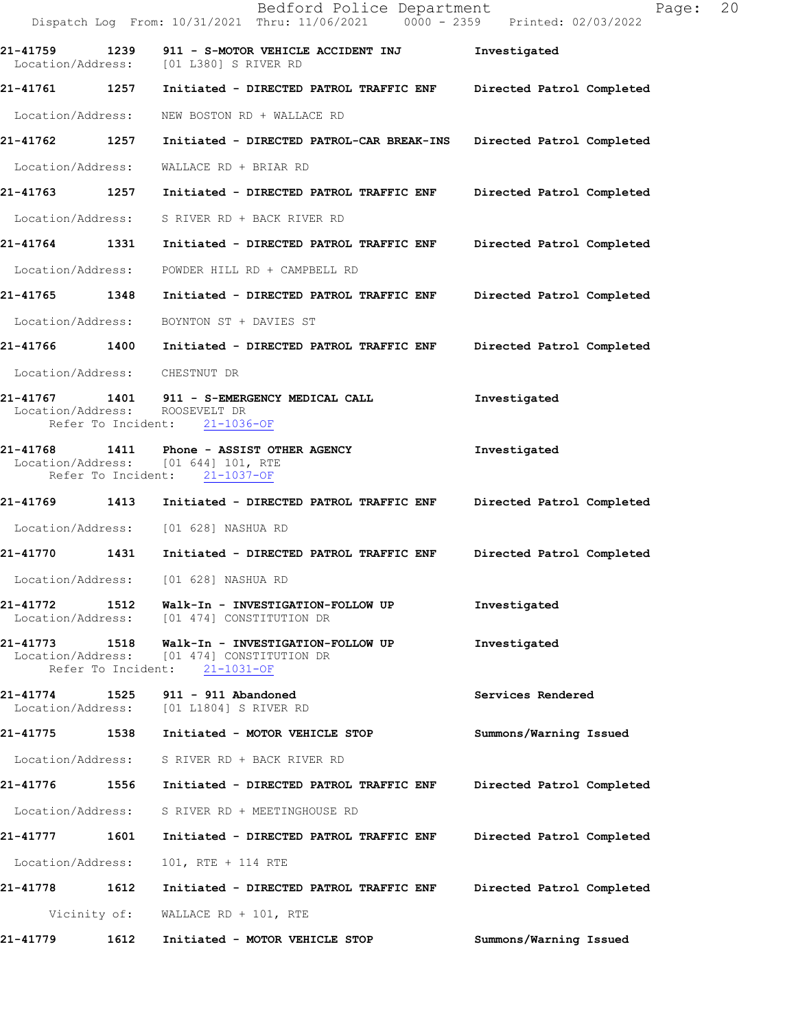21-41759 1239 911 - S-MOTOR VEHICLE ACCIDENT INJ Investigated
Location/Address: [01 L380] S RIVER RD

21-41761 1257 Initiated - DIRECTED PATROL TRAFFIC ENF Directed Patrol Completed
Location/Address: NEW BOSTON RD + WALLACE RD

21-41762 1257 Initiated - DIRECTED PATROL-CAR BREAK-INS Directed Patrol Completed
Location/Address: WALLACE RD + BRIAR RD

21-41763 1257 Initiated - DIRECTED PATROL TRAFFIC ENF Directed Patrol Completed
Location/Address: S RIVER RD + BACK RIVER RD

21-41764 1331 Initiated - DIRECTED PATROL TRAFFIC ENF Directed Patrol Completed
Location/Address: POWDER HILL RD + CAMPBELL RD

21-41765 1348 Initiated - DIRECTED PATROL TRAFFIC ENF Directed Patrol Completed
Location/Address: BOYNTON ST + DAVIES ST

21-41766 1400 Initiated - DIRECTED PATROL TRAFFIC ENF Directed Patrol Completed
Location/Address: CHESTNUT DR

21-41767 1401 911 - S-EMERGENCY MEDICAL CALL Investigated
Location/Address: ROOSEVELT DR
Refer To Incident: 21-1036-OF

21-41768 1411 Phone - ASSIST OTHER AGENCY Investigated
Location/Address: [01 644] 101, RTE
Refer To Incident: 21-1037-OF

21-41769 1413 Initiated - DIRECTED PATROL TRAFFIC ENF Directed Patrol Completed
Location/Address: [01 628] NASHUA RD

21-41770 1431 Initiated - DIRECTED PATROL TRAFFIC ENF Directed Patrol Completed
Location/Address: [01 628] NASHUA RD

21-41772 1512 Walk-In - INVESTIGATION-FOLLOW UP Investigated
Location/Address: [01 474] CONSTITUTION DR

21-41773 1518 Walk-In - INVESTIGATION-FOLLOW UP Investigated
Location/Address: [01 474] CONSTITUTION DR
Refer To Incident: 21-1031-OF

21-41774 1525 911 - 911 Abandoned Services Rendered
Location/Address: [01 L1804] S RIVER RD

21-41775 1538 Initiated - MOTOR VEHICLE STOP Summons/Warning Issued
Location/Address: S RIVER RD + BACK RIVER RD

21-41776 1556 Initiated - DIRECTED PATROL TRAFFIC ENF Directed Patrol Completed
Location/Address: S RIVER RD + MEETINGHOUSE RD

21-41777 1601 Initiated - DIRECTED PATROL TRAFFIC ENF Directed Patrol Completed
Location/Address: 101, RTE + 114 RTE

21-41778 1612 Initiated - DIRECTED PATROL TRAFFIC ENF Directed Patrol Completed
Vicinity of: WALLACE RD + 101, RTE

21-41779 1612 Initiated - MOTOR VEHICLE STOP Summons/Warning Issued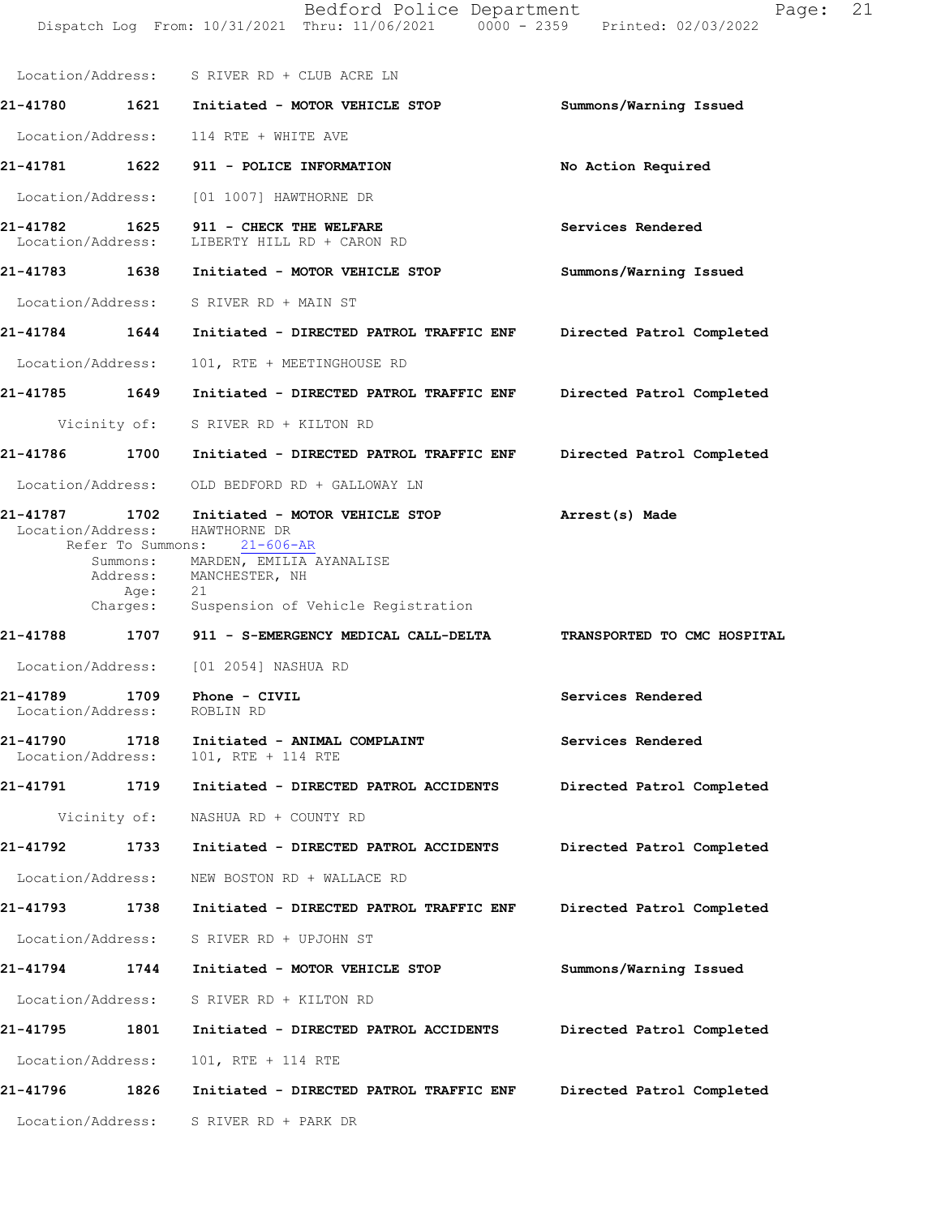Location/Address: S RIVER RD + CLUB ACRE LN

**21-41780 1621 Initiated - MOTOR VEHICLE STOP** — Summons/Warning Issued

Location/Address: 114 RTE + WHITE AVE

**21-41781 1622 911 - POLICE INFORMATION** — No Action Required

Location/Address: [01 1007] HAWTHORNE DR

**21-41782 1625 911 - CHECK THE WELFARE** — Services Rendered

Location/Address: LIBERTY HILL RD + CARON RD

**21-41783 1638 Initiated - MOTOR VEHICLE STOP** — Summons/Warning Issued

Location/Address: S RIVER RD + MAIN ST

**21-41784 1644 Initiated - DIRECTED PATROL TRAFFIC ENF** — Directed Patrol Completed

Location/Address: 101, RTE + MEETINGHOUSE RD

**21-41785 1649 Initiated - DIRECTED PATROL TRAFFIC ENF** — Directed Patrol Completed

Vicinity of: S RIVER RD + KILTON RD

**21-41786 1700 Initiated - DIRECTED PATROL TRAFFIC ENF** — Directed Patrol Completed

Location/Address: OLD BEDFORD RD + GALLOWAY LN

**21-41787 1702 Initiated - MOTOR VEHICLE STOP** — Arrest(s) Made

Location/Address: HAWTHORNE DR
Refer To Summons: 21-606-AR
Summons: MARDEN, EMILIA AYANALISE
Address: MANCHESTER, NH
Age: 21
Charges: Suspension of Vehicle Registration

**21-41788 1707 911 - S-EMERGENCY MEDICAL CALL-DELTA** — TRANSPORTED TO CMC HOSPITAL

Location/Address: [01 2054] NASHUA RD

**21-41789 1709 Phone - CIVIL** — Services Rendered

Location/Address: ROBLIN RD

**21-41790 1718 Initiated - ANIMAL COMPLAINT** — Services Rendered

Location/Address: 101, RTE + 114 RTE

**21-41791 1719 Initiated - DIRECTED PATROL ACCIDENTS** — Directed Patrol Completed

Vicinity of: NASHUA RD + COUNTY RD

**21-41792 1733 Initiated - DIRECTED PATROL ACCIDENTS** — Directed Patrol Completed

Location/Address: NEW BOSTON RD + WALLACE RD

**21-41793 1738 Initiated - DIRECTED PATROL TRAFFIC ENF** — Directed Patrol Completed

Location/Address: S RIVER RD + UPJOHN ST

**21-41794 1744 Initiated - MOTOR VEHICLE STOP** — Summons/Warning Issued

Location/Address: S RIVER RD + KILTON RD

**21-41795 1801 Initiated - DIRECTED PATROL ACCIDENTS** — Directed Patrol Completed

Location/Address: 101, RTE + 114 RTE

**21-41796 1826 Initiated - DIRECTED PATROL TRAFFIC ENF** — Directed Patrol Completed

Location/Address: S RIVER RD + PARK DR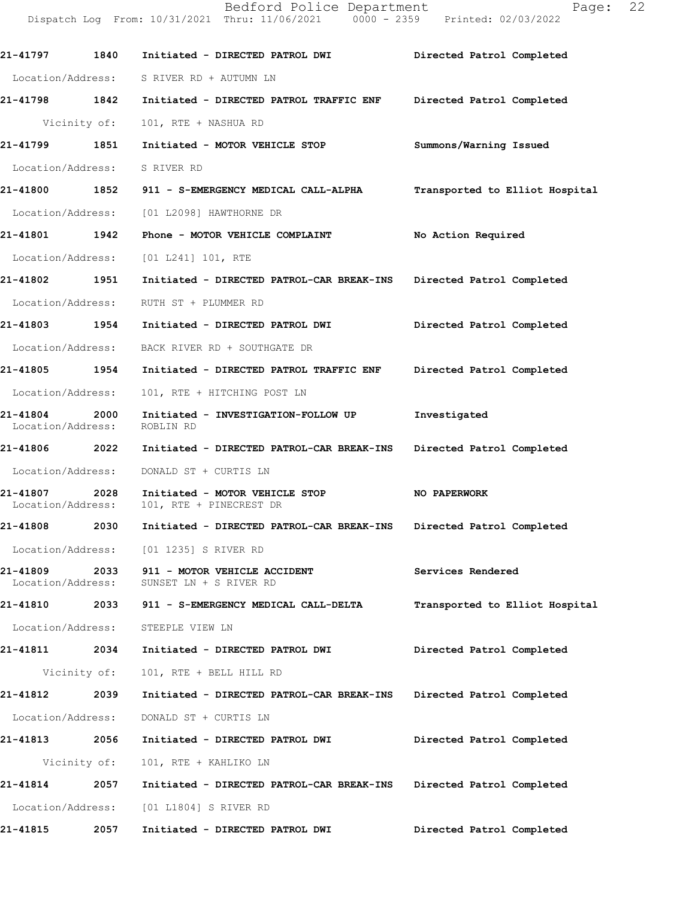| Call Number | Time | Call Reason | Action |
|---|---|---|---|
| 21-41797 | 1840 | Initiated - DIRECTED PATROL DWI | Directed Patrol Completed |
| Location/Address: | | S RIVER RD + AUTUMN LN | |
| 21-41798 | 1842 | Initiated - DIRECTED PATROL TRAFFIC ENF | Directed Patrol Completed |
| Vicinity of: | | 101, RTE + NASHUA RD | |
| 21-41799 | 1851 | Initiated - MOTOR VEHICLE STOP | Summons/Warning Issued |
| Location/Address: | | S RIVER RD | |
| 21-41800 | 1852 | 911 - S-EMERGENCY MEDICAL CALL-ALPHA | Transported to Elliot Hospital |
| Location/Address: | | [01 L2098] HAWTHORNE DR | |
| 21-41801 | 1942 | Phone - MOTOR VEHICLE COMPLAINT | No Action Required |
| Location/Address: | | [01 L241] 101, RTE | |
| 21-41802 | 1951 | Initiated - DIRECTED PATROL-CAR BREAK-INS | Directed Patrol Completed |
| Location/Address: | | RUTH ST + PLUMMER RD | |
| 21-41803 | 1954 | Initiated - DIRECTED PATROL DWI | Directed Patrol Completed |
| Location/Address: | | BACK RIVER RD + SOUTHGATE DR | |
| 21-41805 | 1954 | Initiated - DIRECTED PATROL TRAFFIC ENF | Directed Patrol Completed |
| Location/Address: | | 101, RTE + HITCHING POST LN | |
| 21-41804 | 2000 | Initiated - INVESTIGATION-FOLLOW UP | Investigated |
| Location/Address: | | ROBLIN RD | |
| 21-41806 | 2022 | Initiated - DIRECTED PATROL-CAR BREAK-INS | Directed Patrol Completed |
| Location/Address: | | DONALD ST + CURTIS LN | |
| 21-41807 | 2028 | Initiated - MOTOR VEHICLE STOP | NO PAPERWORK |
| Location/Address: | | 101, RTE + PINECREST DR | |
| 21-41808 | 2030 | Initiated - DIRECTED PATROL-CAR BREAK-INS | Directed Patrol Completed |
| Location/Address: | | [01 1235] S RIVER RD | |
| 21-41809 | 2033 | 911 - MOTOR VEHICLE ACCIDENT | Services Rendered |
| Location/Address: | | SUNSET LN + S RIVER RD | |
| 21-41810 | 2033 | 911 - S-EMERGENCY MEDICAL CALL-DELTA | Transported to Elliot Hospital |
| Location/Address: | | STEEPLE VIEW LN | |
| 21-41811 | 2034 | Initiated - DIRECTED PATROL DWI | Directed Patrol Completed |
| Vicinity of: | | 101, RTE + BELL HILL RD | |
| 21-41812 | 2039 | Initiated - DIRECTED PATROL-CAR BREAK-INS | Directed Patrol Completed |
| Location/Address: | | DONALD ST + CURTIS LN | |
| 21-41813 | 2056 | Initiated - DIRECTED PATROL DWI | Directed Patrol Completed |
| Vicinity of: | | 101, RTE + KAHLIKO LN | |
| 21-41814 | 2057 | Initiated - DIRECTED PATROL-CAR BREAK-INS | Directed Patrol Completed |
| Location/Address: | | [01 L1804] S RIVER RD | |
| 21-41815 | 2057 | Initiated - DIRECTED PATROL DWI | Directed Patrol Completed |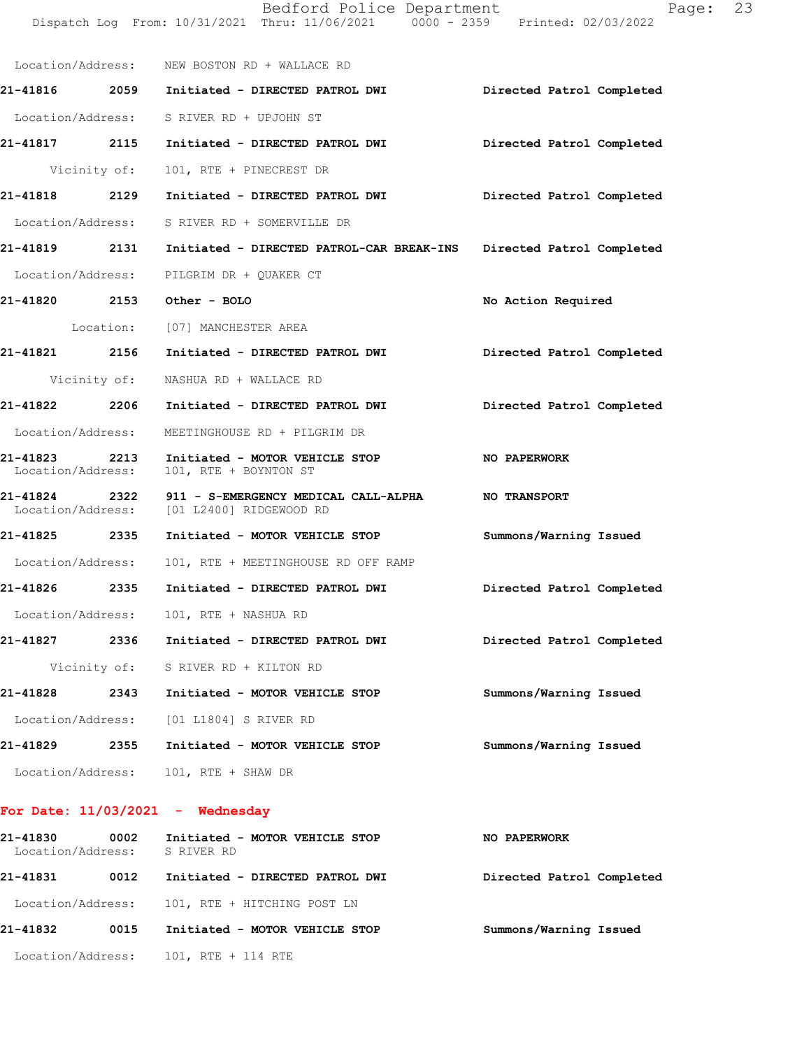Location/Address: NEW BOSTON RD + WALLACE RD

**21-41816 2059 Initiated - DIRECTED PATROL DWI** — **Directed Patrol Completed**
Location/Address: S RIVER RD + UPJOHN ST

**21-41817 2115 Initiated - DIRECTED PATROL DWI** — **Directed Patrol Completed**
Vicinity of: 101, RTE + PINECREST DR

**21-41818 2129 Initiated - DIRECTED PATROL DWI** — **Directed Patrol Completed**
Location/Address: S RIVER RD + SOMERVILLE DR

**21-41819 2131 Initiated - DIRECTED PATROL-CAR BREAK-INS** — **Directed Patrol Completed**
Location/Address: PILGRIM DR + QUAKER CT

**21-41820 2153 Other - BOLO** — **No Action Required**
Location: [07] MANCHESTER AREA

**21-41821 2156 Initiated - DIRECTED PATROL DWI** — **Directed Patrol Completed**
Vicinity of: NASHUA RD + WALLACE RD

**21-41822 2206 Initiated - DIRECTED PATROL DWI** — **Directed Patrol Completed**
Location/Address: MEETINGHOUSE RD + PILGRIM DR

**21-41823 2213 Initiated - MOTOR VEHICLE STOP** — **NO PAPERWORK**
Location/Address: 101, RTE + BOYNTON ST

**21-41824 2322 911 - S-EMERGENCY MEDICAL CALL-ALPHA** — **NO TRANSPORT**
Location/Address: [01 L2400] RIDGEWOOD RD

**21-41825 2335 Initiated - MOTOR VEHICLE STOP** — **Summons/Warning Issued**
Location/Address: 101, RTE + MEETINGHOUSE RD OFF RAMP

**21-41826 2335 Initiated - DIRECTED PATROL DWI** — **Directed Patrol Completed**
Location/Address: 101, RTE + NASHUA RD

**21-41827 2336 Initiated - DIRECTED PATROL DWI** — **Directed Patrol Completed**
Vicinity of: S RIVER RD + KILTON RD

**21-41828 2343 Initiated - MOTOR VEHICLE STOP** — **Summons/Warning Issued**
Location/Address: [01 L1804] S RIVER RD

**21-41829 2355 Initiated - MOTOR VEHICLE STOP** — **Summons/Warning Issued**
Location/Address: 101, RTE + SHAW DR

## For Date: 11/03/2021 - Wednesday

**21-41830 0002 Initiated - MOTOR VEHICLE STOP** — **NO PAPERWORK**
Location/Address: S RIVER RD

**21-41831 0012 Initiated - DIRECTED PATROL DWI** — **Directed Patrol Completed**
Location/Address: 101, RTE + HITCHING POST LN

**21-41832 0015 Initiated - MOTOR VEHICLE STOP** — **Summons/Warning Issued**
Location/Address: 101, RTE + 114 RTE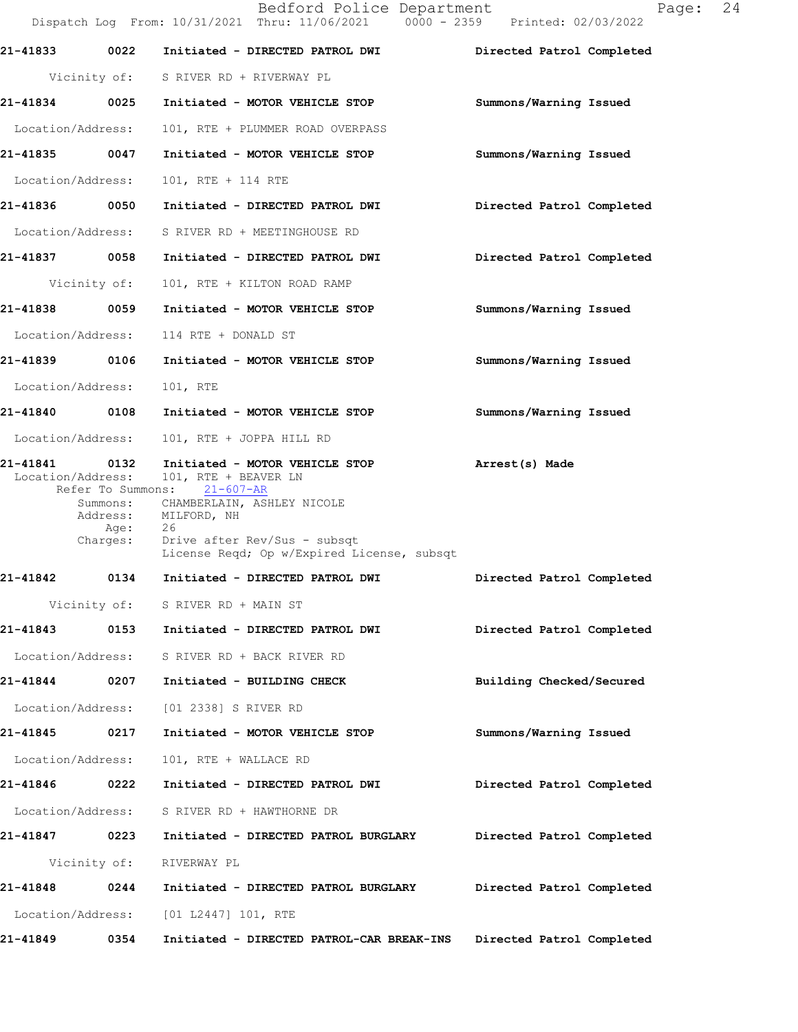**21-41833** 0022 Initiated - **DIRECTED PATROL DWI** — Directed Patrol Completed

Vicinity of: S RIVER RD + RIVERWAY PL

**21-41834** 0025 Initiated - **MOTOR VEHICLE STOP** — Summons/Warning Issued

Location/Address: 101, RTE + PLUMMER ROAD OVERPASS

**21-41835** 0047 Initiated - **MOTOR VEHICLE STOP** — Summons/Warning Issued

Location/Address: 101, RTE + 114 RTE

**21-41836** 0050 Initiated - **DIRECTED PATROL DWI** — Directed Patrol Completed

Location/Address: S RIVER RD + MEETINGHOUSE RD

**21-41837** 0058 Initiated - **DIRECTED PATROL DWI** — Directed Patrol Completed

Vicinity of: 101, RTE + KILTON ROAD RAMP

**21-41838** 0059 Initiated - **MOTOR VEHICLE STOP** — Summons/Warning Issued

Location/Address: 114 RTE + DONALD ST

**21-41839** 0106 Initiated - **MOTOR VEHICLE STOP** — Summons/Warning Issued

Location/Address: 101, RTE

**21-41840** 0108 Initiated - **MOTOR VEHICLE STOP** — Summons/Warning Issued

Location/Address: 101, RTE + JOPPA HILL RD

**21-41841** 0132 Initiated - **MOTOR VEHICLE STOP** — Arrest(s) Made

Location/Address: 101, RTE + BEAVER LN
Refer To Summons: 21-607-AR
Summons: CHAMBERLAIN, ASHLEY NICOLE
Address: MILFORD, NH
Age: 26
Charges: Drive after Rev/Sus - subsqt
License Reqd; Op w/Expired License, subsqt

**21-41842** 0134 Initiated - **DIRECTED PATROL DWI** — Directed Patrol Completed

Vicinity of: S RIVER RD + MAIN ST

**21-41843** 0153 Initiated - **DIRECTED PATROL DWI** — Directed Patrol Completed

Location/Address: S RIVER RD + BACK RIVER RD

**21-41844** 0207 Initiated - **BUILDING CHECK** — Building Checked/Secured

Location/Address: [01 2338] S RIVER RD

**21-41845** 0217 Initiated - **MOTOR VEHICLE STOP** — Summons/Warning Issued

Location/Address: 101, RTE + WALLACE RD

**21-41846** 0222 Initiated - **DIRECTED PATROL DWI** — Directed Patrol Completed

Location/Address: S RIVER RD + HAWTHORNE DR

**21-41847** 0223 Initiated - **DIRECTED PATROL BURGLARY** — Directed Patrol Completed

Vicinity of: RIVERWAY PL

**21-41848** 0244 Initiated - **DIRECTED PATROL BURGLARY** — Directed Patrol Completed

Location/Address: [01 L2447] 101, RTE

**21-41849** 0354 Initiated - **DIRECTED PATROL-CAR BREAK-INS** — Directed Patrol Completed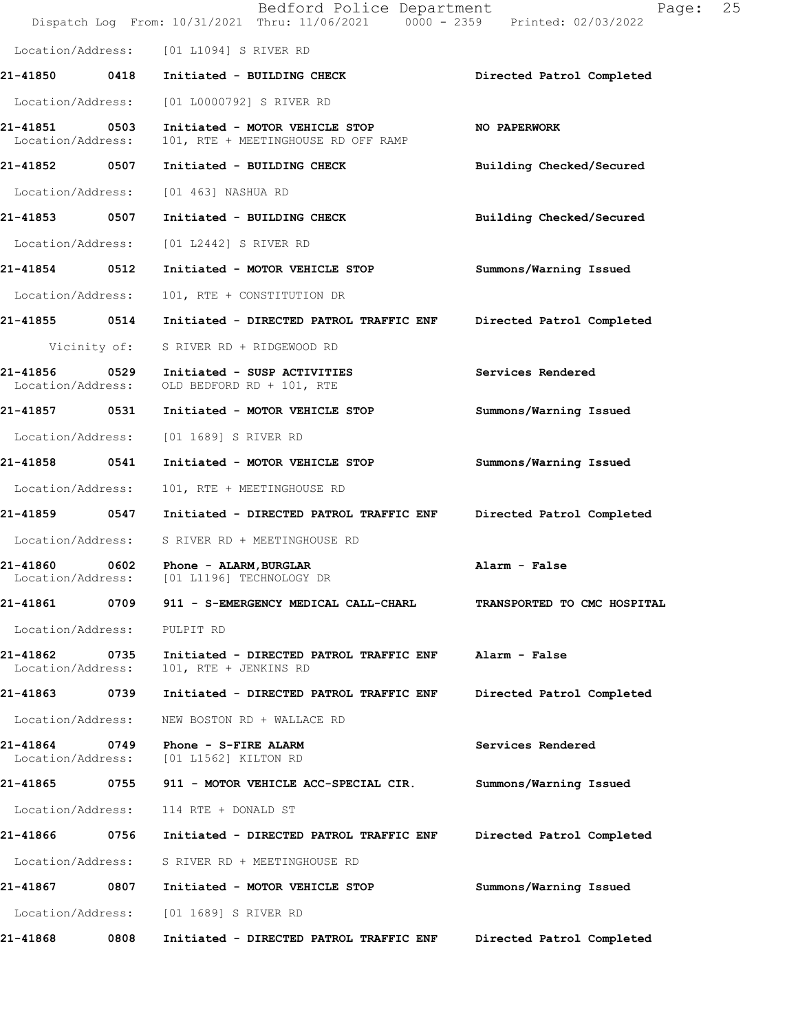Location/Address: [01 L1094] S RIVER RD

| Call # | Time | Call Reason | Action |
|---|---|---|---|
| 21-41850 | 0418 | Initiated - BUILDING CHECK | Directed Patrol Completed |
| | | Location/Address: [01 L0000792] S RIVER RD | |
| 21-41851 | 0503 | Initiated - MOTOR VEHICLE STOP | NO PAPERWORK |
| | | Location/Address: 101, RTE + MEETINGHOUSE RD OFF RAMP | |
| 21-41852 | 0507 | Initiated - BUILDING CHECK | Building Checked/Secured |
| | | Location/Address: [01 463] NASHUA RD | |
| 21-41853 | 0507 | Initiated - BUILDING CHECK | Building Checked/Secured |
| | | Location/Address: [01 L2442] S RIVER RD | |
| 21-41854 | 0512 | Initiated - MOTOR VEHICLE STOP | Summons/Warning Issued |
| | | Location/Address: 101, RTE + CONSTITUTION DR | |
| 21-41855 | 0514 | Initiated - DIRECTED PATROL TRAFFIC ENF | Directed Patrol Completed |
| | | Vicinity of: S RIVER RD + RIDGEWOOD RD | |
| 21-41856 | 0529 | Initiated - SUSP ACTIVITIES | Services Rendered |
| | | Location/Address: OLD BEDFORD RD + 101, RTE | |
| 21-41857 | 0531 | Initiated - MOTOR VEHICLE STOP | Summons/Warning Issued |
| | | Location/Address: [01 1689] S RIVER RD | |
| 21-41858 | 0541 | Initiated - MOTOR VEHICLE STOP | Summons/Warning Issued |
| | | Location/Address: 101, RTE + MEETINGHOUSE RD | |
| 21-41859 | 0547 | Initiated - DIRECTED PATROL TRAFFIC ENF | Directed Patrol Completed |
| | | Location/Address: S RIVER RD + MEETINGHOUSE RD | |
| 21-41860 | 0602 | Phone - ALARM, BURGLAR | Alarm - False |
| | | Location/Address: [01 L1196] TECHNOLOGY DR | |
| 21-41861 | 0709 | 911 - S-EMERGENCY MEDICAL CALL-CHARL | TRANSPORTED TO CMC HOSPITAL |
| | | Location/Address: PULPIT RD | |
| 21-41862 | 0735 | Initiated - DIRECTED PATROL TRAFFIC ENF | Alarm - False |
| | | Location/Address: 101, RTE + JENKINS RD | |
| 21-41863 | 0739 | Initiated - DIRECTED PATROL TRAFFIC ENF | Directed Patrol Completed |
| | | Location/Address: NEW BOSTON RD + WALLACE RD | |
| 21-41864 | 0749 | Phone - S-FIRE ALARM | Services Rendered |
| | | Location/Address: [01 L1562] KILTON RD | |
| 21-41865 | 0755 | 911 - MOTOR VEHICLE ACC-SPECIAL CIR. | Summons/Warning Issued |
| | | Location/Address: 114 RTE + DONALD ST | |
| 21-41866 | 0756 | Initiated - DIRECTED PATROL TRAFFIC ENF | Directed Patrol Completed |
| | | Location/Address: S RIVER RD + MEETINGHOUSE RD | |
| 21-41867 | 0807 | Initiated - MOTOR VEHICLE STOP | Summons/Warning Issued |
| | | Location/Address: [01 1689] S RIVER RD | |
| 21-41868 | 0808 | Initiated - DIRECTED PATROL TRAFFIC ENF | Directed Patrol Completed |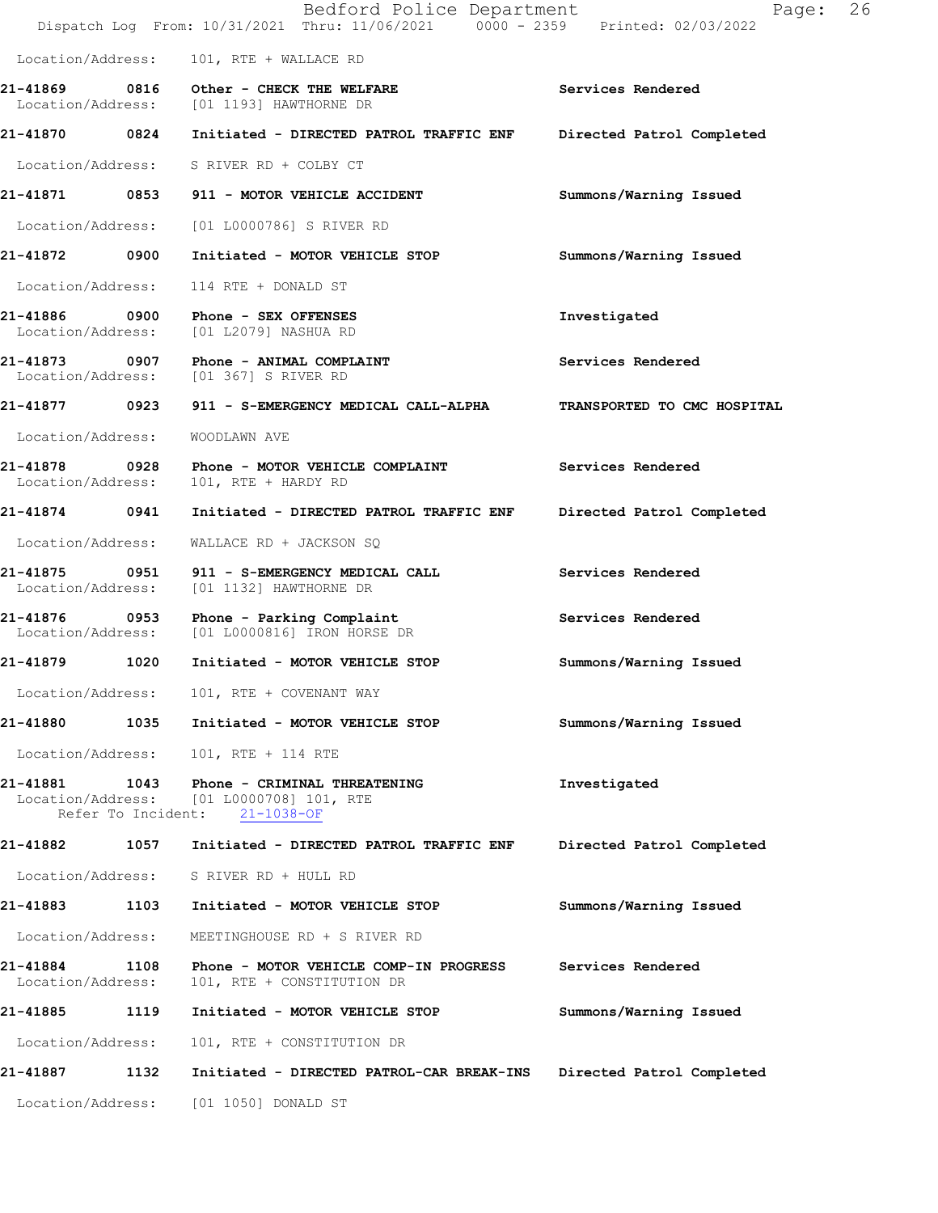Location/Address: 101, RTE + WALLACE RD

**21-41869 0816 Other - CHECK THE WELFARE** Services Rendered
Location/Address: [01 1193] HAWTHORNE DR

**21-41870 0824 Initiated - DIRECTED PATROL TRAFFIC ENF** Directed Patrol Completed
Location/Address: S RIVER RD + COLBY CT

**21-41871 0853 911 - MOTOR VEHICLE ACCIDENT** Summons/Warning Issued
Location/Address: [01 L0000786] S RIVER RD

**21-41872 0900 Initiated - MOTOR VEHICLE STOP** Summons/Warning Issued
Location/Address: 114 RTE + DONALD ST

**21-41886 0900 Phone - SEX OFFENSES** Investigated
Location/Address: [01 L2079] NASHUA RD

**21-41873 0907 Phone - ANIMAL COMPLAINT** Services Rendered
Location/Address: [01 367] S RIVER RD

**21-41877 0923 911 - S-EMERGENCY MEDICAL CALL-ALPHA** TRANSPORTED TO CMC HOSPITAL
Location/Address: WOODLAWN AVE

**21-41878 0928 Phone - MOTOR VEHICLE COMPLAINT** Services Rendered
Location/Address: 101, RTE + HARDY RD

**21-41874 0941 Initiated - DIRECTED PATROL TRAFFIC ENF** Directed Patrol Completed
Location/Address: WALLACE RD + JACKSON SQ

**21-41875 0951 911 - S-EMERGENCY MEDICAL CALL** Services Rendered
Location/Address: [01 1132] HAWTHORNE DR

**21-41876 0953 Phone - Parking Complaint** Services Rendered
Location/Address: [01 L0000816] IRON HORSE DR

**21-41879 1020 Initiated - MOTOR VEHICLE STOP** Summons/Warning Issued
Location/Address: 101, RTE + COVENANT WAY

**21-41880 1035 Initiated - MOTOR VEHICLE STOP** Summons/Warning Issued
Location/Address: 101, RTE + 114 RTE

**21-41881 1043 Phone - CRIMINAL THREATENING** Investigated
Location/Address: [01 L0000708] 101, RTE
Refer To Incident: 21-1038-OF

**21-41882 1057 Initiated - DIRECTED PATROL TRAFFIC ENF** Directed Patrol Completed
Location/Address: S RIVER RD + HULL RD

**21-41883 1103 Initiated - MOTOR VEHICLE STOP** Summons/Warning Issued
Location/Address: MEETINGHOUSE RD + S RIVER RD

**21-41884 1108 Phone - MOTOR VEHICLE COMP-IN PROGRESS** Services Rendered
Location/Address: 101, RTE + CONSTITUTION DR

**21-41885 1119 Initiated - MOTOR VEHICLE STOP** Summons/Warning Issued
Location/Address: 101, RTE + CONSTITUTION DR

**21-41887 1132 Initiated - DIRECTED PATROL-CAR BREAK-INS** Directed Patrol Completed
Location/Address: [01 1050] DONALD ST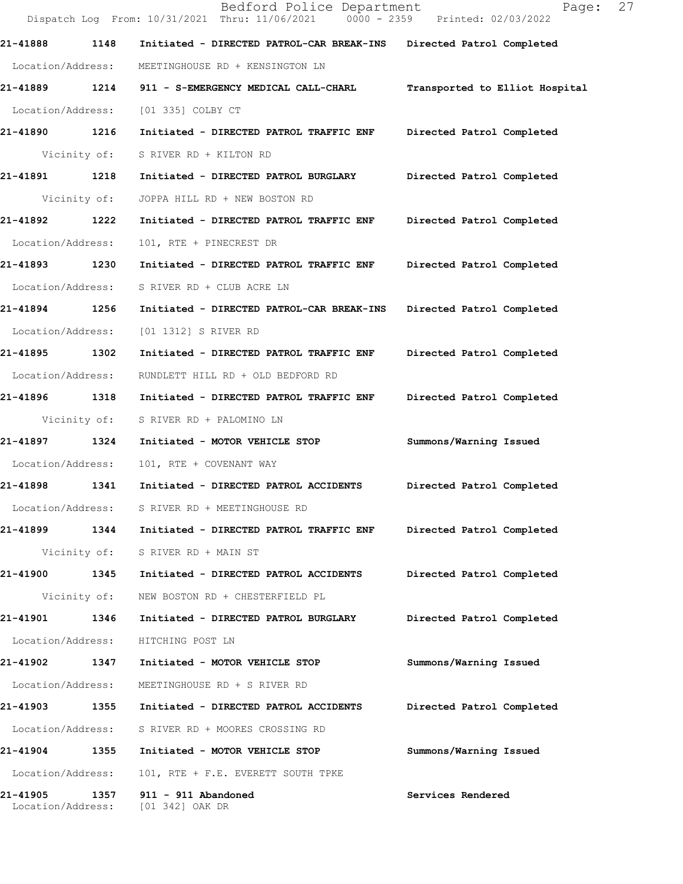**21-41888 1148 Initiated - DIRECTED PATROL-CAR BREAK-INS Directed Patrol Completed**

Location/Address: MEETINGHOUSE RD + KENSINGTON LN

**21-41889 1214 911 - S-EMERGENCY MEDICAL CALL-CHARL Transported to Elliot Hospital**

Location/Address: [01 335] COLBY CT

**21-41890 1216 Initiated - DIRECTED PATROL TRAFFIC ENF Directed Patrol Completed**

Vicinity of: S RIVER RD + KILTON RD

**21-41891 1218 Initiated - DIRECTED PATROL BURGLARY Directed Patrol Completed**

Vicinity of: JOPPA HILL RD + NEW BOSTON RD

**21-41892 1222 Initiated - DIRECTED PATROL TRAFFIC ENF Directed Patrol Completed**

Location/Address: 101, RTE + PINECREST DR

**21-41893 1230 Initiated - DIRECTED PATROL TRAFFIC ENF Directed Patrol Completed**

Location/Address: S RIVER RD + CLUB ACRE LN

**21-41894 1256 Initiated - DIRECTED PATROL-CAR BREAK-INS Directed Patrol Completed**

Location/Address: [01 1312] S RIVER RD

**21-41895 1302 Initiated - DIRECTED PATROL TRAFFIC ENF Directed Patrol Completed**

Location/Address: RUNDLETT HILL RD + OLD BEDFORD RD

**21-41896 1318 Initiated - DIRECTED PATROL TRAFFIC ENF Directed Patrol Completed**

Vicinity of: S RIVER RD + PALOMINO LN

**21-41897 1324 Initiated - MOTOR VEHICLE STOP Summons/Warning Issued**

Location/Address: 101, RTE + COVENANT WAY

**21-41898 1341 Initiated - DIRECTED PATROL ACCIDENTS Directed Patrol Completed**

Location/Address: S RIVER RD + MEETINGHOUSE RD

**21-41899 1344 Initiated - DIRECTED PATROL TRAFFIC ENF Directed Patrol Completed**

Vicinity of: S RIVER RD + MAIN ST

**21-41900 1345 Initiated - DIRECTED PATROL ACCIDENTS Directed Patrol Completed**

Vicinity of: NEW BOSTON RD + CHESTERFIELD PL

**21-41901 1346 Initiated - DIRECTED PATROL BURGLARY Directed Patrol Completed**

Location/Address: HITCHING POST LN

**21-41902 1347 Initiated - MOTOR VEHICLE STOP Summons/Warning Issued**

Location/Address: MEETINGHOUSE RD + S RIVER RD

**21-41903 1355 Initiated - DIRECTED PATROL ACCIDENTS Directed Patrol Completed**

Location/Address: S RIVER RD + MOORES CROSSING RD

**21-41904 1355 Initiated - MOTOR VEHICLE STOP Summons/Warning Issued**

Location/Address: 101, RTE + F.E. EVERETT SOUTH TPKE

**21-41905 1357 911 - 911 Abandoned Services Rendered**

Location/Address: [01 342] OAK DR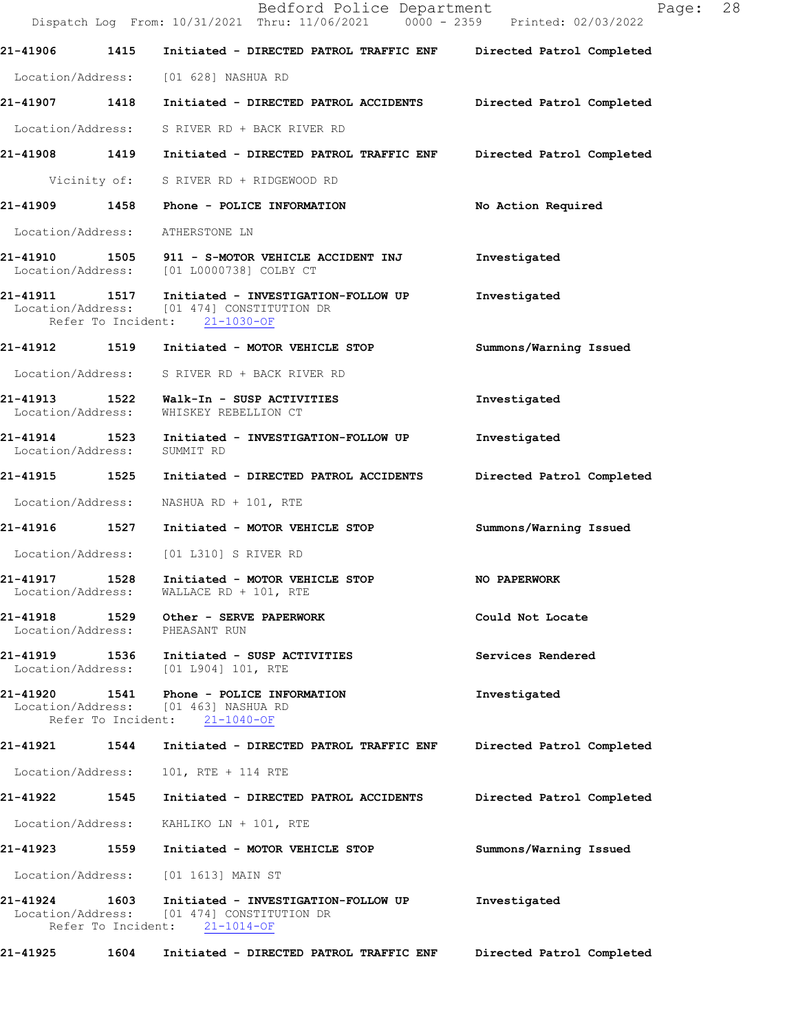| Call Number | Time | Call Reason | Action |
|---|---|---|---|
| 21-41906 | 1415 | Initiated - DIRECTED PATROL TRAFFIC ENF | Directed Patrol Completed |
| | | Location/Address: [01 628] NASHUA RD | |
| 21-41907 | 1418 | Initiated - DIRECTED PATROL ACCIDENTS | Directed Patrol Completed |
| | | Location/Address: S RIVER RD + BACK RIVER RD | |
| 21-41908 | 1419 | Initiated - DIRECTED PATROL TRAFFIC ENF | Directed Patrol Completed |
| | | Vicinity of: S RIVER RD + RIDGEWOOD RD | |
| 21-41909 | 1458 | Phone - POLICE INFORMATION | No Action Required |
| | | Location/Address: ATHERSTONE LN | |
| 21-41910 | 1505 | 911 - S-MOTOR VEHICLE ACCIDENT INJ | Investigated |
| | | Location/Address: [01 L0000738] COLBY CT | |
| 21-41911 | 1517 | Initiated - INVESTIGATION-FOLLOW UP | Investigated |
| | | Location/Address: [01 474] CONSTITUTION DR; Refer To Incident: 21-1030-OF | |
| 21-41912 | 1519 | Initiated - MOTOR VEHICLE STOP | Summons/Warning Issued |
| | | Location/Address: S RIVER RD + BACK RIVER RD | |
| 21-41913 | 1522 | Walk-In - SUSP ACTIVITIES | Investigated |
| | | Location/Address: WHISKEY REBELLION CT | |
| 21-41914 | 1523 | Initiated - INVESTIGATION-FOLLOW UP | Investigated |
| | | Location/Address: SUMMIT RD | |
| 21-41915 | 1525 | Initiated - DIRECTED PATROL ACCIDENTS | Directed Patrol Completed |
| | | Location/Address: NASHUA RD + 101, RTE | |
| 21-41916 | 1527 | Initiated - MOTOR VEHICLE STOP | Summons/Warning Issued |
| | | Location/Address: [01 L310] S RIVER RD | |
| 21-41917 | 1528 | Initiated - MOTOR VEHICLE STOP | NO PAPERWORK |
| | | Location/Address: WALLACE RD + 101, RTE | |
| 21-41918 | 1529 | Other - SERVE PAPERWORK | Could Not Locate |
| | | Location/Address: PHEASANT RUN | |
| 21-41919 | 1536 | Initiated - SUSP ACTIVITIES | Services Rendered |
| | | Location/Address: [01 L904] 101, RTE | |
| 21-41920 | 1541 | Phone - POLICE INFORMATION | Investigated |
| | | Location/Address: [01 463] NASHUA RD; Refer To Incident: 21-1040-OF | |
| 21-41921 | 1544 | Initiated - DIRECTED PATROL TRAFFIC ENF | Directed Patrol Completed |
| | | Location/Address: 101, RTE + 114 RTE | |
| 21-41922 | 1545 | Initiated - DIRECTED PATROL ACCIDENTS | Directed Patrol Completed |
| | | Location/Address: KAHLIKO LN + 101, RTE | |
| 21-41923 | 1559 | Initiated - MOTOR VEHICLE STOP | Summons/Warning Issued |
| | | Location/Address: [01 1613] MAIN ST | |
| 21-41924 | 1603 | Initiated - INVESTIGATION-FOLLOW UP | Investigated |
| | | Location/Address: [01 474] CONSTITUTION DR; Refer To Incident: 21-1014-OF | |
| 21-41925 | 1604 | Initiated - DIRECTED PATROL TRAFFIC ENF | Directed Patrol Completed |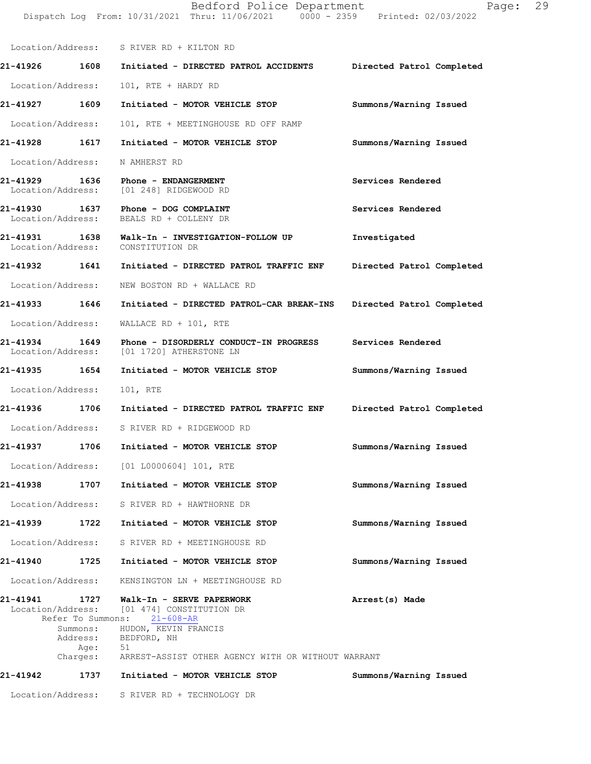Location/Address: S RIVER RD + KILTON RD

**21-41926 1608 Initiated - DIRECTED PATROL ACCIDENTS** Directed Patrol Completed

Location/Address: 101, RTE + HARDY RD

**21-41927 1609 Initiated - MOTOR VEHICLE STOP** Summons/Warning Issued

Location/Address: 101, RTE + MEETINGHOUSE RD OFF RAMP

**21-41928 1617 Initiated - MOTOR VEHICLE STOP** Summons/Warning Issued

Location/Address: N AMHERST RD

**21-41929 1636 Phone - ENDANGERMENT** Services Rendered
Location/Address: [01 248] RIDGEWOOD RD

**21-41930 1637 Phone - DOG COMPLAINT** Services Rendered
Location/Address: BEALS RD + COLLENY DR

**21-41931 1638 Walk-In - INVESTIGATION-FOLLOW UP** Investigated
Location/Address: CONSTITUTION DR

**21-41932 1641 Initiated - DIRECTED PATROL TRAFFIC ENF** Directed Patrol Completed

Location/Address: NEW BOSTON RD + WALLACE RD

**21-41933 1646 Initiated - DIRECTED PATROL-CAR BREAK-INS** Directed Patrol Completed

Location/Address: WALLACE RD + 101, RTE

**21-41934 1649 Phone - DISORDERLY CONDUCT-IN PROGRESS** Services Rendered
Location/Address: [01 1720] ATHERSTONE LN

**21-41935 1654 Initiated - MOTOR VEHICLE STOP** Summons/Warning Issued

Location/Address: 101, RTE

**21-41936 1706 Initiated - DIRECTED PATROL TRAFFIC ENF** Directed Patrol Completed

Location/Address: S RIVER RD + RIDGEWOOD RD

**21-41937 1706 Initiated - MOTOR VEHICLE STOP** Summons/Warning Issued

Location/Address: [01 L0000604] 101, RTE

**21-41938 1707 Initiated - MOTOR VEHICLE STOP** Summons/Warning Issued

Location/Address: S RIVER RD + HAWTHORNE DR

**21-41939 1722 Initiated - MOTOR VEHICLE STOP** Summons/Warning Issued

Location/Address: S RIVER RD + MEETINGHOUSE RD

**21-41940 1725 Initiated - MOTOR VEHICLE STOP** Summons/Warning Issued

Location/Address: KENSINGTON LN + MEETINGHOUSE RD

**21-41941 1727 Walk-In - SERVE PAPERWORK** Arrest(s) Made
Location/Address: [01 474] CONSTITUTION DR
Refer To Summons: 21-608-AR
Summons: HUDON, KEVIN FRANCIS
Address: BEDFORD, NH
Age: 51
Charges: ARREST-ASSIST OTHER AGENCY WITH OR WITHOUT WARRANT

**21-41942 1737 Initiated - MOTOR VEHICLE STOP** Summons/Warning Issued

Location/Address: S RIVER RD + TECHNOLOGY DR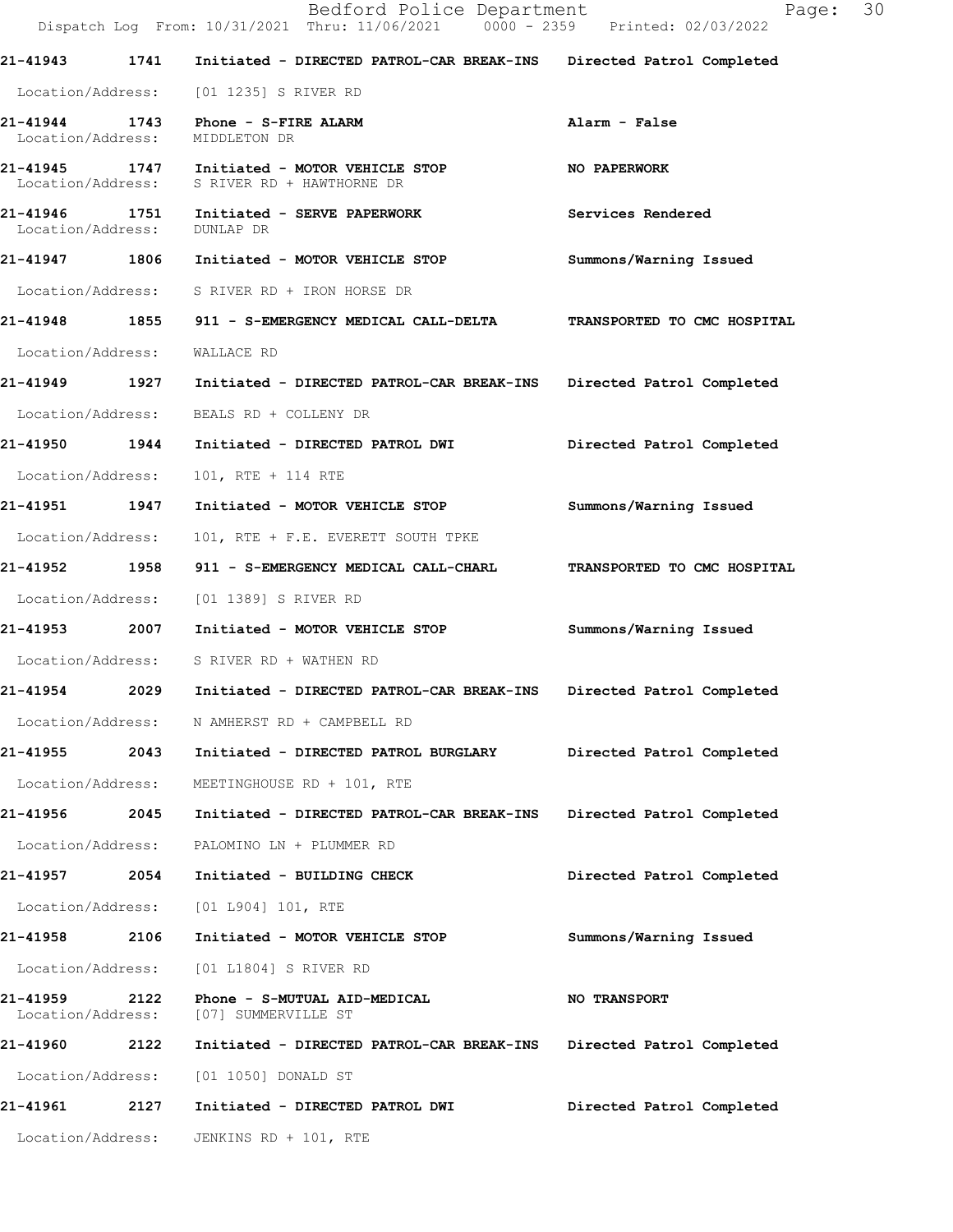| Call # | Time | Call Type | Disposition |
|---|---|---|---|
| 21-41943 | 1741 | Initiated - DIRECTED PATROL-CAR BREAK-INS | Directed Patrol Completed |
| Location/Address: | | [01 1235] S RIVER RD | |
| 21-41944 | 1743 | Phone - S-FIRE ALARM | Alarm - False |
| Location/Address: | | MIDDLETON DR | |
| 21-41945 | 1747 | Initiated - MOTOR VEHICLE STOP | NO PAPERWORK |
| Location/Address: | | S RIVER RD + HAWTHORNE DR | |
| 21-41946 | 1751 | Initiated - SERVE PAPERWORK | Services Rendered |
| Location/Address: | | DUNLAP DR | |
| 21-41947 | 1806 | Initiated - MOTOR VEHICLE STOP | Summons/Warning Issued |
| Location/Address: | | S RIVER RD + IRON HORSE DR | |
| 21-41948 | 1855 | 911 - S-EMERGENCY MEDICAL CALL-DELTA | TRANSPORTED TO CMC HOSPITAL |
| Location/Address: | | WALLACE RD | |
| 21-41949 | 1927 | Initiated - DIRECTED PATROL-CAR BREAK-INS | Directed Patrol Completed |
| Location/Address: | | BEALS RD + COLLENY DR | |
| 21-41950 | 1944 | Initiated - DIRECTED PATROL DWI | Directed Patrol Completed |
| Location/Address: | | 101, RTE + 114 RTE | |
| 21-41951 | 1947 | Initiated - MOTOR VEHICLE STOP | Summons/Warning Issued |
| Location/Address: | | 101, RTE + F.E. EVERETT SOUTH TPKE | |
| 21-41952 | 1958 | 911 - S-EMERGENCY MEDICAL CALL-CHARL | TRANSPORTED TO CMC HOSPITAL |
| Location/Address: | | [01 1389] S RIVER RD | |
| 21-41953 | 2007 | Initiated - MOTOR VEHICLE STOP | Summons/Warning Issued |
| Location/Address: | | S RIVER RD + WATHEN RD | |
| 21-41954 | 2029 | Initiated - DIRECTED PATROL-CAR BREAK-INS | Directed Patrol Completed |
| Location/Address: | | N AMHERST RD + CAMPBELL RD | |
| 21-41955 | 2043 | Initiated - DIRECTED PATROL BURGLARY | Directed Patrol Completed |
| Location/Address: | | MEETINGHOUSE RD + 101, RTE | |
| 21-41956 | 2045 | Initiated - DIRECTED PATROL-CAR BREAK-INS | Directed Patrol Completed |
| Location/Address: | | PALOMINO LN + PLUMMER RD | |
| 21-41957 | 2054 | Initiated - BUILDING CHECK | Directed Patrol Completed |
| Location/Address: | | [01 L904] 101, RTE | |
| 21-41958 | 2106 | Initiated - MOTOR VEHICLE STOP | Summons/Warning Issued |
| Location/Address: | | [01 L1804] S RIVER RD | |
| 21-41959 | 2122 | Phone - S-MUTUAL AID-MEDICAL | NO TRANSPORT |
| Location/Address: | | [07] SUMMERVILLE ST | |
| 21-41960 | 2122 | Initiated - DIRECTED PATROL-CAR BREAK-INS | Directed Patrol Completed |
| Location/Address: | | [01 1050] DONALD ST | |
| 21-41961 | 2127 | Initiated - DIRECTED PATROL DWI | Directed Patrol Completed |
| Location/Address: | | JENKINS RD + 101, RTE | |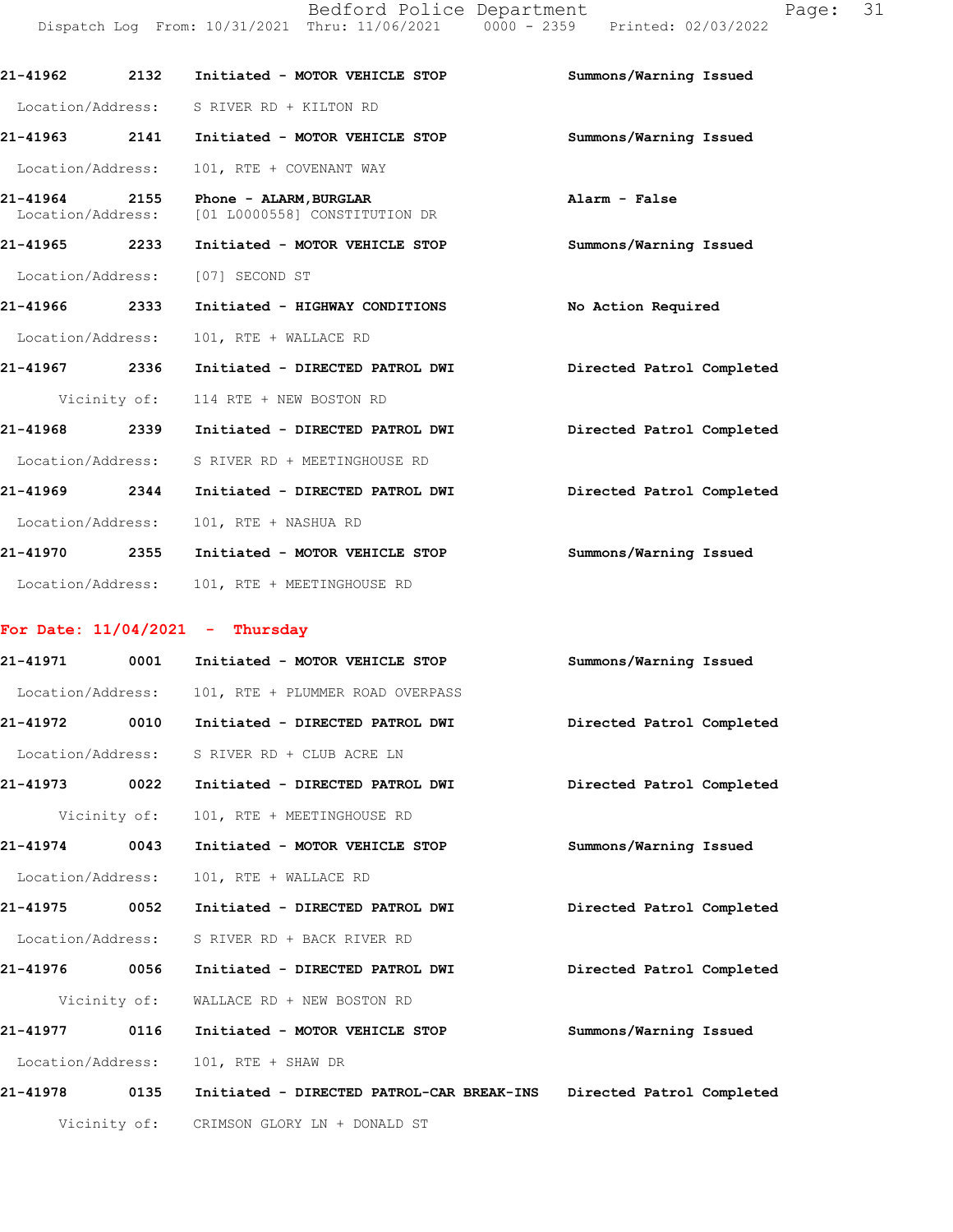21-41962 2132 Initiated - MOTOR VEHICLE STOP Summons/Warning Issued

Location/Address: S RIVER RD + KILTON RD

21-41963 2141 Initiated - MOTOR VEHICLE STOP Summons/Warning Issued

Location/Address: 101, RTE + COVENANT WAY

21-41964 2155 Phone - ALARM,BURGLAR Alarm - False

Location/Address: [01 L0000558] CONSTITUTION DR

21-41965 2233 Initiated - MOTOR VEHICLE STOP Summons/Warning Issued

Location/Address: [07] SECOND ST

21-41966 2333 Initiated - HIGHWAY CONDITIONS No Action Required

Location/Address: 101, RTE + WALLACE RD

21-41967 2336 Initiated - DIRECTED PATROL DWI Directed Patrol Completed

Vicinity of: 114 RTE + NEW BOSTON RD

21-41968 2339 Initiated - DIRECTED PATROL DWI Directed Patrol Completed

Location/Address: S RIVER RD + MEETINGHOUSE RD

21-41969 2344 Initiated - DIRECTED PATROL DWI Directed Patrol Completed

Location/Address: 101, RTE + NASHUA RD

21-41970 2355 Initiated - MOTOR VEHICLE STOP Summons/Warning Issued

Location/Address: 101, RTE + MEETINGHOUSE RD

**For Date: 11/04/2021 - Thursday**

21-41971 0001 Initiated - MOTOR VEHICLE STOP Summons/Warning Issued

Location/Address: 101, RTE + PLUMMER ROAD OVERPASS

21-41972 0010 Initiated - DIRECTED PATROL DWI Directed Patrol Completed

Location/Address: S RIVER RD + CLUB ACRE LN

21-41973 0022 Initiated - DIRECTED PATROL DWI Directed Patrol Completed

Vicinity of: 101, RTE + MEETINGHOUSE RD

21-41974 0043 Initiated - MOTOR VEHICLE STOP Summons/Warning Issued

Location/Address: 101, RTE + WALLACE RD

21-41975 0052 Initiated - DIRECTED PATROL DWI Directed Patrol Completed

Location/Address: S RIVER RD + BACK RIVER RD

21-41976 0056 Initiated - DIRECTED PATROL DWI Directed Patrol Completed

Vicinity of: WALLACE RD + NEW BOSTON RD

21-41977 0116 Initiated - MOTOR VEHICLE STOP Summons/Warning Issued

Location/Address: 101, RTE + SHAW DR

21-41978 0135 Initiated - DIRECTED PATROL-CAR BREAK-INS Directed Patrol Completed

Vicinity of: CRIMSON GLORY LN + DONALD ST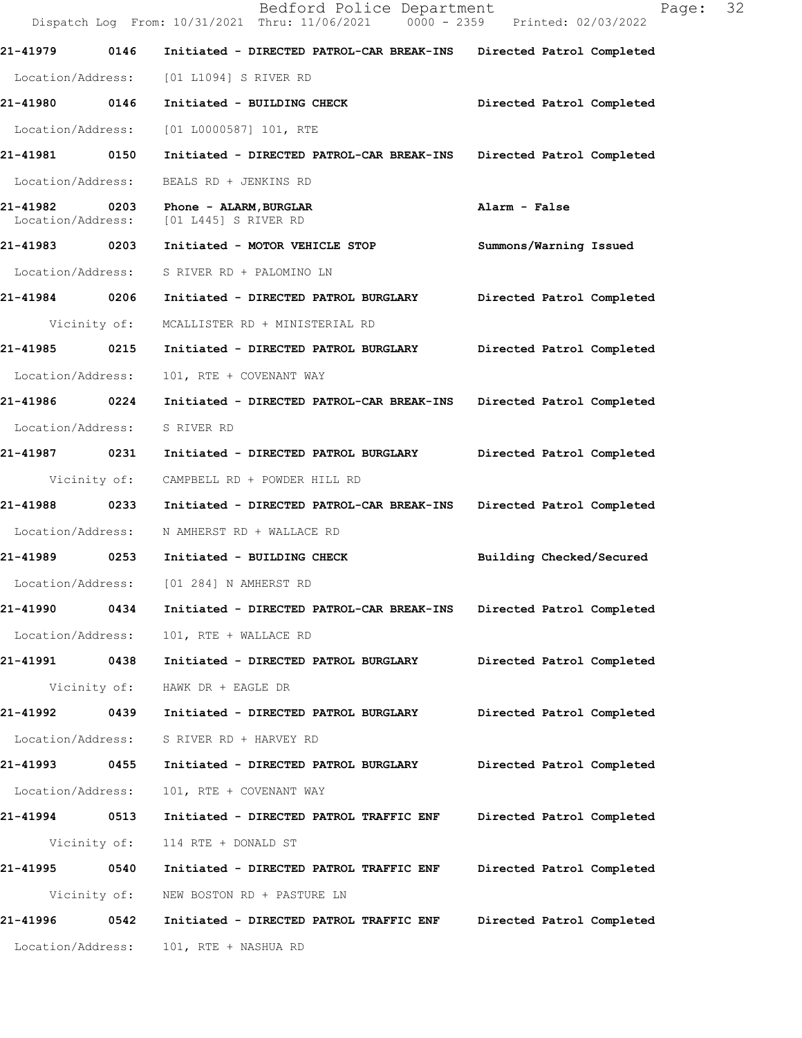**21-41979 0146 Initiated - DIRECTED PATROL-CAR BREAK-INS Directed Patrol Completed**

Location/Address: [01 L1094] S RIVER RD

**21-41980 0146 Initiated - BUILDING CHECK Directed Patrol Completed**

Location/Address: [01 L0000587] 101, RTE

**21-41981 0150 Initiated - DIRECTED PATROL-CAR BREAK-INS Directed Patrol Completed**

Location/Address: BEALS RD + JENKINS RD

**21-41982 0203 Phone - ALARM,BURGLAR Alarm - False**

Location/Address: [01 L445] S RIVER RD

**21-41983 0203 Initiated - MOTOR VEHICLE STOP Summons/Warning Issued**

Location/Address: S RIVER RD + PALOMINO LN

**21-41984 0206 Initiated - DIRECTED PATROL BURGLARY Directed Patrol Completed**

Vicinity of: MCALLISTER RD + MINISTERIAL RD

**21-41985 0215 Initiated - DIRECTED PATROL BURGLARY Directed Patrol Completed**

Location/Address: 101, RTE + COVENANT WAY

**21-41986 0224 Initiated - DIRECTED PATROL-CAR BREAK-INS Directed Patrol Completed**

Location/Address: S RIVER RD

**21-41987 0231 Initiated - DIRECTED PATROL BURGLARY Directed Patrol Completed**

Vicinity of: CAMPBELL RD + POWDER HILL RD

**21-41988 0233 Initiated - DIRECTED PATROL-CAR BREAK-INS Directed Patrol Completed**

Location/Address: N AMHERST RD + WALLACE RD

**21-41989 0253 Initiated - BUILDING CHECK Building Checked/Secured**

Location/Address: [01 284] N AMHERST RD

**21-41990 0434 Initiated - DIRECTED PATROL-CAR BREAK-INS Directed Patrol Completed**

Location/Address: 101, RTE + WALLACE RD

**21-41991 0438 Initiated - DIRECTED PATROL BURGLARY Directed Patrol Completed**

Vicinity of: HAWK DR + EAGLE DR

**21-41992 0439 Initiated - DIRECTED PATROL BURGLARY Directed Patrol Completed**

Location/Address: S RIVER RD + HARVEY RD

**21-41993 0455 Initiated - DIRECTED PATROL BURGLARY Directed Patrol Completed**

Location/Address: 101, RTE + COVENANT WAY

**21-41994 0513 Initiated - DIRECTED PATROL TRAFFIC ENF Directed Patrol Completed**

Vicinity of: 114 RTE + DONALD ST

**21-41995 0540 Initiated - DIRECTED PATROL TRAFFIC ENF Directed Patrol Completed**

Vicinity of: NEW BOSTON RD + PASTURE LN

**21-41996 0542 Initiated - DIRECTED PATROL TRAFFIC ENF Directed Patrol Completed**

Location/Address: 101, RTE + NASHUA RD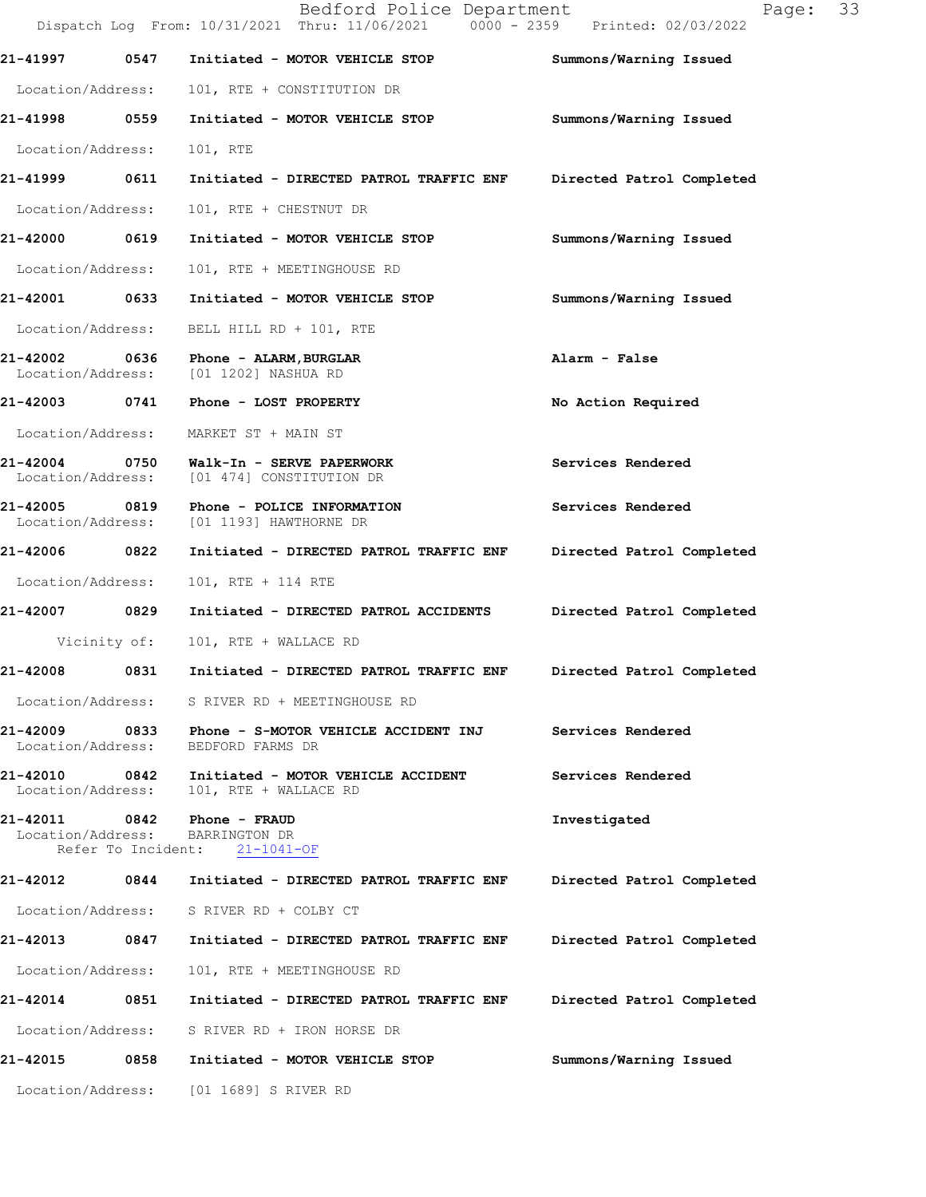21-41997 0547 Initiated - MOTOR VEHICLE STOP Summons/Warning Issued

Location/Address: 101, RTE + CONSTITUTION DR

21-41998 0559 Initiated - MOTOR VEHICLE STOP Summons/Warning Issued

Location/Address: 101, RTE

21-41999 0611 Initiated - DIRECTED PATROL TRAFFIC ENF Directed Patrol Completed

Location/Address: 101, RTE + CHESTNUT DR

21-42000 0619 Initiated - MOTOR VEHICLE STOP Summons/Warning Issued

Location/Address: 101, RTE + MEETINGHOUSE RD

21-42001 0633 Initiated - MOTOR VEHICLE STOP Summons/Warning Issued

Location/Address: BELL HILL RD + 101, RTE

21-42002 0636 Phone - ALARM,BURGLAR Alarm - False
Location/Address: [01 1202] NASHUA RD

21-42003 0741 Phone - LOST PROPERTY No Action Required

Location/Address: MARKET ST + MAIN ST

21-42004 0750 Walk-In - SERVE PAPERWORK Services Rendered
Location/Address: [01 474] CONSTITUTION DR

21-42005 0819 Phone - POLICE INFORMATION Services Rendered
Location/Address: [01 1193] HAWTHORNE DR

21-42006 0822 Initiated - DIRECTED PATROL TRAFFIC ENF Directed Patrol Completed

Location/Address: 101, RTE + 114 RTE

21-42007 0829 Initiated - DIRECTED PATROL ACCIDENTS Directed Patrol Completed

Vicinity of: 101, RTE + WALLACE RD

21-42008 0831 Initiated - DIRECTED PATROL TRAFFIC ENF Directed Patrol Completed

Location/Address: S RIVER RD + MEETINGHOUSE RD

21-42009 0833 Phone - S-MOTOR VEHICLE ACCIDENT INJ Services Rendered
Location/Address: BEDFORD FARMS DR

21-42010 0842 Initiated - MOTOR VEHICLE ACCIDENT Services Rendered
Location/Address: 101, RTE + WALLACE RD

21-42011 0842 Phone - FRAUD Investigated
Location/Address: BARRINGTON DR
Refer To Incident: 21-1041-OF

21-42012 0844 Initiated - DIRECTED PATROL TRAFFIC ENF Directed Patrol Completed

Location/Address: S RIVER RD + COLBY CT

21-42013 0847 Initiated - DIRECTED PATROL TRAFFIC ENF Directed Patrol Completed

Location/Address: 101, RTE + MEETINGHOUSE RD

21-42014 0851 Initiated - DIRECTED PATROL TRAFFIC ENF Directed Patrol Completed

Location/Address: S RIVER RD + IRON HORSE DR

21-42015 0858 Initiated - MOTOR VEHICLE STOP Summons/Warning Issued

Location/Address: [01 1689] S RIVER RD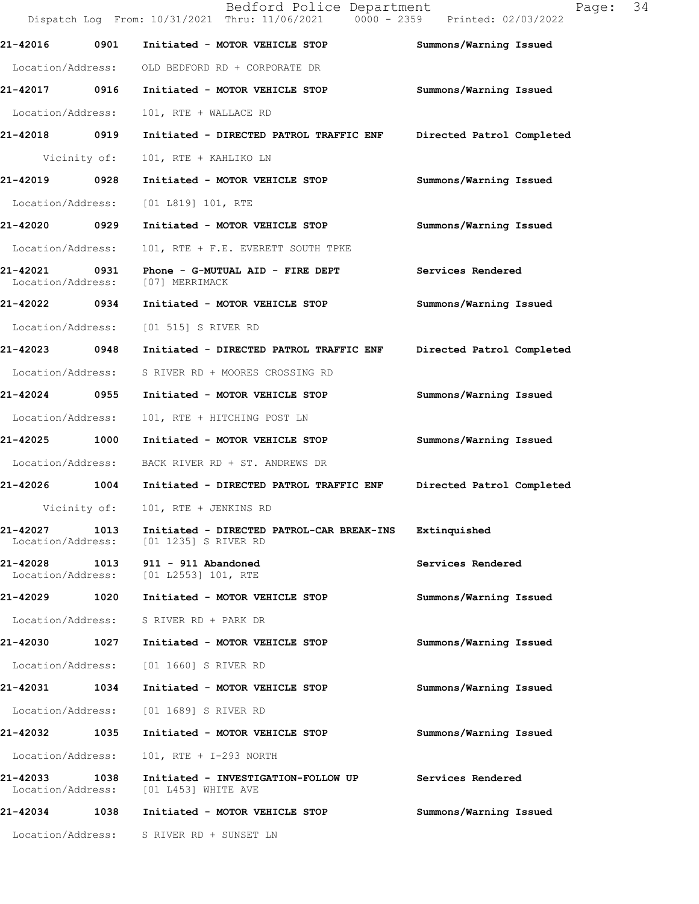21-42016 0901 Initiated - MOTOR VEHICLE STOP Summons/Warning Issued

Location/Address: OLD BEDFORD RD + CORPORATE DR

21-42017 0916 Initiated - MOTOR VEHICLE STOP Summons/Warning Issued

Location/Address: 101, RTE + WALLACE RD

21-42018 0919 Initiated - DIRECTED PATROL TRAFFIC ENF Directed Patrol Completed

Vicinity of: 101, RTE + KAHLIKO LN

21-42019 0928 Initiated - MOTOR VEHICLE STOP Summons/Warning Issued

Location/Address: [01 L819] 101, RTE

21-42020 0929 Initiated - MOTOR VEHICLE STOP Summons/Warning Issued

Location/Address: 101, RTE + F.E. EVERETT SOUTH TPKE

21-42021 0931 Phone - G-MUTUAL AID - FIRE DEPT Services Rendered
Location/Address: [07] MERRIMACK

21-42022 0934 Initiated - MOTOR VEHICLE STOP Summons/Warning Issued

Location/Address: [01 515] S RIVER RD

21-42023 0948 Initiated - DIRECTED PATROL TRAFFIC ENF Directed Patrol Completed

Location/Address: S RIVER RD + MOORES CROSSING RD

21-42024 0955 Initiated - MOTOR VEHICLE STOP Summons/Warning Issued

Location/Address: 101, RTE + HITCHING POST LN

21-42025 1000 Initiated - MOTOR VEHICLE STOP Summons/Warning Issued

Location/Address: BACK RIVER RD + ST. ANDREWS DR

21-42026 1004 Initiated - DIRECTED PATROL TRAFFIC ENF Directed Patrol Completed

Vicinity of: 101, RTE + JENKINS RD

21-42027 1013 Initiated - DIRECTED PATROL-CAR BREAK-INS Extinquished
Location/Address: [01 1235] S RIVER RD

21-42028 1013 911 - 911 Abandoned Services Rendered
Location/Address: [01 L2553] 101, RTE

21-42029 1020 Initiated - MOTOR VEHICLE STOP Summons/Warning Issued

Location/Address: S RIVER RD + PARK DR

21-42030 1027 Initiated - MOTOR VEHICLE STOP Summons/Warning Issued

Location/Address: [01 1660] S RIVER RD

21-42031 1034 Initiated - MOTOR VEHICLE STOP Summons/Warning Issued

Location/Address: [01 1689] S RIVER RD

21-42032 1035 Initiated - MOTOR VEHICLE STOP Summons/Warning Issued

Location/Address: 101, RTE + I-293 NORTH

21-42033 1038 Initiated - INVESTIGATION-FOLLOW UP Services Rendered
Location/Address: [01 L453] WHITE AVE

21-42034 1038 Initiated - MOTOR VEHICLE STOP Summons/Warning Issued

Location/Address: S RIVER RD + SUNSET LN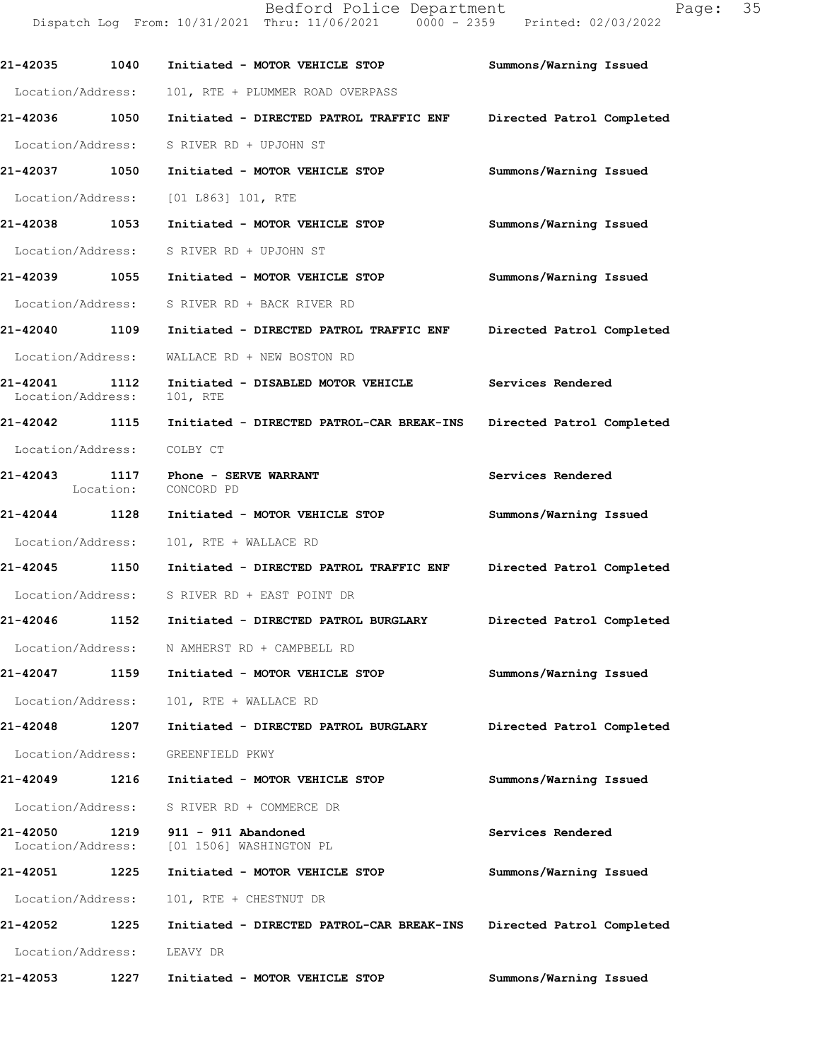| Call Number | Time | Call Reason | Action |
|---|---|---|---|
| 21-42035 | 1040 | Initiated - MOTOR VEHICLE STOP | Summons/Warning Issued |
| Location/Address: | | 101, RTE + PLUMMER ROAD OVERPASS | |
| 21-42036 | 1050 | Initiated - DIRECTED PATROL TRAFFIC ENF | Directed Patrol Completed |
| Location/Address: | | S RIVER RD + UPJOHN ST | |
| 21-42037 | 1050 | Initiated - MOTOR VEHICLE STOP | Summons/Warning Issued |
| Location/Address: | | [01 L863] 101, RTE | |
| 21-42038 | 1053 | Initiated - MOTOR VEHICLE STOP | Summons/Warning Issued |
| Location/Address: | | S RIVER RD + UPJOHN ST | |
| 21-42039 | 1055 | Initiated - MOTOR VEHICLE STOP | Summons/Warning Issued |
| Location/Address: | | S RIVER RD + BACK RIVER RD | |
| 21-42040 | 1109 | Initiated - DIRECTED PATROL TRAFFIC ENF | Directed Patrol Completed |
| Location/Address: | | WALLACE RD + NEW BOSTON RD | |
| 21-42041 | 1112 | Initiated - DISABLED MOTOR VEHICLE | Services Rendered |
| Location/Address: | | 101, RTE | |
| 21-42042 | 1115 | Initiated - DIRECTED PATROL-CAR BREAK-INS | Directed Patrol Completed |
| Location/Address: | | COLBY CT | |
| 21-42043 | 1117 | Phone - SERVE WARRANT | Services Rendered |
| Location: | | CONCORD PD | |
| 21-42044 | 1128 | Initiated - MOTOR VEHICLE STOP | Summons/Warning Issued |
| Location/Address: | | 101, RTE + WALLACE RD | |
| 21-42045 | 1150 | Initiated - DIRECTED PATROL TRAFFIC ENF | Directed Patrol Completed |
| Location/Address: | | S RIVER RD + EAST POINT DR | |
| 21-42046 | 1152 | Initiated - DIRECTED PATROL BURGLARY | Directed Patrol Completed |
| Location/Address: | | N AMHERST RD + CAMPBELL RD | |
| 21-42047 | 1159 | Initiated - MOTOR VEHICLE STOP | Summons/Warning Issued |
| Location/Address: | | 101, RTE + WALLACE RD | |
| 21-42048 | 1207 | Initiated - DIRECTED PATROL BURGLARY | Directed Patrol Completed |
| Location/Address: | | GREENFIELD PKWY | |
| 21-42049 | 1216 | Initiated - MOTOR VEHICLE STOP | Summons/Warning Issued |
| Location/Address: | | S RIVER RD + COMMERCE DR | |
| 21-42050 | 1219 | 911 - 911 Abandoned | Services Rendered |
| Location/Address: | | [01 1506] WASHINGTON PL | |
| 21-42051 | 1225 | Initiated - MOTOR VEHICLE STOP | Summons/Warning Issued |
| Location/Address: | | 101, RTE + CHESTNUT DR | |
| 21-42052 | 1225 | Initiated - DIRECTED PATROL-CAR BREAK-INS | Directed Patrol Completed |
| Location/Address: | | LEAVY DR | |
| 21-42053 | 1227 | Initiated - MOTOR VEHICLE STOP | Summons/Warning Issued |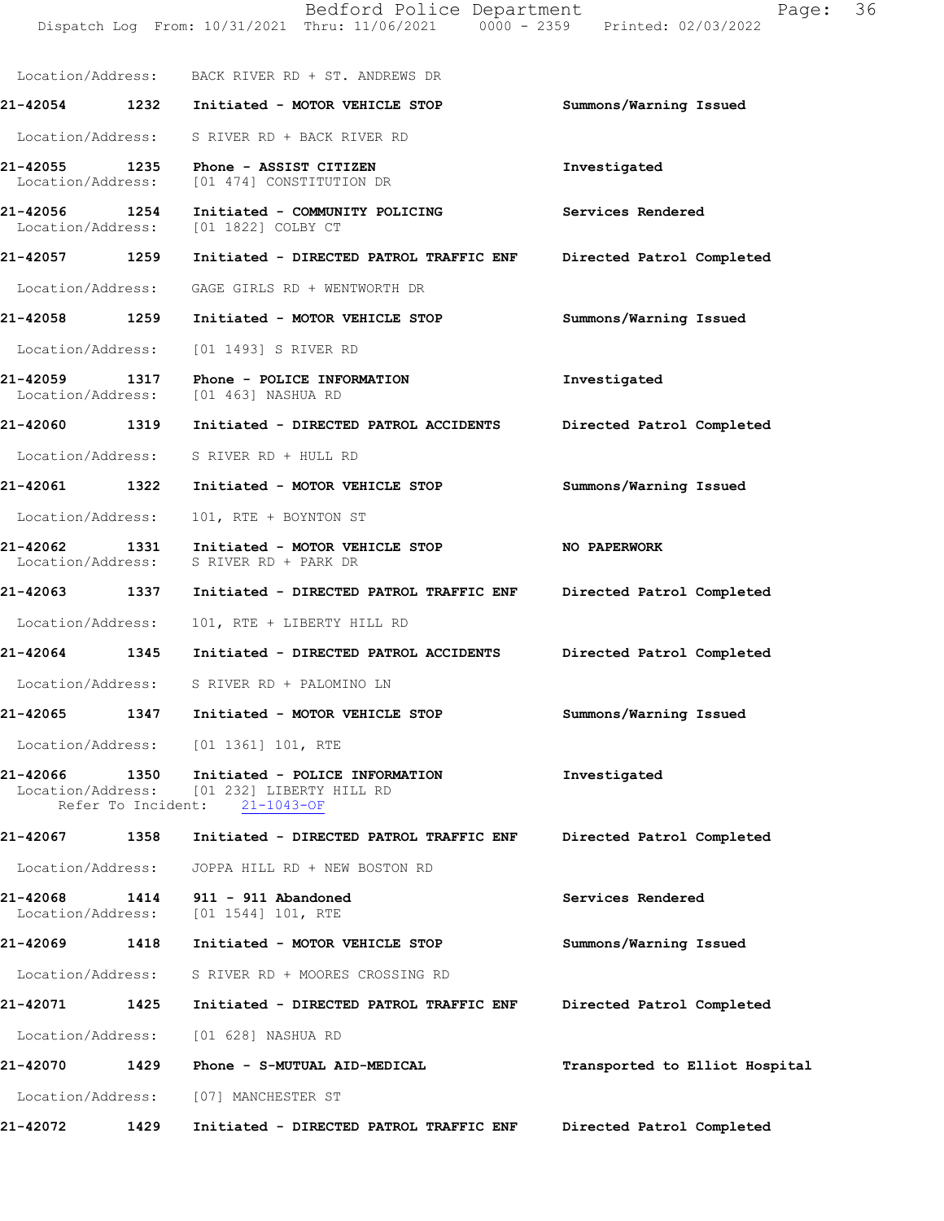Location/Address: BACK RIVER RD + ST. ANDREWS DR

**21-42054 1232 Initiated - MOTOR VEHICLE STOP** **Summons/Warning Issued**
Location/Address: S RIVER RD + BACK RIVER RD

**21-42055 1235 Phone - ASSIST CITIZEN** **Investigated**
Location/Address: [01 474] CONSTITUTION DR

**21-42056 1254 Initiated - COMMUNITY POLICING** **Services Rendered**
Location/Address: [01 1822] COLBY CT

**21-42057 1259 Initiated - DIRECTED PATROL TRAFFIC ENF** **Directed Patrol Completed**
Location/Address: GAGE GIRLS RD + WENTWORTH DR

**21-42058 1259 Initiated - MOTOR VEHICLE STOP** **Summons/Warning Issued**
Location/Address: [01 1493] S RIVER RD

**21-42059 1317 Phone - POLICE INFORMATION** **Investigated**
Location/Address: [01 463] NASHUA RD

**21-42060 1319 Initiated - DIRECTED PATROL ACCIDENTS** **Directed Patrol Completed**
Location/Address: S RIVER RD + HULL RD

**21-42061 1322 Initiated - MOTOR VEHICLE STOP** **Summons/Warning Issued**
Location/Address: 101, RTE + BOYNTON ST

**21-42062 1331 Initiated - MOTOR VEHICLE STOP** **NO PAPERWORK**
Location/Address: S RIVER RD + PARK DR

**21-42063 1337 Initiated - DIRECTED PATROL TRAFFIC ENF** **Directed Patrol Completed**
Location/Address: 101, RTE + LIBERTY HILL RD

**21-42064 1345 Initiated - DIRECTED PATROL ACCIDENTS** **Directed Patrol Completed**
Location/Address: S RIVER RD + PALOMINO LN

**21-42065 1347 Initiated - MOTOR VEHICLE STOP** **Summons/Warning Issued**
Location/Address: [01 1361] 101, RTE

**21-42066 1350 Initiated - POLICE INFORMATION** **Investigated**
Location/Address: [01 232] LIBERTY HILL RD
Refer To Incident: 21-1043-OF

**21-42067 1358 Initiated - DIRECTED PATROL TRAFFIC ENF** **Directed Patrol Completed**
Location/Address: JOPPA HILL RD + NEW BOSTON RD

**21-42068 1414 911 - 911 Abandoned** **Services Rendered**
Location/Address: [01 1544] 101, RTE

**21-42069 1418 Initiated - MOTOR VEHICLE STOP** **Summons/Warning Issued**
Location/Address: S RIVER RD + MOORES CROSSING RD

**21-42071 1425 Initiated - DIRECTED PATROL TRAFFIC ENF** **Directed Patrol Completed**
Location/Address: [01 628] NASHUA RD

**21-42070 1429 Phone - S-MUTUAL AID-MEDICAL** **Transported to Elliot Hospital**
Location/Address: [07] MANCHESTER ST

**21-42072 1429 Initiated - DIRECTED PATROL TRAFFIC ENF** **Directed Patrol Completed**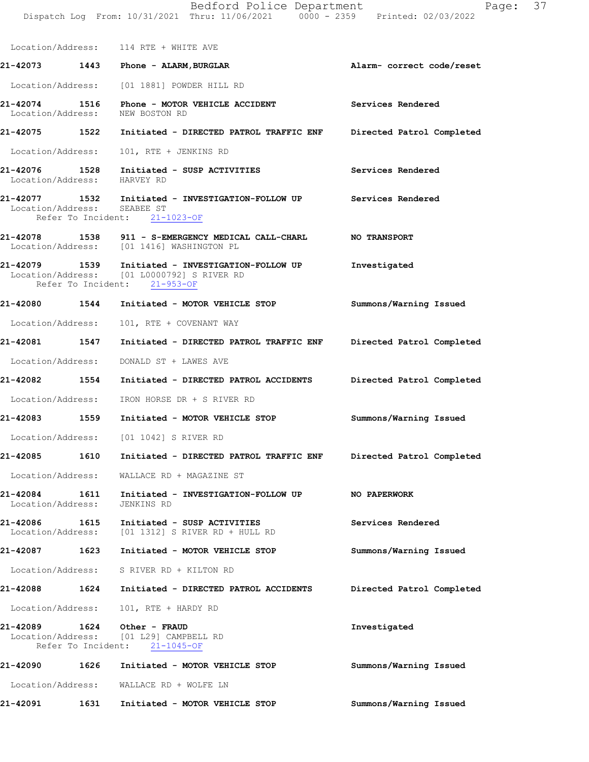Location/Address: 114 RTE + WHITE AVE

21-42073 1443 Phone - ALARM,BURGLAR Alarm- correct code/reset

Location/Address: [01 1881] POWDER HILL RD

21-42074 1516 Phone - MOTOR VEHICLE ACCIDENT Services Rendered
Location/Address: NEW BOSTON RD

21-42075 1522 Initiated - DIRECTED PATROL TRAFFIC ENF Directed Patrol Completed

Location/Address: 101, RTE + JENKINS RD

21-42076 1528 Initiated - SUSP ACTIVITIES Services Rendered
Location/Address: HARVEY RD

21-42077 1532 Initiated - INVESTIGATION-FOLLOW UP Services Rendered
Location/Address: SEABEE ST
Refer To Incident: 21-1023-OF

21-42078 1538 911 - S-EMERGENCY MEDICAL CALL-CHARL NO TRANSPORT
Location/Address: [01 1416] WASHINGTON PL

21-42079 1539 Initiated - INVESTIGATION-FOLLOW UP Investigated
Location/Address: [01 L0000792] S RIVER RD
Refer To Incident: 21-953-OF

21-42080 1544 Initiated - MOTOR VEHICLE STOP Summons/Warning Issued

Location/Address: 101, RTE + COVENANT WAY

21-42081 1547 Initiated - DIRECTED PATROL TRAFFIC ENF Directed Patrol Completed

Location/Address: DONALD ST + LAWES AVE

21-42082 1554 Initiated - DIRECTED PATROL ACCIDENTS Directed Patrol Completed

Location/Address: IRON HORSE DR + S RIVER RD

21-42083 1559 Initiated - MOTOR VEHICLE STOP Summons/Warning Issued

Location/Address: [01 1042] S RIVER RD

21-42085 1610 Initiated - DIRECTED PATROL TRAFFIC ENF Directed Patrol Completed

Location/Address: WALLACE RD + MAGAZINE ST

21-42084 1611 Initiated - INVESTIGATION-FOLLOW UP NO PAPERWORK
Location/Address: JENKINS RD

21-42086 1615 Initiated - SUSP ACTIVITIES Services Rendered
Location/Address: [01 1312] S RIVER RD + HULL RD

21-42087 1623 Initiated - MOTOR VEHICLE STOP Summons/Warning Issued

Location/Address: S RIVER RD + KILTON RD

21-42088 1624 Initiated - DIRECTED PATROL ACCIDENTS Directed Patrol Completed

Location/Address: 101, RTE + HARDY RD

21-42089 1624 Other - FRAUD Investigated
Location/Address: [01 L29] CAMPBELL RD
Refer To Incident: 21-1045-OF

21-42090 1626 Initiated - MOTOR VEHICLE STOP Summons/Warning Issued

Location/Address: WALLACE RD + WOLFE LN

21-42091 1631 Initiated - MOTOR VEHICLE STOP Summons/Warning Issued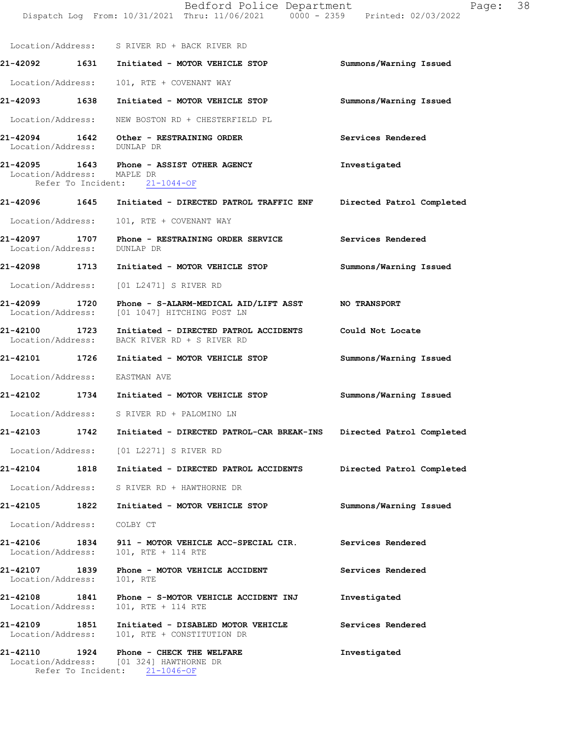Location/Address: S RIVER RD + BACK RIVER RD

**21-42092 1631 Initiated - MOTOR VEHICLE STOP** Summons/Warning Issued
Location/Address: 101, RTE + COVENANT WAY

**21-42093 1638 Initiated - MOTOR VEHICLE STOP** Summons/Warning Issued
Location/Address: NEW BOSTON RD + CHESTERFIELD PL

**21-42094 1642 Other - RESTRAINING ORDER** Services Rendered
Location/Address: DUNLAP DR

**21-42095 1643 Phone - ASSIST OTHER AGENCY** Investigated
Location/Address: MAPLE DR
Refer To Incident: 21-1044-OF

**21-42096 1645 Initiated - DIRECTED PATROL TRAFFIC ENF** Directed Patrol Completed
Location/Address: 101, RTE + COVENANT WAY

**21-42097 1707 Phone - RESTRAINING ORDER SERVICE** Services Rendered
Location/Address: DUNLAP DR

**21-42098 1713 Initiated - MOTOR VEHICLE STOP** Summons/Warning Issued
Location/Address: [01 L2471] S RIVER RD

**21-42099 1720 Phone - S-ALARM-MEDICAL AID/LIFT ASST** NO TRANSPORT
Location/Address: [01 1047] HITCHING POST LN

**21-42100 1723 Initiated - DIRECTED PATROL ACCIDENTS** Could Not Locate
Location/Address: BACK RIVER RD + S RIVER RD

**21-42101 1726 Initiated - MOTOR VEHICLE STOP** Summons/Warning Issued
Location/Address: EASTMAN AVE

**21-42102 1734 Initiated - MOTOR VEHICLE STOP** Summons/Warning Issued
Location/Address: S RIVER RD + PALOMINO LN

**21-42103 1742 Initiated - DIRECTED PATROL-CAR BREAK-INS** Directed Patrol Completed
Location/Address: [01 L2271] S RIVER RD

**21-42104 1818 Initiated - DIRECTED PATROL ACCIDENTS** Directed Patrol Completed
Location/Address: S RIVER RD + HAWTHORNE DR

**21-42105 1822 Initiated - MOTOR VEHICLE STOP** Summons/Warning Issued
Location/Address: COLBY CT

**21-42106 1834 911 - MOTOR VEHICLE ACC-SPECIAL CIR.** Services Rendered
Location/Address: 101, RTE + 114 RTE

**21-42107 1839 Phone - MOTOR VEHICLE ACCIDENT** Services Rendered
Location/Address: 101, RTE

**21-42108 1841 Phone - S-MOTOR VEHICLE ACCIDENT INJ** Investigated
Location/Address: 101, RTE + 114 RTE

**21-42109 1851 Initiated - DISABLED MOTOR VEHICLE** Services Rendered
Location/Address: 101, RTE + CONSTITUTION DR

**21-42110 1924 Phone - CHECK THE WELFARE** Investigated
Location/Address: [01 324] HAWTHORNE DR
Refer To Incident: 21-1046-OF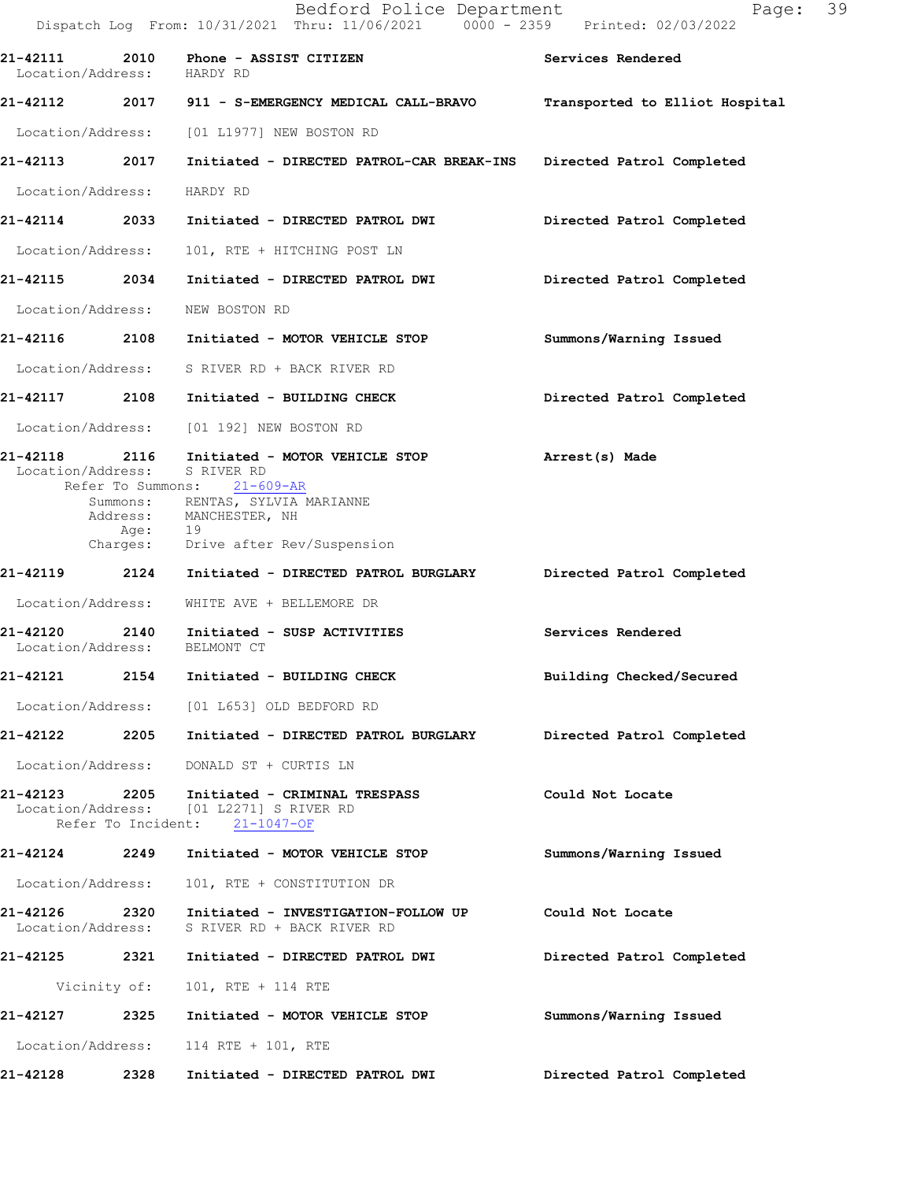Bedford Police Department
Dispatch Log From: 10/31/2021 Thru: 11/06/2021 0000 - 2359 Printed: 02/03/2022

**21-42111** 2010 **Phone - ASSIST CITIZEN** **Services Rendered**
Location/Address: HARDY RD

**21-42112** 2017 **911 - S-EMERGENCY MEDICAL CALL-BRAVO** **Transported to Elliot Hospital**
Location/Address: [01 L1977] NEW BOSTON RD

**21-42113** 2017 **Initiated - DIRECTED PATROL-CAR BREAK-INS** **Directed Patrol Completed**
Location/Address: HARDY RD

**21-42114** 2033 **Initiated - DIRECTED PATROL DWI** **Directed Patrol Completed**
Location/Address: 101, RTE + HITCHING POST LN

**21-42115** 2034 **Initiated - DIRECTED PATROL DWI** **Directed Patrol Completed**
Location/Address: NEW BOSTON RD

**21-42116** 2108 **Initiated - MOTOR VEHICLE STOP** **Summons/Warning Issued**
Location/Address: S RIVER RD + BACK RIVER RD

**21-42117** 2108 **Initiated - BUILDING CHECK** **Directed Patrol Completed**
Location/Address: [01 192] NEW BOSTON RD

**21-42118** 2116 **Initiated - MOTOR VEHICLE STOP** **Arrest(s) Made**
Location/Address: S RIVER RD
Refer To Summons: 21-609-AR
Summons: RENTAS, SYLVIA MARIANNE
Address: MANCHESTER, NH
Age: 19
Charges: Drive after Rev/Suspension

**21-42119** 2124 **Initiated - DIRECTED PATROL BURGLARY** **Directed Patrol Completed**
Location/Address: WHITE AVE + BELLEMORE DR

**21-42120** 2140 **Initiated - SUSP ACTIVITIES** **Services Rendered**
Location/Address: BELMONT CT

**21-42121** 2154 **Initiated - BUILDING CHECK** **Building Checked/Secured**
Location/Address: [01 L653] OLD BEDFORD RD

**21-42122** 2205 **Initiated - DIRECTED PATROL BURGLARY** **Directed Patrol Completed**
Location/Address: DONALD ST + CURTIS LN

**21-42123** 2205 **Initiated - CRIMINAL TRESPASS** **Could Not Locate**
Location/Address: [01 L2271] S RIVER RD
Refer To Incident: 21-1047-OF

**21-42124** 2249 **Initiated - MOTOR VEHICLE STOP** **Summons/Warning Issued**
Location/Address: 101, RTE + CONSTITUTION DR

**21-42126** 2320 **Initiated - INVESTIGATION-FOLLOW UP** **Could Not Locate**
Location/Address: S RIVER RD + BACK RIVER RD

**21-42125** 2321 **Initiated - DIRECTED PATROL DWI** **Directed Patrol Completed**
Vicinity of: 101, RTE + 114 RTE

**21-42127** 2325 **Initiated - MOTOR VEHICLE STOP** **Summons/Warning Issued**
Location/Address: 114 RTE + 101, RTE

**21-42128** 2328 **Initiated - DIRECTED PATROL DWI** **Directed Patrol Completed**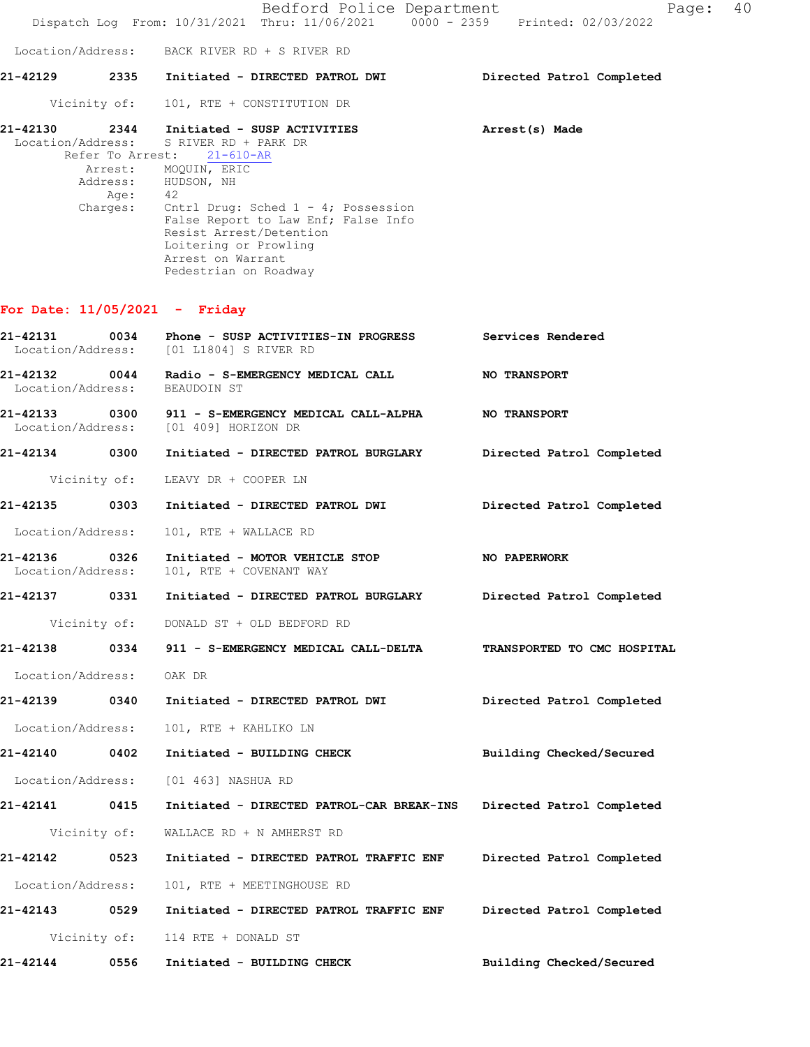Location/Address: BACK RIVER RD + S RIVER RD

**21-42129** 2335 **Initiated - DIRECTED PATROL DWI** **Directed Patrol Completed**

Vicinity of: 101, RTE + CONSTITUTION DR

**21-42130** 2344 **Initiated - SUSP ACTIVITIES** **Arrest(s) Made**
Location/Address: S RIVER RD + PARK DR
Refer To Arrest: 21-610-AR
Arrest: MOQUIN, ERIC
Address: HUDSON, NH
Age: 42
Charges: Cntrl Drug: Sched 1 - 4; Possession
False Report to Law Enf; False Info
Resist Arrest/Detention
Loitering or Prowling
Arrest on Warrant
Pedestrian on Roadway

## For Date: 11/05/2021 - Friday

**21-42131** 0034 **Phone - SUSP ACTIVITIES-IN PROGRESS** **Services Rendered**
Location/Address: [01 L1804] S RIVER RD

**21-42132** 0044 **Radio - S-EMERGENCY MEDICAL CALL** **NO TRANSPORT**
Location/Address: BEAUDOIN ST

**21-42133** 0300 **911 - S-EMERGENCY MEDICAL CALL-ALPHA** **NO TRANSPORT**
Location/Address: [01 409] HORIZON DR

**21-42134** 0300 **Initiated - DIRECTED PATROL BURGLARY** **Directed Patrol Completed**

Vicinity of: LEAVY DR + COOPER LN

**21-42135** 0303 **Initiated - DIRECTED PATROL DWI** **Directed Patrol Completed**

Location/Address: 101, RTE + WALLACE RD

**21-42136** 0326 **Initiated - MOTOR VEHICLE STOP** **NO PAPERWORK**
Location/Address: 101, RTE + COVENANT WAY

**21-42137** 0331 **Initiated - DIRECTED PATROL BURGLARY** **Directed Patrol Completed**

Vicinity of: DONALD ST + OLD BEDFORD RD

**21-42138** 0334 **911 - S-EMERGENCY MEDICAL CALL-DELTA** **TRANSPORTED TO CMC HOSPITAL**

Location/Address: OAK DR

**21-42139** 0340 **Initiated - DIRECTED PATROL DWI** **Directed Patrol Completed**

Location/Address: 101, RTE + KAHLIKO LN

**21-42140** 0402 **Initiated - BUILDING CHECK** **Building Checked/Secured**

Location/Address: [01 463] NASHUA RD

**21-42141** 0415 **Initiated - DIRECTED PATROL-CAR BREAK-INS** **Directed Patrol Completed**

Vicinity of: WALLACE RD + N AMHERST RD

**21-42142** 0523 **Initiated - DIRECTED PATROL TRAFFIC ENF** **Directed Patrol Completed**

Location/Address: 101, RTE + MEETINGHOUSE RD

**21-42143** 0529 **Initiated - DIRECTED PATROL TRAFFIC ENF** **Directed Patrol Completed**

Vicinity of: 114 RTE + DONALD ST

**21-42144** 0556 **Initiated - BUILDING CHECK** **Building Checked/Secured**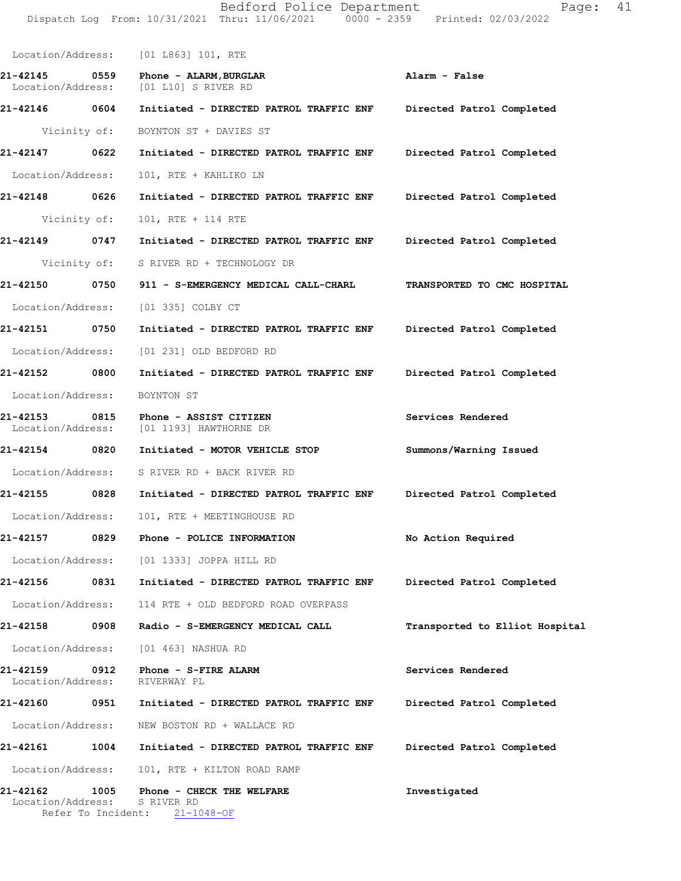Location/Address: [01 L863] 101, RTE

**21-42145 0559 Phone - ALARM,BURGLAR** **Alarm - False**
Location/Address: [01 L10] S RIVER RD

**21-42146 0604 Initiated - DIRECTED PATROL TRAFFIC ENF** **Directed Patrol Completed**
Vicinity of: BOYNTON ST + DAVIES ST

**21-42147 0622 Initiated - DIRECTED PATROL TRAFFIC ENF** **Directed Patrol Completed**
Location/Address: 101, RTE + KAHLIKO LN

**21-42148 0626 Initiated - DIRECTED PATROL TRAFFIC ENF** **Directed Patrol Completed**
Vicinity of: 101, RTE + 114 RTE

**21-42149 0747 Initiated - DIRECTED PATROL TRAFFIC ENF** **Directed Patrol Completed**
Vicinity of: S RIVER RD + TECHNOLOGY DR

**21-42150 0750 911 - S-EMERGENCY MEDICAL CALL-CHARL** **TRANSPORTED TO CMC HOSPITAL**
Location/Address: [01 335] COLBY CT

**21-42151 0750 Initiated - DIRECTED PATROL TRAFFIC ENF** **Directed Patrol Completed**
Location/Address: [01 231] OLD BEDFORD RD

**21-42152 0800 Initiated - DIRECTED PATROL TRAFFIC ENF** **Directed Patrol Completed**
Location/Address: BOYNTON ST

**21-42153 0815 Phone - ASSIST CITIZEN** **Services Rendered**
Location/Address: [01 1193] HAWTHORNE DR

**21-42154 0820 Initiated - MOTOR VEHICLE STOP** **Summons/Warning Issued**
Location/Address: S RIVER RD + BACK RIVER RD

**21-42155 0828 Initiated - DIRECTED PATROL TRAFFIC ENF** **Directed Patrol Completed**
Location/Address: 101, RTE + MEETINGHOUSE RD

**21-42157 0829 Phone - POLICE INFORMATION** **No Action Required**
Location/Address: [01 1333] JOPPA HILL RD

**21-42156 0831 Initiated - DIRECTED PATROL TRAFFIC ENF** **Directed Patrol Completed**
Location/Address: 114 RTE + OLD BEDFORD ROAD OVERPASS

**21-42158 0908 Radio - S-EMERGENCY MEDICAL CALL** **Transported to Elliot Hospital**
Location/Address: [01 463] NASHUA RD

**21-42159 0912 Phone - S-FIRE ALARM** **Services Rendered**
Location/Address: RIVERWAY PL

**21-42160 0951 Initiated - DIRECTED PATROL TRAFFIC ENF** **Directed Patrol Completed**
Location/Address: NEW BOSTON RD + WALLACE RD

**21-42161 1004 Initiated - DIRECTED PATROL TRAFFIC ENF** **Directed Patrol Completed**
Location/Address: 101, RTE + KILTON ROAD RAMP

**21-42162 1005 Phone - CHECK THE WELFARE** **Investigated**
Location/Address: S RIVER RD
Refer To Incident: 21-1048-OF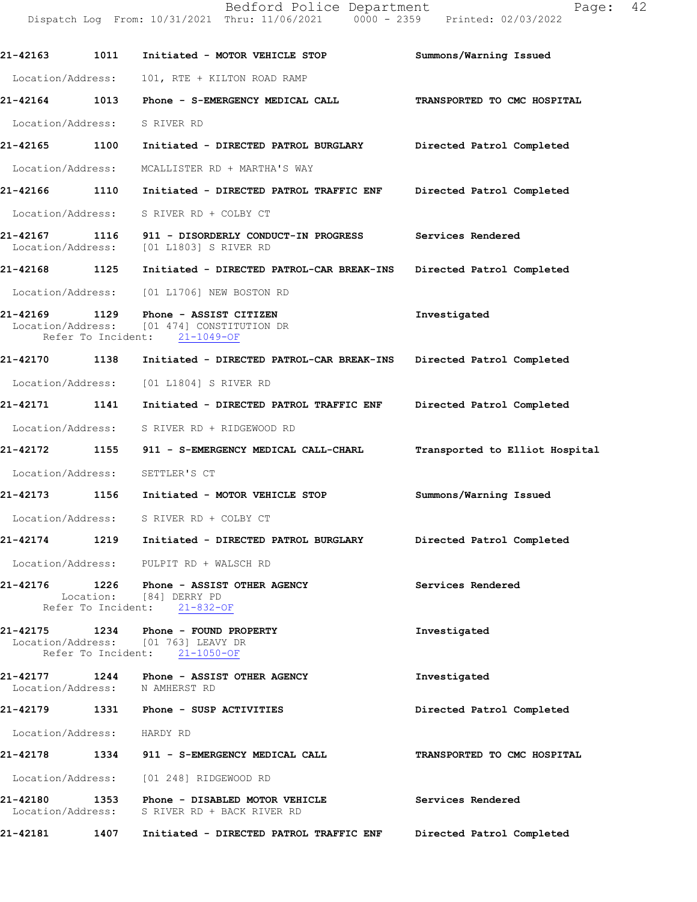21-42163 1011 Initiated - MOTOR VEHICLE STOP Summons/Warning Issued

Location/Address: 101, RTE + KILTON ROAD RAMP

21-42164 1013 Phone - S-EMERGENCY MEDICAL CALL TRANSPORTED TO CMC HOSPITAL

Location/Address: S RIVER RD

21-42165 1100 Initiated - DIRECTED PATROL BURGLARY Directed Patrol Completed

Location/Address: MCALLISTER RD + MARTHA'S WAY

21-42166 1110 Initiated - DIRECTED PATROL TRAFFIC ENF Directed Patrol Completed

Location/Address: S RIVER RD + COLBY CT

21-42167 1116 911 - DISORDERLY CONDUCT-IN PROGRESS Services Rendered
Location/Address: [01 L1803] S RIVER RD

21-42168 1125 Initiated - DIRECTED PATROL-CAR BREAK-INS Directed Patrol Completed

Location/Address: [01 L1706] NEW BOSTON RD

21-42169 1129 Phone - ASSIST CITIZEN Investigated
Location/Address: [01 474] CONSTITUTION DR
Refer To Incident: 21-1049-OF

21-42170 1138 Initiated - DIRECTED PATROL-CAR BREAK-INS Directed Patrol Completed

Location/Address: [01 L1804] S RIVER RD

21-42171 1141 Initiated - DIRECTED PATROL TRAFFIC ENF Directed Patrol Completed

Location/Address: S RIVER RD + RIDGEWOOD RD

21-42172 1155 911 - S-EMERGENCY MEDICAL CALL-CHARL Transported to Elliot Hospital

Location/Address: SETTLER'S CT

21-42173 1156 Initiated - MOTOR VEHICLE STOP Summons/Warning Issued

Location/Address: S RIVER RD + COLBY CT

21-42174 1219 Initiated - DIRECTED PATROL BURGLARY Directed Patrol Completed

Location/Address: PULPIT RD + WALSCH RD

21-42176 1226 Phone - ASSIST OTHER AGENCY Services Rendered
Location: [84] DERRY PD
Refer To Incident: 21-832-OF

21-42175 1234 Phone - FOUND PROPERTY Investigated
Location/Address: [01 763] LEAVY DR
Refer To Incident: 21-1050-OF

21-42177 1244 Phone - ASSIST OTHER AGENCY Investigated
Location/Address: N AMHERST RD

21-42179 1331 Phone - SUSP ACTIVITIES Directed Patrol Completed

Location/Address: HARDY RD

21-42178 1334 911 - S-EMERGENCY MEDICAL CALL TRANSPORTED TO CMC HOSPITAL

Location/Address: [01 248] RIDGEWOOD RD

21-42180 1353 Phone - DISABLED MOTOR VEHICLE Services Rendered
Location/Address: S RIVER RD + BACK RIVER RD

21-42181 1407 Initiated - DIRECTED PATROL TRAFFIC ENF Directed Patrol Completed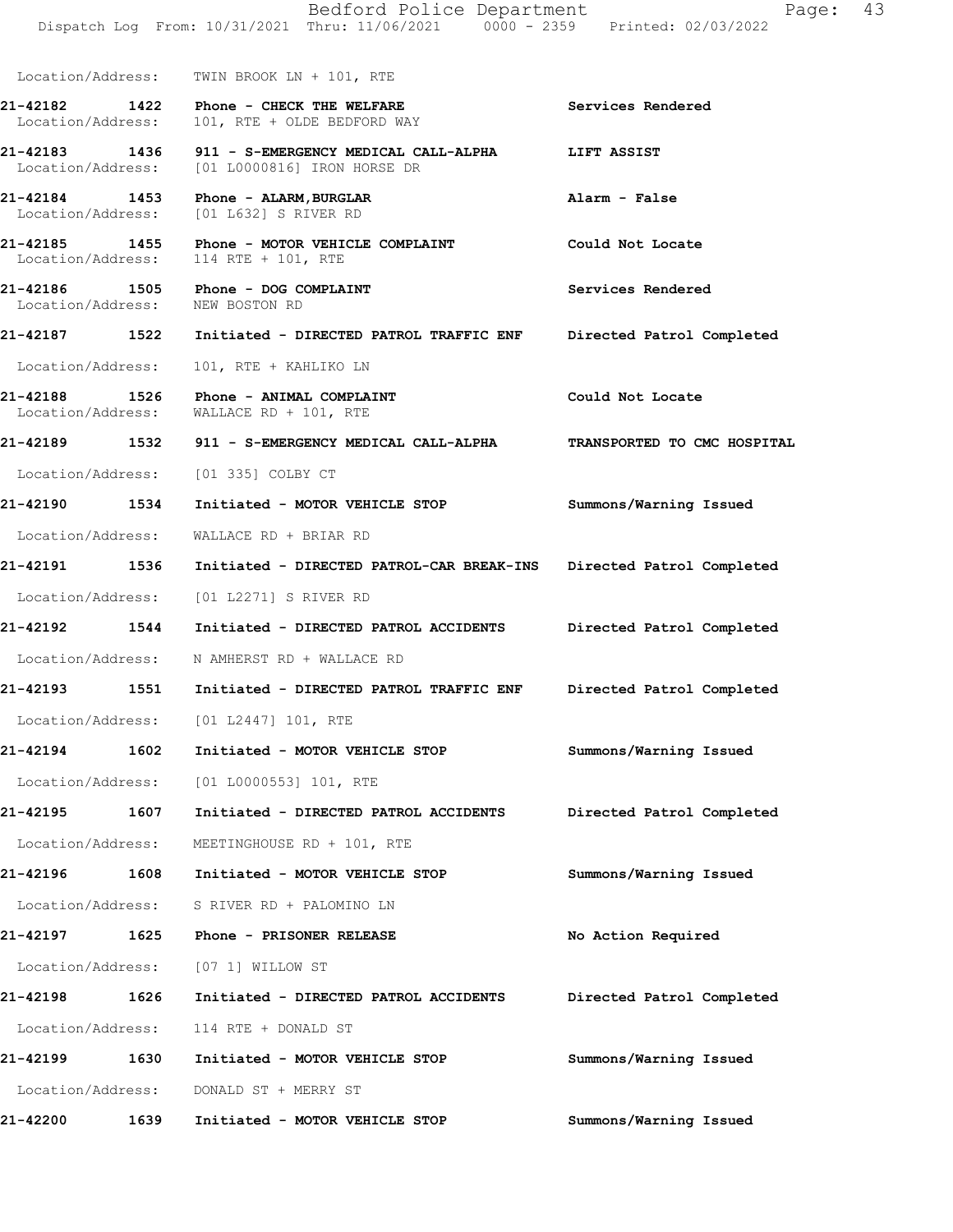Location/Address: TWIN BROOK LN + 101, RTE

**21-42182 1422 Phone - CHECK THE WELFARE** **Services Rendered**
Location/Address: 101, RTE + OLDE BEDFORD WAY

**21-42183 1436 911 - S-EMERGENCY MEDICAL CALL-ALPHA** **LIFT ASSIST**
Location/Address: [01 L0000816] IRON HORSE DR

**21-42184 1453 Phone - ALARM,BURGLAR** **Alarm - False**
Location/Address: [01 L632] S RIVER RD

**21-42185 1455 Phone - MOTOR VEHICLE COMPLAINT** **Could Not Locate**
Location/Address: 114 RTE + 101, RTE

**21-42186 1505 Phone - DOG COMPLAINT** **Services Rendered**
Location/Address: NEW BOSTON RD

**21-42187 1522 Initiated - DIRECTED PATROL TRAFFIC ENF** **Directed Patrol Completed**
Location/Address: 101, RTE + KAHLIKO LN

**21-42188 1526 Phone - ANIMAL COMPLAINT** **Could Not Locate**
Location/Address: WALLACE RD + 101, RTE

**21-42189 1532 911 - S-EMERGENCY MEDICAL CALL-ALPHA** **TRANSPORTED TO CMC HOSPITAL**
Location/Address: [01 335] COLBY CT

**21-42190 1534 Initiated - MOTOR VEHICLE STOP** **Summons/Warning Issued**
Location/Address: WALLACE RD + BRIAR RD

**21-42191 1536 Initiated - DIRECTED PATROL-CAR BREAK-INS** **Directed Patrol Completed**
Location/Address: [01 L2271] S RIVER RD

**21-42192 1544 Initiated - DIRECTED PATROL ACCIDENTS** **Directed Patrol Completed**
Location/Address: N AMHERST RD + WALLACE RD

**21-42193 1551 Initiated - DIRECTED PATROL TRAFFIC ENF** **Directed Patrol Completed**
Location/Address: [01 L2447] 101, RTE

**21-42194 1602 Initiated - MOTOR VEHICLE STOP** **Summons/Warning Issued**
Location/Address: [01 L0000553] 101, RTE

**21-42195 1607 Initiated - DIRECTED PATROL ACCIDENTS** **Directed Patrol Completed**
Location/Address: MEETINGHOUSE RD + 101, RTE

**21-42196 1608 Initiated - MOTOR VEHICLE STOP** **Summons/Warning Issued**
Location/Address: S RIVER RD + PALOMINO LN

**21-42197 1625 Phone - PRISONER RELEASE** **No Action Required**
Location/Address: [07 1] WILLOW ST

**21-42198 1626 Initiated - DIRECTED PATROL ACCIDENTS** **Directed Patrol Completed**
Location/Address: 114 RTE + DONALD ST

**21-42199 1630 Initiated - MOTOR VEHICLE STOP** **Summons/Warning Issued**
Location/Address: DONALD ST + MERRY ST

**21-42200 1639 Initiated - MOTOR VEHICLE STOP** **Summons/Warning Issued**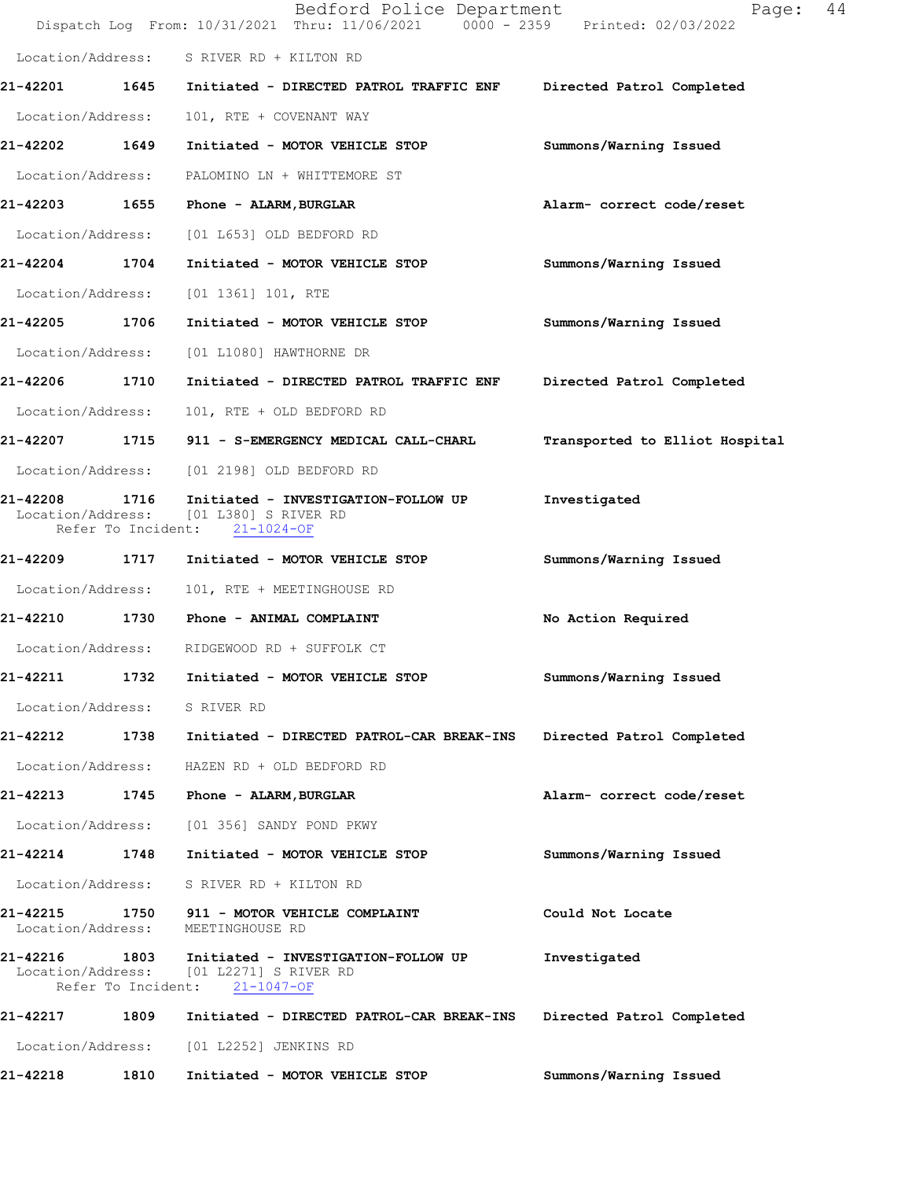Location/Address: S RIVER RD + KILTON RD

**21-42201** **1645** Initiated - **DIRECTED PATROL TRAFFIC ENF** **Directed Patrol Completed**

Location/Address: 101, RTE + COVENANT WAY

**21-42202** **1649** Initiated - **MOTOR VEHICLE STOP** **Summons/Warning Issued**

Location/Address: PALOMINO LN + WHITTEMORE ST

**21-42203** **1655** Phone - **ALARM,BURGLAR** **Alarm- correct code/reset**

Location/Address: [01 L653] OLD BEDFORD RD

**21-42204** **1704** Initiated - **MOTOR VEHICLE STOP** **Summons/Warning Issued**

Location/Address: [01 1361] 101, RTE

**21-42205** **1706** Initiated - **MOTOR VEHICLE STOP** **Summons/Warning Issued**

Location/Address: [01 L1080] HAWTHORNE DR

**21-42206** **1710** Initiated - **DIRECTED PATROL TRAFFIC ENF** **Directed Patrol Completed**

Location/Address: 101, RTE + OLD BEDFORD RD

**21-42207** **1715** 911 - **S-EMERGENCY MEDICAL CALL-CHARL** **Transported to Elliot Hospital**

Location/Address: [01 2198] OLD BEDFORD RD

**21-42208** **1716** Initiated - **INVESTIGATION-FOLLOW UP** **Investigated**
Location/Address: [01 L380] S RIVER RD
Refer To Incident: 21-1024-OF

**21-42209** **1717** Initiated - **MOTOR VEHICLE STOP** **Summons/Warning Issued**

Location/Address: 101, RTE + MEETINGHOUSE RD

**21-42210** **1730** Phone - **ANIMAL COMPLAINT** **No Action Required**

Location/Address: RIDGEWOOD RD + SUFFOLK CT

**21-42211** **1732** Initiated - **MOTOR VEHICLE STOP** **Summons/Warning Issued**

Location/Address: S RIVER RD

**21-42212** **1738** Initiated - **DIRECTED PATROL-CAR BREAK-INS** **Directed Patrol Completed**

Location/Address: HAZEN RD + OLD BEDFORD RD

**21-42213** **1745** Phone - **ALARM,BURGLAR** **Alarm- correct code/reset**

Location/Address: [01 356] SANDY POND PKWY

**21-42214** **1748** Initiated - **MOTOR VEHICLE STOP** **Summons/Warning Issued**

Location/Address: S RIVER RD + KILTON RD

**21-42215** **1750** 911 - **MOTOR VEHICLE COMPLAINT** **Could Not Locate**
Location/Address: MEETINGHOUSE RD

**21-42216** **1803** Initiated - **INVESTIGATION-FOLLOW UP** **Investigated**
Location/Address: [01 L2271] S RIVER RD
Refer To Incident: 21-1047-OF

**21-42217** **1809** Initiated - **DIRECTED PATROL-CAR BREAK-INS** **Directed Patrol Completed**

Location/Address: [01 L2252] JENKINS RD

**21-42218** **1810** Initiated - **MOTOR VEHICLE STOP** **Summons/Warning Issued**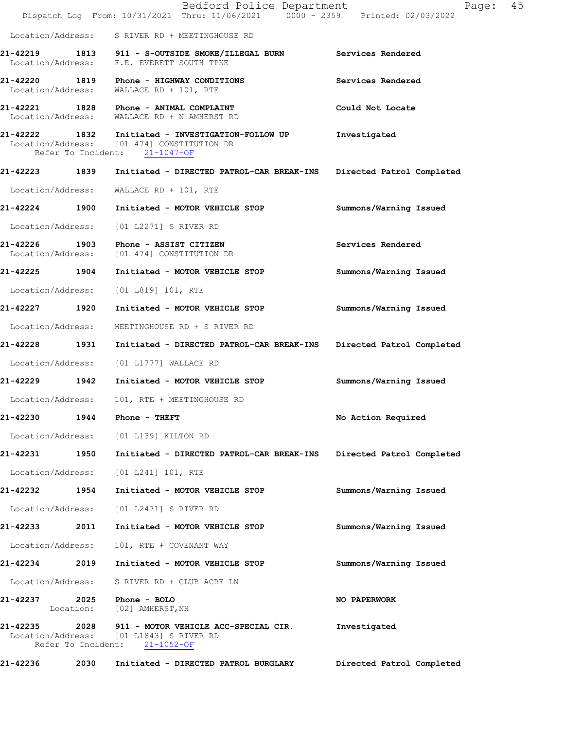Location/Address: S RIVER RD + MEETINGHOUSE RD

**21-42219 1813 911 - S-OUTSIDE SMOKE/ILLEGAL BURN** **Services Rendered**
Location/Address: F.E. EVERETT SOUTH TPKE

**21-42220 1819 Phone - HIGHWAY CONDITIONS** **Services Rendered**
Location/Address: WALLACE RD + 101, RTE

**21-42221 1828 Phone - ANIMAL COMPLAINT** **Could Not Locate**
Location/Address: WALLACE RD + N AMHERST RD

**21-42222 1832 Initiated - INVESTIGATION-FOLLOW UP** **Investigated**
Location/Address: [01 474] CONSTITUTION DR
Refer To Incident: 21-1047-OF

**21-42223 1839 Initiated - DIRECTED PATROL-CAR BREAK-INS** **Directed Patrol Completed**
Location/Address: WALLACE RD + 101, RTE

**21-42224 1900 Initiated - MOTOR VEHICLE STOP** **Summons/Warning Issued**
Location/Address: [01 L2271] S RIVER RD

**21-42226 1903 Phone - ASSIST CITIZEN** **Services Rendered**
Location/Address: [01 474] CONSTITUTION DR

**21-42225 1904 Initiated - MOTOR VEHICLE STOP** **Summons/Warning Issued**
Location/Address: [01 L819] 101, RTE

**21-42227 1920 Initiated - MOTOR VEHICLE STOP** **Summons/Warning Issued**
Location/Address: MEETINGHOUSE RD + S RIVER RD

**21-42228 1931 Initiated - DIRECTED PATROL-CAR BREAK-INS** **Directed Patrol Completed**
Location/Address: [01 L1777] WALLACE RD

**21-42229 1942 Initiated - MOTOR VEHICLE STOP** **Summons/Warning Issued**
Location/Address: 101, RTE + MEETINGHOUSE RD

**21-42230 1944 Phone - THEFT** **No Action Required**
Location/Address: [01 L139] KILTON RD

**21-42231 1950 Initiated - DIRECTED PATROL-CAR BREAK-INS** **Directed Patrol Completed**
Location/Address: [01 L241] 101, RTE

**21-42232 1954 Initiated - MOTOR VEHICLE STOP** **Summons/Warning Issued**
Location/Address: [01 L2471] S RIVER RD

**21-42233 2011 Initiated - MOTOR VEHICLE STOP** **Summons/Warning Issued**
Location/Address: 101, RTE + COVENANT WAY

**21-42234 2019 Initiated - MOTOR VEHICLE STOP** **Summons/Warning Issued**
Location/Address: S RIVER RD + CLUB ACRE LN

**21-42237 2025 Phone - BOLO** **NO PAPERWORK**
Location: [02] AMHERST,NH

**21-42235 2028 911 - MOTOR VEHICLE ACC-SPECIAL CIR.** **Investigated**
Location/Address: [01 L1843] S RIVER RD
Refer To Incident: 21-1052-OF

**21-42236 2030 Initiated - DIRECTED PATROL BURGLARY** **Directed Patrol Completed**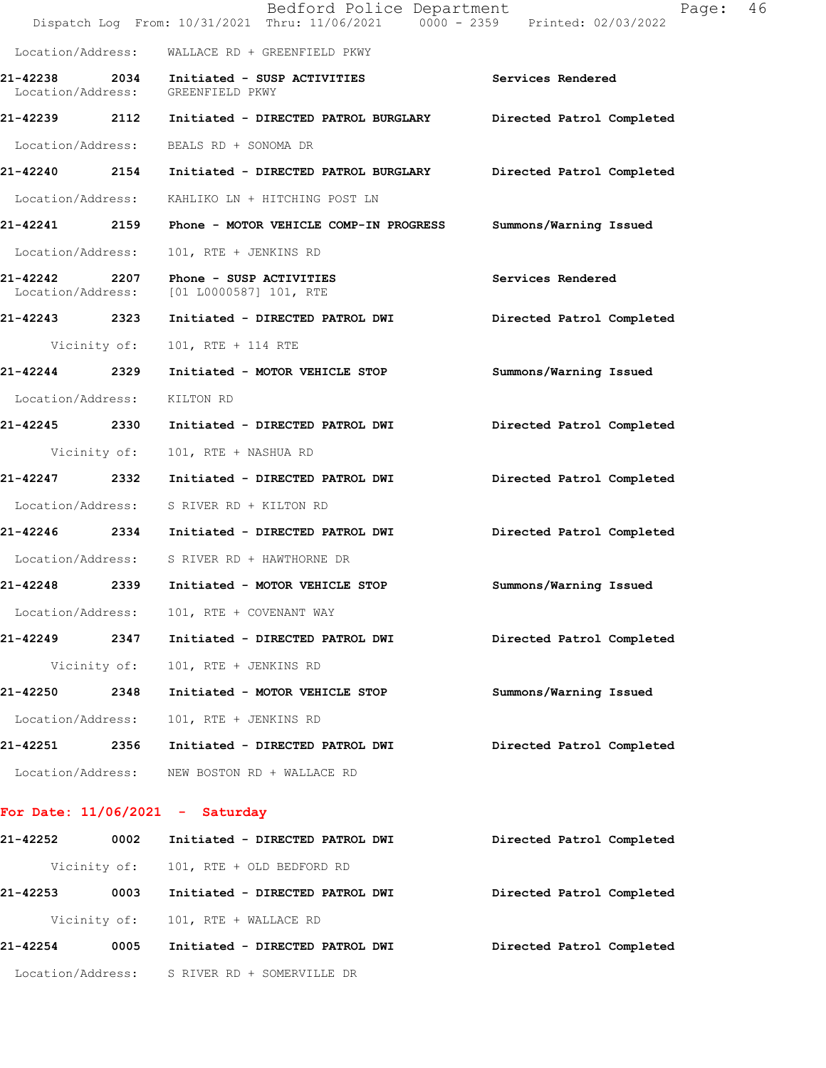Location/Address: WALLACE RD + GREENFIELD PKWY

**21-42238 2034 Initiated - SUSP ACTIVITIES** **Services Rendered**
Location/Address: GREENFIELD PKWY

**21-42239 2112 Initiated - DIRECTED PATROL BURGLARY** **Directed Patrol Completed**
Location/Address: BEALS RD + SONOMA DR

**21-42240 2154 Initiated - DIRECTED PATROL BURGLARY** **Directed Patrol Completed**
Location/Address: KAHLIKO LN + HITCHING POST LN

**21-42241 2159 Phone - MOTOR VEHICLE COMP-IN PROGRESS** **Summons/Warning Issued**
Location/Address: 101, RTE + JENKINS RD

**21-42242 2207 Phone - SUSP ACTIVITIES** **Services Rendered**
Location/Address: [01 L0000587] 101, RTE

**21-42243 2323 Initiated - DIRECTED PATROL DWI** **Directed Patrol Completed**
Vicinity of: 101, RTE + 114 RTE

**21-42244 2329 Initiated - MOTOR VEHICLE STOP** **Summons/Warning Issued**
Location/Address: KILTON RD

**21-42245 2330 Initiated - DIRECTED PATROL DWI** **Directed Patrol Completed**
Vicinity of: 101, RTE + NASHUA RD

**21-42247 2332 Initiated - DIRECTED PATROL DWI** **Directed Patrol Completed**
Location/Address: S RIVER RD + KILTON RD

**21-42246 2334 Initiated - DIRECTED PATROL DWI** **Directed Patrol Completed**
Location/Address: S RIVER RD + HAWTHORNE DR

**21-42248 2339 Initiated - MOTOR VEHICLE STOP** **Summons/Warning Issued**
Location/Address: 101, RTE + COVENANT WAY

**21-42249 2347 Initiated - DIRECTED PATROL DWI** **Directed Patrol Completed**
Vicinity of: 101, RTE + JENKINS RD

**21-42250 2348 Initiated - MOTOR VEHICLE STOP** **Summons/Warning Issued**
Location/Address: 101, RTE + JENKINS RD

**21-42251 2356 Initiated - DIRECTED PATROL DWI** **Directed Patrol Completed**
Location/Address: NEW BOSTON RD + WALLACE RD

## For Date: 11/06/2021 - Saturday

**21-42252 0002 Initiated - DIRECTED PATROL DWI** **Directed Patrol Completed**
Vicinity of: 101, RTE + OLD BEDFORD RD

**21-42253 0003 Initiated - DIRECTED PATROL DWI** **Directed Patrol Completed**
Vicinity of: 101, RTE + WALLACE RD

**21-42254 0005 Initiated - DIRECTED PATROL DWI** **Directed Patrol Completed**
Location/Address: S RIVER RD + SOMERVILLE DR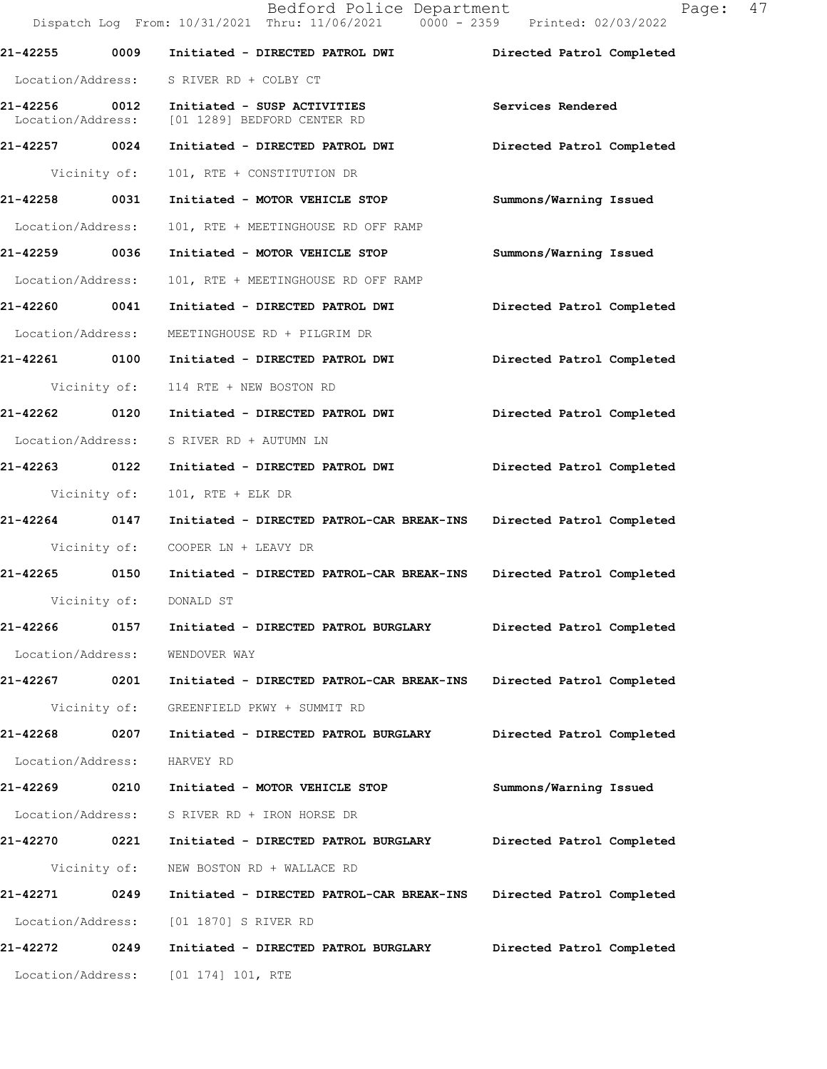**21-42255 0009 Initiated - DIRECTED PATROL DWI Directed Patrol Completed**

Location/Address: S RIVER RD + COLBY CT

**21-42256 0012 Initiated - SUSP ACTIVITIES Services Rendered**

Location/Address: [01 1289] BEDFORD CENTER RD

**21-42257 0024 Initiated - DIRECTED PATROL DWI Directed Patrol Completed**

Vicinity of: 101, RTE + CONSTITUTION DR

**21-42258 0031 Initiated - MOTOR VEHICLE STOP Summons/Warning Issued**

Location/Address: 101, RTE + MEETINGHOUSE RD OFF RAMP

**21-42259 0036 Initiated - MOTOR VEHICLE STOP Summons/Warning Issued**

Location/Address: 101, RTE + MEETINGHOUSE RD OFF RAMP

**21-42260 0041 Initiated - DIRECTED PATROL DWI Directed Patrol Completed**

Location/Address: MEETINGHOUSE RD + PILGRIM DR

**21-42261 0100 Initiated - DIRECTED PATROL DWI Directed Patrol Completed**

Vicinity of: 114 RTE + NEW BOSTON RD

**21-42262 0120 Initiated - DIRECTED PATROL DWI Directed Patrol Completed**

Location/Address: S RIVER RD + AUTUMN LN

**21-42263 0122 Initiated - DIRECTED PATROL DWI Directed Patrol Completed**

Vicinity of: 101, RTE + ELK DR

**21-42264 0147 Initiated - DIRECTED PATROL-CAR BREAK-INS Directed Patrol Completed**

Vicinity of: COOPER LN + LEAVY DR

**21-42265 0150 Initiated - DIRECTED PATROL-CAR BREAK-INS Directed Patrol Completed**

Vicinity of: DONALD ST

**21-42266 0157 Initiated - DIRECTED PATROL BURGLARY Directed Patrol Completed**

Location/Address: WENDOVER WAY

**21-42267 0201 Initiated - DIRECTED PATROL-CAR BREAK-INS Directed Patrol Completed**

Vicinity of: GREENFIELD PKWY + SUMMIT RD

**21-42268 0207 Initiated - DIRECTED PATROL BURGLARY Directed Patrol Completed**

Location/Address: HARVEY RD

**21-42269 0210 Initiated - MOTOR VEHICLE STOP Summons/Warning Issued**

Location/Address: S RIVER RD + IRON HORSE DR

**21-42270 0221 Initiated - DIRECTED PATROL BURGLARY Directed Patrol Completed**

Vicinity of: NEW BOSTON RD + WALLACE RD

**21-42271 0249 Initiated - DIRECTED PATROL-CAR BREAK-INS Directed Patrol Completed**

Location/Address: [01 1870] S RIVER RD

**21-42272 0249 Initiated - DIRECTED PATROL BURGLARY Directed Patrol Completed**

Location/Address: [01 174] 101, RTE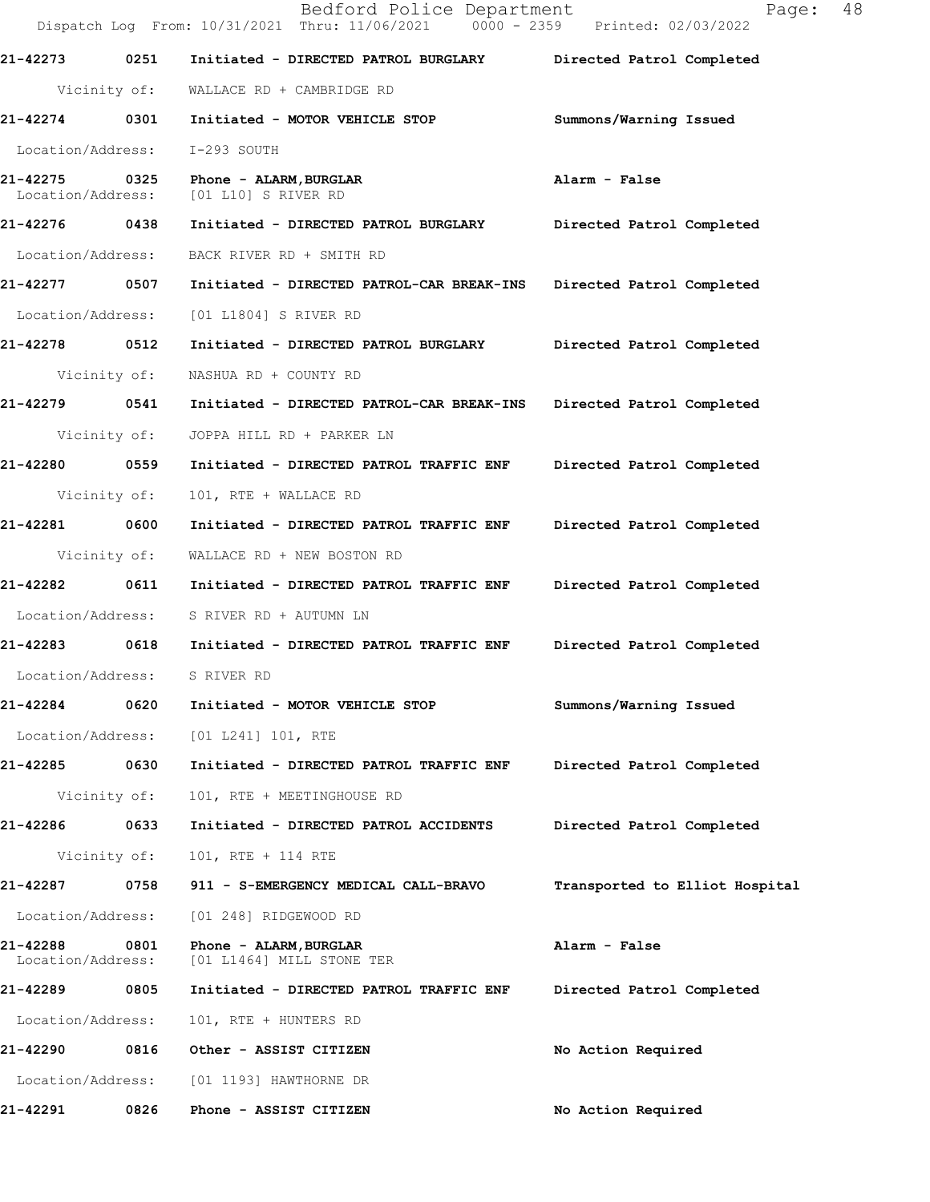**21-42273 0251 Initiated - DIRECTED PATROL BURGLARY Directed Patrol Completed**

Vicinity of: WALLACE RD + CAMBRIDGE RD

**21-42274 0301 Initiated - MOTOR VEHICLE STOP Summons/Warning Issued**

Location/Address: I-293 SOUTH

**21-42275 0325 Phone - ALARM,BURGLAR Alarm - False**

Location/Address: [01 L10] S RIVER RD

**21-42276 0438 Initiated - DIRECTED PATROL BURGLARY Directed Patrol Completed**

Location/Address: BACK RIVER RD + SMITH RD

**21-42277 0507 Initiated - DIRECTED PATROL-CAR BREAK-INS Directed Patrol Completed**

Location/Address: [01 L1804] S RIVER RD

**21-42278 0512 Initiated - DIRECTED PATROL BURGLARY Directed Patrol Completed**

Vicinity of: NASHUA RD + COUNTY RD

**21-42279 0541 Initiated - DIRECTED PATROL-CAR BREAK-INS Directed Patrol Completed**

Vicinity of: JOPPA HILL RD + PARKER LN

**21-42280 0559 Initiated - DIRECTED PATROL TRAFFIC ENF Directed Patrol Completed**

Vicinity of: 101, RTE + WALLACE RD

**21-42281 0600 Initiated - DIRECTED PATROL TRAFFIC ENF Directed Patrol Completed**

Vicinity of: WALLACE RD + NEW BOSTON RD

**21-42282 0611 Initiated - DIRECTED PATROL TRAFFIC ENF Directed Patrol Completed**

Location/Address: S RIVER RD + AUTUMN LN

**21-42283 0618 Initiated - DIRECTED PATROL TRAFFIC ENF Directed Patrol Completed**

Location/Address: S RIVER RD

**21-42284 0620 Initiated - MOTOR VEHICLE STOP Summons/Warning Issued**

Location/Address: [01 L241] 101, RTE

**21-42285 0630 Initiated - DIRECTED PATROL TRAFFIC ENF Directed Patrol Completed**

Vicinity of: 101, RTE + MEETINGHOUSE RD

**21-42286 0633 Initiated - DIRECTED PATROL ACCIDENTS Directed Patrol Completed**

Vicinity of: 101, RTE + 114 RTE

**21-42287 0758 911 - S-EMERGENCY MEDICAL CALL-BRAVO Transported to Elliot Hospital**

Location/Address: [01 248] RIDGEWOOD RD

**21-42288 0801 Phone - ALARM,BURGLAR Alarm - False**

Location/Address: [01 L1464] MILL STONE TER

**21-42289 0805 Initiated - DIRECTED PATROL TRAFFIC ENF Directed Patrol Completed**

Location/Address: 101, RTE + HUNTERS RD

**21-42290 0816 Other - ASSIST CITIZEN No Action Required**

Location/Address: [01 1193] HAWTHORNE DR

**21-42291 0826 Phone - ASSIST CITIZEN No Action Required**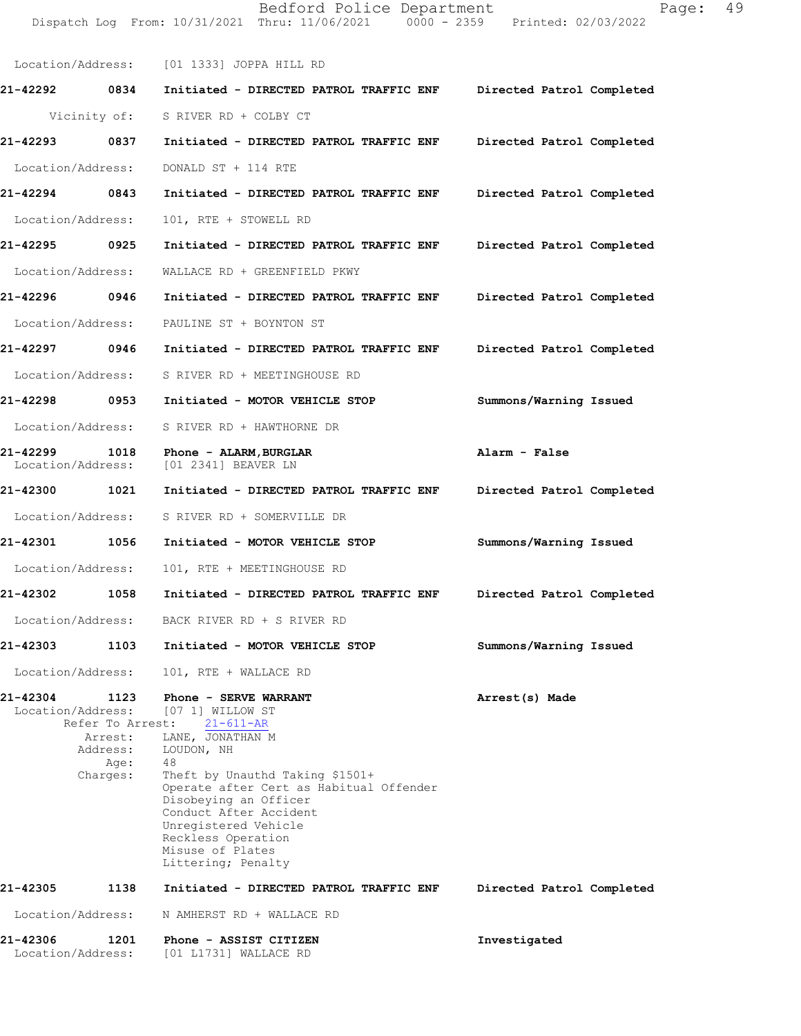Location/Address: [01 1333] JOPPA HILL RD

**21-42292** 0834 **Initiated - DIRECTED PATROL TRAFFIC ENF** **Directed Patrol Completed**

Vicinity of: S RIVER RD + COLBY CT

**21-42293** 0837 **Initiated - DIRECTED PATROL TRAFFIC ENF** **Directed Patrol Completed**

Location/Address: DONALD ST + 114 RTE

**21-42294** 0843 **Initiated - DIRECTED PATROL TRAFFIC ENF** **Directed Patrol Completed**

Location/Address: 101, RTE + STOWELL RD

**21-42295** 0925 **Initiated - DIRECTED PATROL TRAFFIC ENF** **Directed Patrol Completed**

Location/Address: WALLACE RD + GREENFIELD PKWY

**21-42296** 0946 **Initiated - DIRECTED PATROL TRAFFIC ENF** **Directed Patrol Completed**

Location/Address: PAULINE ST + BOYNTON ST

**21-42297** 0946 **Initiated - DIRECTED PATROL TRAFFIC ENF** **Directed Patrol Completed**

Location/Address: S RIVER RD + MEETINGHOUSE RD

**21-42298** 0953 **Initiated - MOTOR VEHICLE STOP** **Summons/Warning Issued**

Location/Address: S RIVER RD + HAWTHORNE DR

**21-42299** 1018 **Phone - ALARM,BURGLAR** **Alarm - False**
Location/Address: [01 2341] BEAVER LN

**21-42300** 1021 **Initiated - DIRECTED PATROL TRAFFIC ENF** **Directed Patrol Completed**

Location/Address: S RIVER RD + SOMERVILLE DR

**21-42301** 1056 **Initiated - MOTOR VEHICLE STOP** **Summons/Warning Issued**

Location/Address: 101, RTE + MEETINGHOUSE RD

**21-42302** 1058 **Initiated - DIRECTED PATROL TRAFFIC ENF** **Directed Patrol Completed**

Location/Address: BACK RIVER RD + S RIVER RD

**21-42303** 1103 **Initiated - MOTOR VEHICLE STOP** **Summons/Warning Issued**

Location/Address: 101, RTE + WALLACE RD

**21-42304** 1123 **Phone - SERVE WARRANT** **Arrest(s) Made**
Location/Address: [07 1] WILLOW ST
Refer To Arrest: 21-611-AR
Arrest: LANE, JONATHAN M
Address: LOUDON, NH
Age: 48
Charges: Theft by Unauthd Taking $1501+
Operate after Cert as Habitual Offender
Disobeying an Officer
Conduct After Accident
Unregistered Vehicle
Reckless Operation
Misuse of Plates
Littering; Penalty

**21-42305** 1138 **Initiated - DIRECTED PATROL TRAFFIC ENF** **Directed Patrol Completed**

Location/Address: N AMHERST RD + WALLACE RD

**21-42306** 1201 **Phone - ASSIST CITIZEN** **Investigated**
Location/Address: [01 L1731] WALLACE RD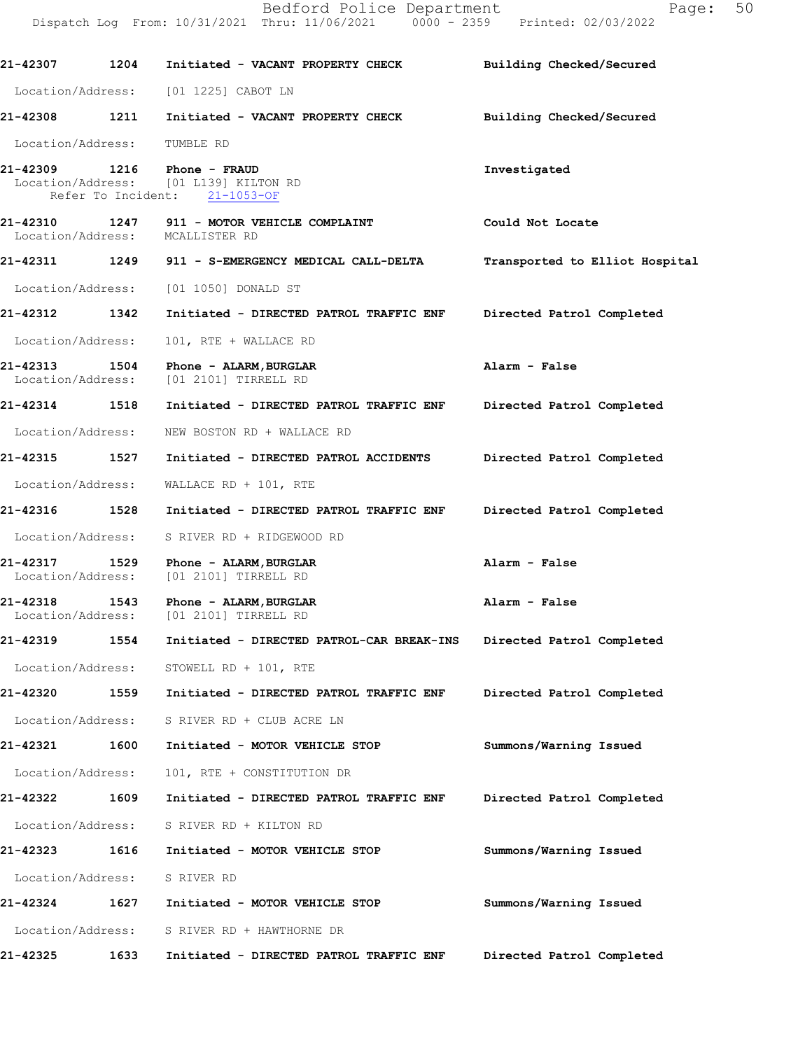21-42307 1204 Initiated - VACANT PROPERTY CHECK Building Checked/Secured

Location/Address: [01 1225] CABOT LN

21-42308 1211 Initiated - VACANT PROPERTY CHECK Building Checked/Secured

Location/Address: TUMBLE RD

21-42309 1216 Phone - FRAUD Investigated

Location/Address: [01 L139] KILTON RD

Refer To Incident: 21-1053-OF

21-42310 1247 911 - MOTOR VEHICLE COMPLAINT Could Not Locate

Location/Address: MCALLISTER RD

21-42311 1249 911 - S-EMERGENCY MEDICAL CALL-DELTA Transported to Elliot Hospital

Location/Address: [01 1050] DONALD ST

21-42312 1342 Initiated - DIRECTED PATROL TRAFFIC ENF Directed Patrol Completed

Location/Address: 101, RTE + WALLACE RD

21-42313 1504 Phone - ALARM,BURGLAR Alarm - False

Location/Address: [01 2101] TIRRELL RD

21-42314 1518 Initiated - DIRECTED PATROL TRAFFIC ENF Directed Patrol Completed

Location/Address: NEW BOSTON RD + WALLACE RD

21-42315 1527 Initiated - DIRECTED PATROL ACCIDENTS Directed Patrol Completed

Location/Address: WALLACE RD + 101, RTE

21-42316 1528 Initiated - DIRECTED PATROL TRAFFIC ENF Directed Patrol Completed

Location/Address: S RIVER RD + RIDGEWOOD RD

21-42317 1529 Phone - ALARM,BURGLAR Alarm - False

Location/Address: [01 2101] TIRRELL RD

21-42318 1543 Phone - ALARM,BURGLAR Alarm - False

Location/Address: [01 2101] TIRRELL RD

21-42319 1554 Initiated - DIRECTED PATROL-CAR BREAK-INS Directed Patrol Completed

Location/Address: STOWELL RD + 101, RTE

21-42320 1559 Initiated - DIRECTED PATROL TRAFFIC ENF Directed Patrol Completed

Location/Address: S RIVER RD + CLUB ACRE LN

21-42321 1600 Initiated - MOTOR VEHICLE STOP Summons/Warning Issued

Location/Address: 101, RTE + CONSTITUTION DR

21-42322 1609 Initiated - DIRECTED PATROL TRAFFIC ENF Directed Patrol Completed

Location/Address: S RIVER RD + KILTON RD

21-42323 1616 Initiated - MOTOR VEHICLE STOP Summons/Warning Issued

Location/Address: S RIVER RD

21-42324 1627 Initiated - MOTOR VEHICLE STOP Summons/Warning Issued

Location/Address: S RIVER RD + HAWTHORNE DR

21-42325 1633 Initiated - DIRECTED PATROL TRAFFIC ENF Directed Patrol Completed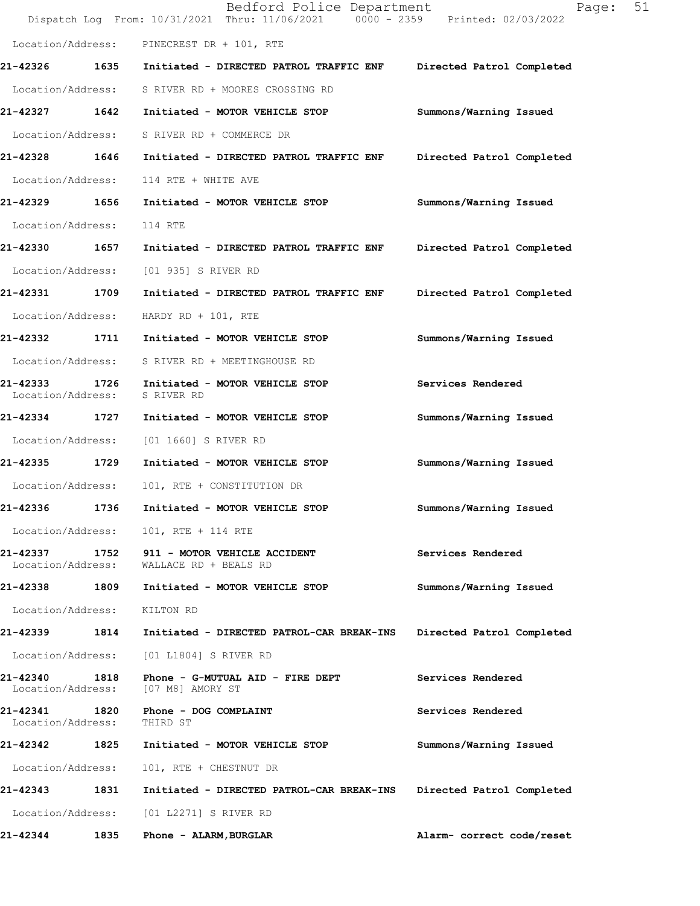Location/Address: PINECREST DR + 101, RTE

**21-42326 1635 Initiated - DIRECTED PATROL TRAFFIC ENF Directed Patrol Completed**

Location/Address: S RIVER RD + MOORES CROSSING RD

**21-42327 1642 Initiated - MOTOR VEHICLE STOP Summons/Warning Issued**

Location/Address: S RIVER RD + COMMERCE DR

**21-42328 1646 Initiated - DIRECTED PATROL TRAFFIC ENF Directed Patrol Completed**

Location/Address: 114 RTE + WHITE AVE

**21-42329 1656 Initiated - MOTOR VEHICLE STOP Summons/Warning Issued**

Location/Address: 114 RTE

**21-42330 1657 Initiated - DIRECTED PATROL TRAFFIC ENF Directed Patrol Completed**

Location/Address: [01 935] S RIVER RD

**21-42331 1709 Initiated - DIRECTED PATROL TRAFFIC ENF Directed Patrol Completed**

Location/Address: HARDY RD + 101, RTE

**21-42332 1711 Initiated - MOTOR VEHICLE STOP Summons/Warning Issued**

Location/Address: S RIVER RD + MEETINGHOUSE RD

**21-42333 1726 Initiated - MOTOR VEHICLE STOP Services Rendered**
Location/Address: S RIVER RD

**21-42334 1727 Initiated - MOTOR VEHICLE STOP Summons/Warning Issued**

Location/Address: [01 1660] S RIVER RD

**21-42335 1729 Initiated - MOTOR VEHICLE STOP Summons/Warning Issued**

Location/Address: 101, RTE + CONSTITUTION DR

**21-42336 1736 Initiated - MOTOR VEHICLE STOP Summons/Warning Issued**

Location/Address: 101, RTE + 114 RTE

**21-42337 1752 911 - MOTOR VEHICLE ACCIDENT Services Rendered**
Location/Address: WALLACE RD + BEALS RD

**21-42338 1809 Initiated - MOTOR VEHICLE STOP Summons/Warning Issued**

Location/Address: KILTON RD

**21-42339 1814 Initiated - DIRECTED PATROL-CAR BREAK-INS Directed Patrol Completed**

Location/Address: [01 L1804] S RIVER RD

**21-42340 1818 Phone - G-MUTUAL AID - FIRE DEPT Services Rendered**
Location/Address: [07 M8] AMORY ST

**21-42341 1820 Phone - DOG COMPLAINT Services Rendered**
Location/Address: THIRD ST

**21-42342 1825 Initiated - MOTOR VEHICLE STOP Summons/Warning Issued**

Location/Address: 101, RTE + CHESTNUT DR

**21-42343 1831 Initiated - DIRECTED PATROL-CAR BREAK-INS Directed Patrol Completed**

Location/Address: [01 L2271] S RIVER RD

**21-42344 1835 Phone - ALARM, BURGLAR Alarm- correct code/reset**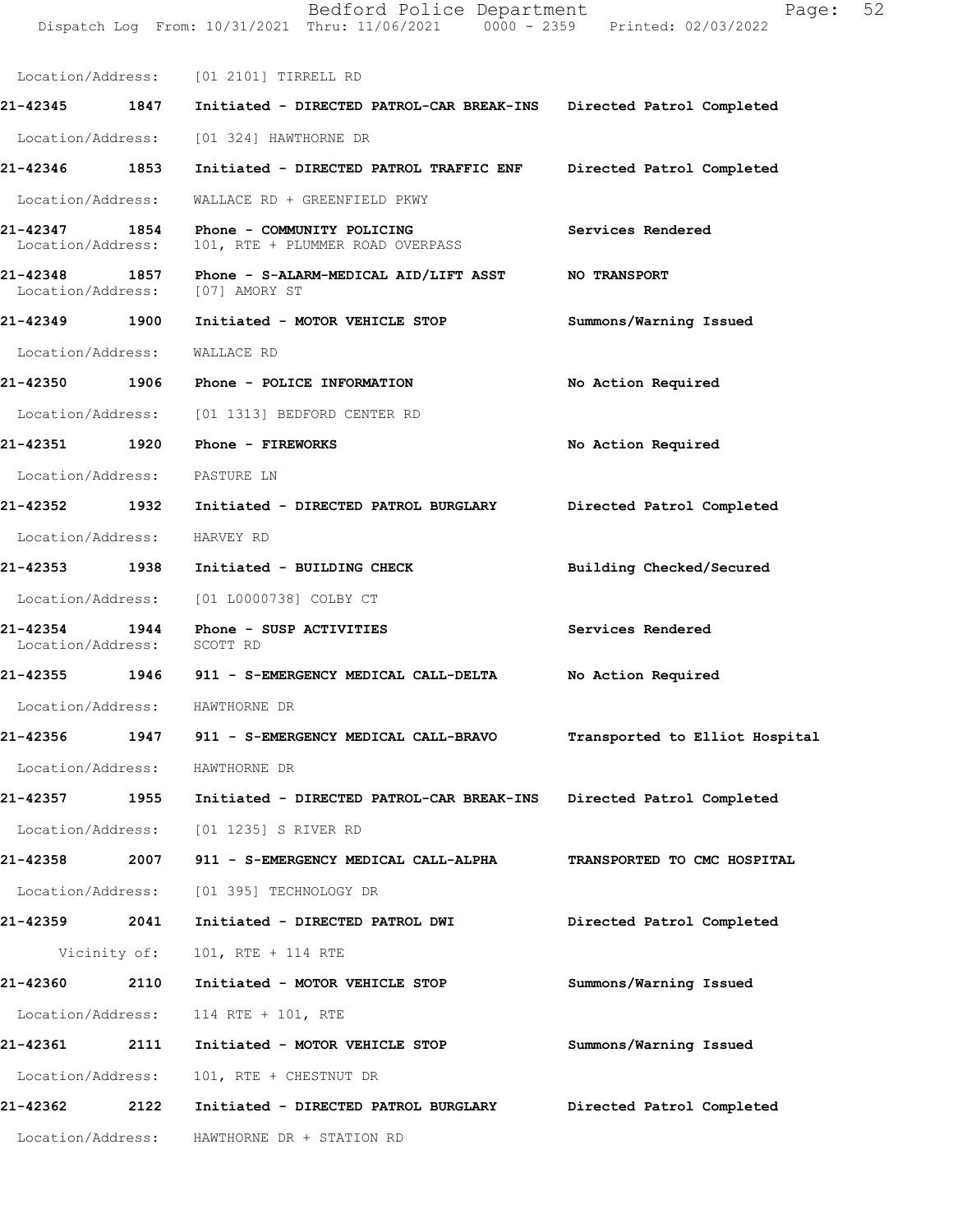Location/Address: [01 2101] TIRRELL RD

**21-42345 1847 Initiated - DIRECTED PATROL-CAR BREAK-INS Directed Patrol Completed**

Location/Address: [01 324] HAWTHORNE DR

**21-42346 1853 Initiated - DIRECTED PATROL TRAFFIC ENF Directed Patrol Completed**

Location/Address: WALLACE RD + GREENFIELD PKWY

**21-42347 1854 Phone - COMMUNITY POLICING Services Rendered**

Location/Address: 101, RTE + PLUMMER ROAD OVERPASS

**21-42348 1857 Phone - S-ALARM-MEDICAL AID/LIFT ASST NO TRANSPORT**

Location/Address: [07] AMORY ST

**21-42349 1900 Initiated - MOTOR VEHICLE STOP Summons/Warning Issued**

Location/Address: WALLACE RD

**21-42350 1906 Phone - POLICE INFORMATION No Action Required**

Location/Address: [01 1313] BEDFORD CENTER RD

**21-42351 1920 Phone - FIREWORKS No Action Required**

Location/Address: PASTURE LN

**21-42352 1932 Initiated - DIRECTED PATROL BURGLARY Directed Patrol Completed**

Location/Address: HARVEY RD

**21-42353 1938 Initiated - BUILDING CHECK Building Checked/Secured**

Location/Address: [01 L0000738] COLBY CT

**21-42354 1944 Phone - SUSP ACTIVITIES Services Rendered**

Location/Address: SCOTT RD

**21-42355 1946 911 - S-EMERGENCY MEDICAL CALL-DELTA No Action Required**

Location/Address: HAWTHORNE DR

**21-42356 1947 911 - S-EMERGENCY MEDICAL CALL-BRAVO Transported to Elliot Hospital**

Location/Address: HAWTHORNE DR

**21-42357 1955 Initiated - DIRECTED PATROL-CAR BREAK-INS Directed Patrol Completed**

Location/Address: [01 1235] S RIVER RD

**21-42358 2007 911 - S-EMERGENCY MEDICAL CALL-ALPHA TRANSPORTED TO CMC HOSPITAL**

Location/Address: [01 395] TECHNOLOGY DR

**21-42359 2041 Initiated - DIRECTED PATROL DWI Directed Patrol Completed**

Vicinity of: 101, RTE + 114 RTE

**21-42360 2110 Initiated - MOTOR VEHICLE STOP Summons/Warning Issued**

Location/Address: 114 RTE + 101, RTE

**21-42361 2111 Initiated - MOTOR VEHICLE STOP Summons/Warning Issued**

Location/Address: 101, RTE + CHESTNUT DR

**21-42362 2122 Initiated - DIRECTED PATROL BURGLARY Directed Patrol Completed**

Location/Address: HAWTHORNE DR + STATION RD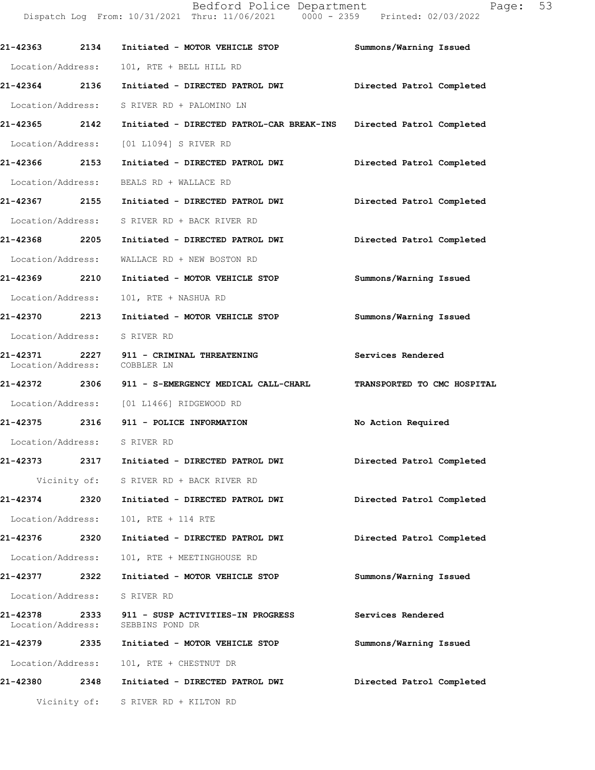| Call Number | Time | Call Reason | Action |
|---|---|---|---|
| 21-42363 | 2134 | Initiated - MOTOR VEHICLE STOP | Summons/Warning Issued |
| Location/Address: | | 101, RTE + BELL HILL RD | |
| 21-42364 | 2136 | Initiated - DIRECTED PATROL DWI | Directed Patrol Completed |
| Location/Address: | | S RIVER RD + PALOMINO LN | |
| 21-42365 | 2142 | Initiated - DIRECTED PATROL-CAR BREAK-INS | Directed Patrol Completed |
| Location/Address: | | [01 L1094] S RIVER RD | |
| 21-42366 | 2153 | Initiated - DIRECTED PATROL DWI | Directed Patrol Completed |
| Location/Address: | | BEALS RD + WALLACE RD | |
| 21-42367 | 2155 | Initiated - DIRECTED PATROL DWI | Directed Patrol Completed |
| Location/Address: | | S RIVER RD + BACK RIVER RD | |
| 21-42368 | 2205 | Initiated - DIRECTED PATROL DWI | Directed Patrol Completed |
| Location/Address: | | WALLACE RD + NEW BOSTON RD | |
| 21-42369 | 2210 | Initiated - MOTOR VEHICLE STOP | Summons/Warning Issued |
| Location/Address: | | 101, RTE + NASHUA RD | |
| 21-42370 | 2213 | Initiated - MOTOR VEHICLE STOP | Summons/Warning Issued |
| Location/Address: | | S RIVER RD | |
| 21-42371 | 2227 | 911 - CRIMINAL THREATENING | Services Rendered |
| Location/Address: | | COBBLER LN | |
| 21-42372 | 2306 | 911 - S-EMERGENCY MEDICAL CALL-CHARL | TRANSPORTED TO CMC HOSPITAL |
| Location/Address: | | [01 L1466] RIDGEWOOD RD | |
| 21-42375 | 2316 | 911 - POLICE INFORMATION | No Action Required |
| Location/Address: | | S RIVER RD | |
| 21-42373 | 2317 | Initiated - DIRECTED PATROL DWI | Directed Patrol Completed |
| Vicinity of: | | S RIVER RD + BACK RIVER RD | |
| 21-42374 | 2320 | Initiated - DIRECTED PATROL DWI | Directed Patrol Completed |
| Location/Address: | | 101, RTE + 114 RTE | |
| 21-42376 | 2320 | Initiated - DIRECTED PATROL DWI | Directed Patrol Completed |
| Location/Address: | | 101, RTE + MEETINGHOUSE RD | |
| 21-42377 | 2322 | Initiated - MOTOR VEHICLE STOP | Summons/Warning Issued |
| Location/Address: | | S RIVER RD | |
| 21-42378 | 2333 | 911 - SUSP ACTIVITIES-IN PROGRESS | Services Rendered |
| Location/Address: | | SEBBINS POND DR | |
| 21-42379 | 2335 | Initiated - MOTOR VEHICLE STOP | Summons/Warning Issued |
| Location/Address: | | 101, RTE + CHESTNUT DR | |
| 21-42380 | 2348 | Initiated - DIRECTED PATROL DWI | Directed Patrol Completed |
| Vicinity of: | | S RIVER RD + KILTON RD | |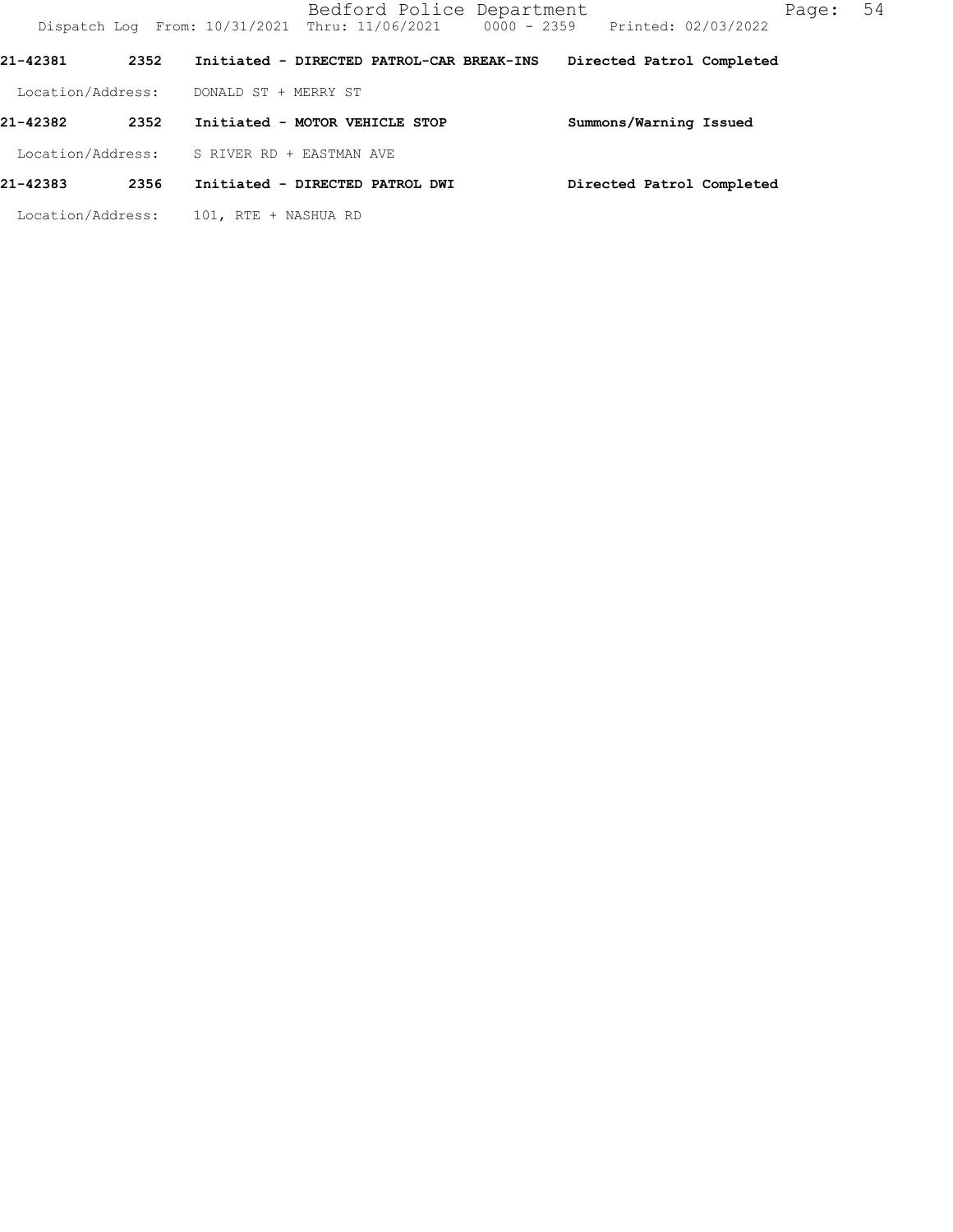**21-42381 2352 Initiated - DIRECTED PATROL-CAR BREAK-INS Directed Patrol Completed**

Location/Address: DONALD ST + MERRY ST

**21-42382 2352 Initiated - MOTOR VEHICLE STOP Summons/Warning Issued**

Location/Address: S RIVER RD + EASTMAN AVE

**21-42383 2356 Initiated - DIRECTED PATROL DWI Directed Patrol Completed**

Location/Address: 101, RTE + NASHUA RD